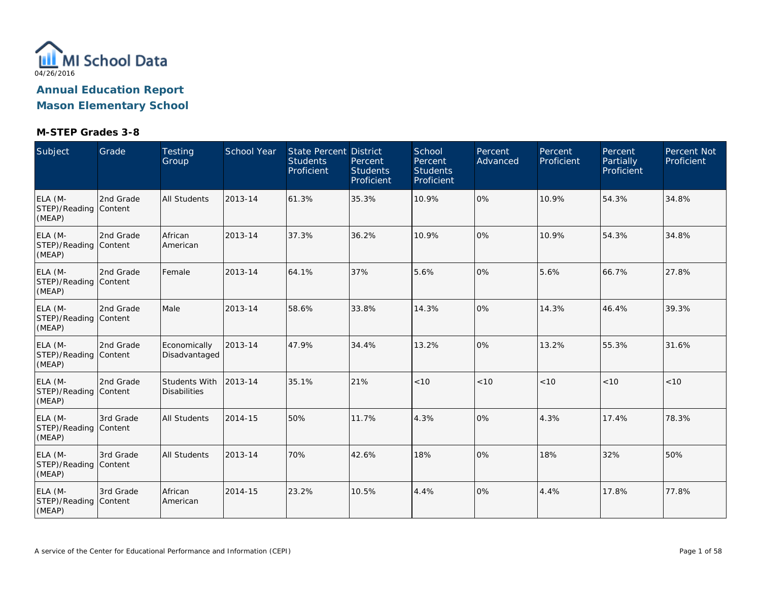MI School Data

04/26/2016

# Annual Education Report

# Mason Elementary School

## M-STEP Grades 3-8

| Subject | Grade | Testing Group | School Year | State Percent Students Proficient | District Percent Students Proficient | School Percent Students Proficient | Percent Advanced | Percent Proficient | Percent Partially Proficient | Percent Not Proficient |
|---|---|---|---|---|---|---|---|---|---|---|
| ELA (M-STEP)/Reading (MEAP) | 2nd Grade Content | All Students | 2013-14 | 61.3% | 35.3% | 10.9% | 0% | 10.9% | 54.3% | 34.8% |
| ELA (M-STEP)/Reading (MEAP) | 2nd Grade Content | African American | 2013-14 | 37.3% | 36.2% | 10.9% | 0% | 10.9% | 54.3% | 34.8% |
| ELA (M-STEP)/Reading (MEAP) | 2nd Grade Content | Female | 2013-14 | 64.1% | 37% | 5.6% | 0% | 5.6% | 66.7% | 27.8% |
| ELA (M-STEP)/Reading (MEAP) | 2nd Grade Content | Male | 2013-14 | 58.6% | 33.8% | 14.3% | 0% | 14.3% | 46.4% | 39.3% |
| ELA (M-STEP)/Reading (MEAP) | 2nd Grade Content | Economically Disadvantaged | 2013-14 | 47.9% | 34.4% | 13.2% | 0% | 13.2% | 55.3% | 31.6% |
| ELA (M-STEP)/Reading (MEAP) | 2nd Grade Content | Students With Disabilities | 2013-14 | 35.1% | 21% | <10 | <10 | <10 | <10 | <10 |
| ELA (M-STEP)/Reading (MEAP) | 3rd Grade Content | All Students | 2014-15 | 50% | 11.7% | 4.3% | 0% | 4.3% | 17.4% | 78.3% |
| ELA (M-STEP)/Reading (MEAP) | 3rd Grade Content | All Students | 2013-14 | 70% | 42.6% | 18% | 0% | 18% | 32% | 50% |
| ELA (M-STEP)/Reading (MEAP) | 3rd Grade Content | African American | 2014-15 | 23.2% | 10.5% | 4.4% | 0% | 4.4% | 17.8% | 77.8% |

A service of the Center for Educational Performance and Information (CEPI)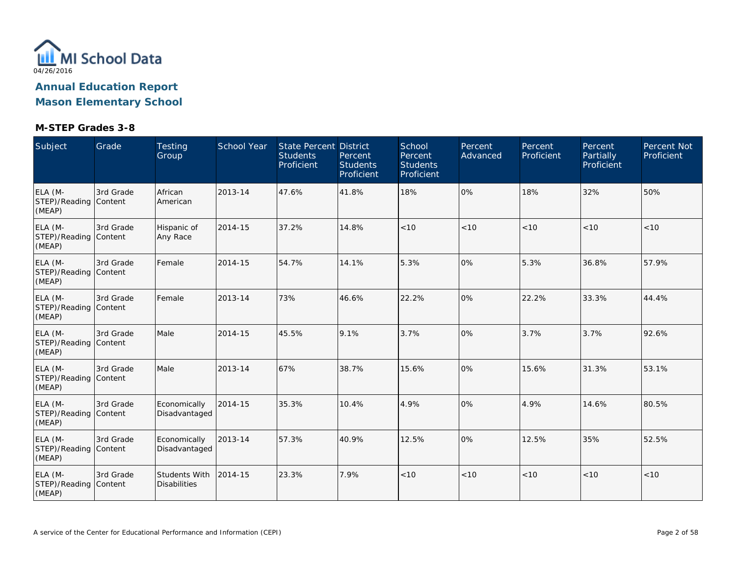MI School Data

04/26/2016

## Annual Education Report
## Mason Elementary School

### M-STEP Grades 3-8

| Subject | Grade | Testing Group | School Year | State Percent Students Proficient | District Percent Students Proficient | School Percent Students Proficient | Percent Advanced | Percent Proficient | Percent Partially Proficient | Percent Not Proficient |
|---|---|---|---|---|---|---|---|---|---|---|
| ELA (M-STEP)/Reading (MEAP) | 3rd Grade Content | African American | 2013-14 | 47.6% | 41.8% | 18% | 0% | 18% | 32% | 50% |
| ELA (M-STEP)/Reading (MEAP) | 3rd Grade Content | Hispanic of Any Race | 2014-15 | 37.2% | 14.8% | <10 | <10 | <10 | <10 | <10 |
| ELA (M-STEP)/Reading (MEAP) | 3rd Grade Content | Female | 2014-15 | 54.7% | 14.1% | 5.3% | 0% | 5.3% | 36.8% | 57.9% |
| ELA (M-STEP)/Reading (MEAP) | 3rd Grade Content | Female | 2013-14 | 73% | 46.6% | 22.2% | 0% | 22.2% | 33.3% | 44.4% |
| ELA (M-STEP)/Reading (MEAP) | 3rd Grade Content | Male | 2014-15 | 45.5% | 9.1% | 3.7% | 0% | 3.7% | 3.7% | 92.6% |
| ELA (M-STEP)/Reading (MEAP) | 3rd Grade Content | Male | 2013-14 | 67% | 38.7% | 15.6% | 0% | 15.6% | 31.3% | 53.1% |
| ELA (M-STEP)/Reading (MEAP) | 3rd Grade Content | Economically Disadvantaged | 2014-15 | 35.3% | 10.4% | 4.9% | 0% | 4.9% | 14.6% | 80.5% |
| ELA (M-STEP)/Reading (MEAP) | 3rd Grade Content | Economically Disadvantaged | 2013-14 | 57.3% | 40.9% | 12.5% | 0% | 12.5% | 35% | 52.5% |
| ELA (M-STEP)/Reading (MEAP) | 3rd Grade Content | Students With Disabilities | 2014-15 | 23.3% | 7.9% | <10 | <10 | <10 | <10 | <10 |

A service of the Center for Educational Performance and Information (CEPI)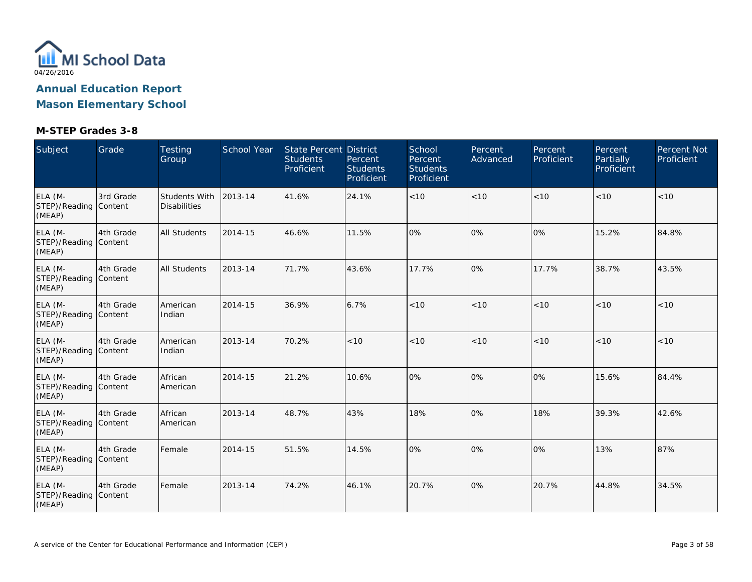MI School Data
04/26/2016

# Annual Education Report
# Mason Elementary School

### M-STEP Grades 3-8

| Subject | Grade | Testing Group | School Year | State Percent Students Proficient | District Percent Students Proficient | School Percent Students Proficient | Percent Advanced | Percent Proficient | Percent Partially Proficient | Percent Not Proficient |
|---|---|---|---|---|---|---|---|---|---|---|
| ELA (M-STEP)/Reading (MEAP) | 3rd Grade Content | Students With Disabilities | 2013-14 | 41.6% | 24.1% | <10 | <10 | <10 | <10 | <10 |
| ELA (M-STEP)/Reading (MEAP) | 4th Grade Content | All Students | 2014-15 | 46.6% | 11.5% | 0% | 0% | 0% | 15.2% | 84.8% |
| ELA (M-STEP)/Reading (MEAP) | 4th Grade Content | All Students | 2013-14 | 71.7% | 43.6% | 17.7% | 0% | 17.7% | 38.7% | 43.5% |
| ELA (M-STEP)/Reading (MEAP) | 4th Grade Content | American Indian | 2014-15 | 36.9% | 6.7% | <10 | <10 | <10 | <10 | <10 |
| ELA (M-STEP)/Reading (MEAP) | 4th Grade Content | American Indian | 2013-14 | 70.2% | <10 | <10 | <10 | <10 | <10 | <10 |
| ELA (M-STEP)/Reading (MEAP) | 4th Grade Content | African American | 2014-15 | 21.2% | 10.6% | 0% | 0% | 0% | 15.6% | 84.4% |
| ELA (M-STEP)/Reading (MEAP) | 4th Grade Content | African American | 2013-14 | 48.7% | 43% | 18% | 0% | 18% | 39.3% | 42.6% |
| ELA (M-STEP)/Reading (MEAP) | 4th Grade Content | Female | 2014-15 | 51.5% | 14.5% | 0% | 0% | 0% | 13% | 87% |
| ELA (M-STEP)/Reading (MEAP) | 4th Grade Content | Female | 2013-14 | 74.2% | 46.1% | 20.7% | 0% | 20.7% | 44.8% | 34.5% |

A service of the Center for Educational Performance and Information (CEPI)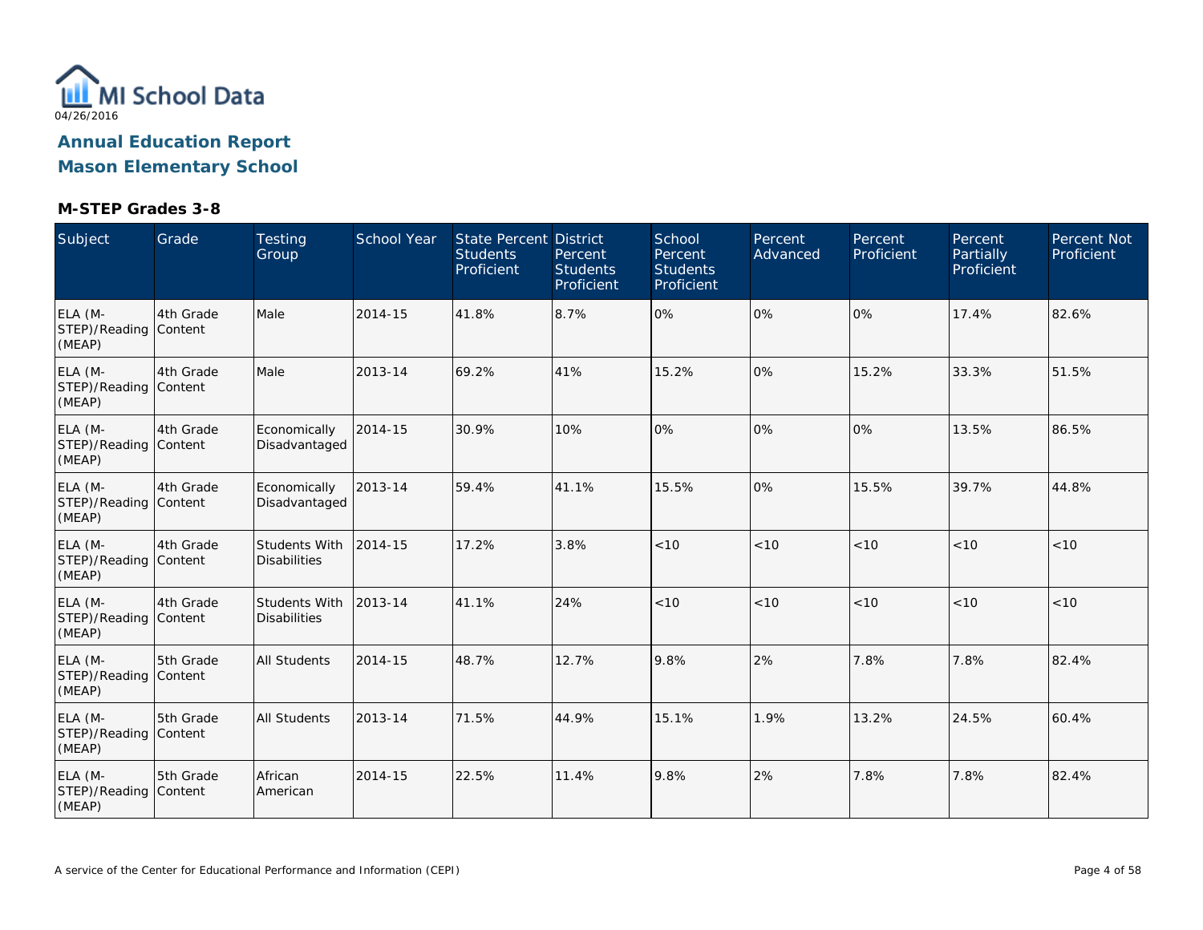MI School Data

04/26/2016

# Annual Education Report

# Mason Elementary School

### M-STEP Grades 3-8

| Subject | Grade | Testing Group | School Year | State Percent Students Proficient | District Percent Students Proficient | School Percent Students Proficient | Percent Advanced | Percent Proficient | Percent Partially Proficient | Percent Not Proficient |
|---|---|---|---|---|---|---|---|---|---|---|
| ELA (M-STEP)/Reading (MEAP) | 4th Grade Content | Male | 2014-15 | 41.8% | 8.7% | 0% | 0% | 0% | 17.4% | 82.6% |
| ELA (M-STEP)/Reading (MEAP) | 4th Grade Content | Male | 2013-14 | 69.2% | 41% | 15.2% | 0% | 15.2% | 33.3% | 51.5% |
| ELA (M-STEP)/Reading (MEAP) | 4th Grade Content | Economically Disadvantaged | 2014-15 | 30.9% | 10% | 0% | 0% | 0% | 13.5% | 86.5% |
| ELA (M-STEP)/Reading (MEAP) | 4th Grade Content | Economically Disadvantaged | 2013-14 | 59.4% | 41.1% | 15.5% | 0% | 15.5% | 39.7% | 44.8% |
| ELA (M-STEP)/Reading (MEAP) | 4th Grade Content | Students With Disabilities | 2014-15 | 17.2% | 3.8% | <10 | <10 | <10 | <10 | <10 |
| ELA (M-STEP)/Reading (MEAP) | 4th Grade Content | Students With Disabilities | 2013-14 | 41.1% | 24% | <10 | <10 | <10 | <10 | <10 |
| ELA (M-STEP)/Reading (MEAP) | 5th Grade Content | All Students | 2014-15 | 48.7% | 12.7% | 9.8% | 2% | 7.8% | 7.8% | 82.4% |
| ELA (M-STEP)/Reading (MEAP) | 5th Grade Content | All Students | 2013-14 | 71.5% | 44.9% | 15.1% | 1.9% | 13.2% | 24.5% | 60.4% |
| ELA (M-STEP)/Reading (MEAP) | 5th Grade Content | African American | 2014-15 | 22.5% | 11.4% | 9.8% | 2% | 7.8% | 7.8% | 82.4% |

A service of the Center for Educational Performance and Information (CEPI)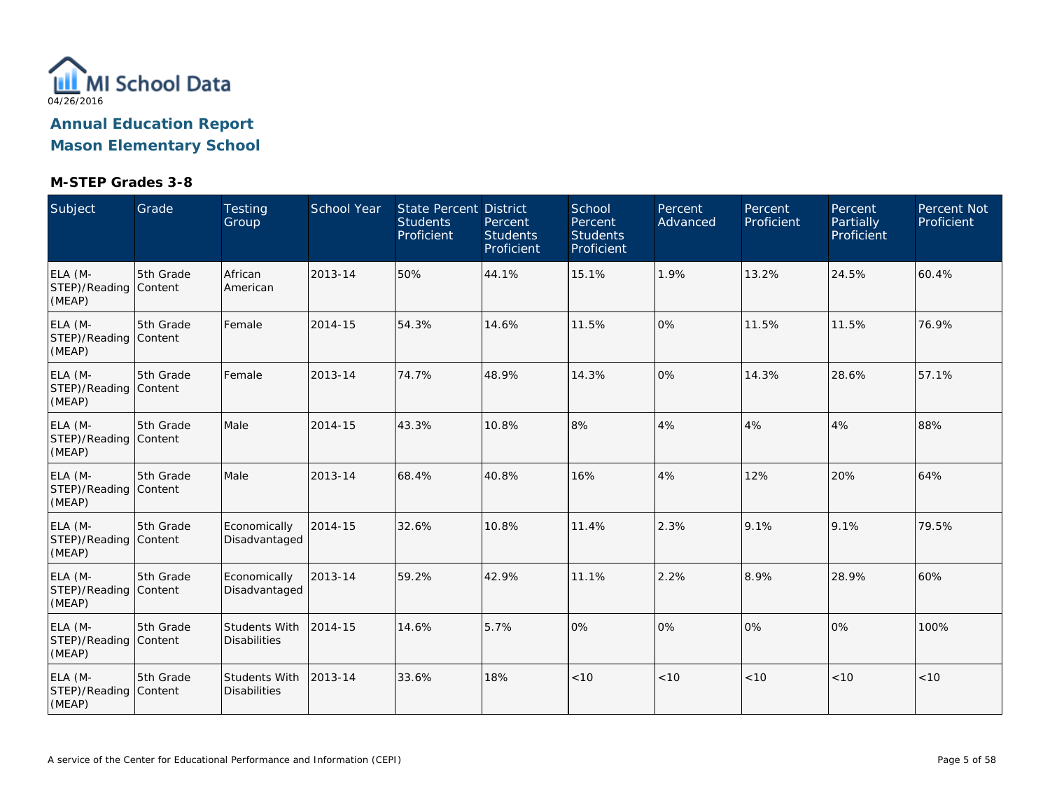MI School Data

04/26/2016

## Annual Education Report
## Mason Elementary School

### M-STEP Grades 3-8

| Subject | Grade | Testing Group | School Year | State Percent Students Proficient | District Percent Students Proficient | School Percent Students Proficient | Percent Advanced | Percent Proficient | Percent Partially Proficient | Percent Not Proficient |
|---|---|---|---|---|---|---|---|---|---|---|
| ELA (M-STEP)/Reading (MEAP) | 5th Grade Content | African American | 2013-14 | 50% | 44.1% | 15.1% | 1.9% | 13.2% | 24.5% | 60.4% |
| ELA (M-STEP)/Reading (MEAP) | 5th Grade Content | Female | 2014-15 | 54.3% | 14.6% | 11.5% | 0% | 11.5% | 11.5% | 76.9% |
| ELA (M-STEP)/Reading (MEAP) | 5th Grade Content | Female | 2013-14 | 74.7% | 48.9% | 14.3% | 0% | 14.3% | 28.6% | 57.1% |
| ELA (M-STEP)/Reading (MEAP) | 5th Grade Content | Male | 2014-15 | 43.3% | 10.8% | 8% | 4% | 4% | 4% | 88% |
| ELA (M-STEP)/Reading (MEAP) | 5th Grade Content | Male | 2013-14 | 68.4% | 40.8% | 16% | 4% | 12% | 20% | 64% |
| ELA (M-STEP)/Reading (MEAP) | 5th Grade Content | Economically Disadvantaged | 2014-15 | 32.6% | 10.8% | 11.4% | 2.3% | 9.1% | 9.1% | 79.5% |
| ELA (M-STEP)/Reading (MEAP) | 5th Grade Content | Economically Disadvantaged | 2013-14 | 59.2% | 42.9% | 11.1% | 2.2% | 8.9% | 28.9% | 60% |
| ELA (M-STEP)/Reading (MEAP) | 5th Grade Content | Students With Disabilities | 2014-15 | 14.6% | 5.7% | 0% | 0% | 0% | 0% | 100% |
| ELA (M-STEP)/Reading (MEAP) | 5th Grade Content | Students With Disabilities | 2013-14 | 33.6% | 18% | <10 | <10 | <10 | <10 | <10 |

A service of the Center for Educational Performance and Information (CEPI)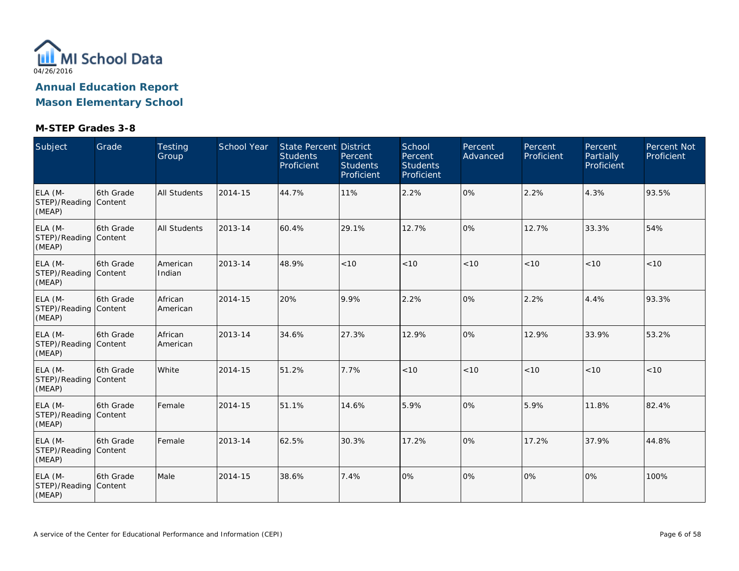MI School Data

04/26/2016

## Annual Education Report

## Mason Elementary School

### M-STEP Grades 3-8

| Subject | Grade | Testing Group | School Year | State Percent Students Proficient | District Percent Students Proficient | School Percent Students Proficient | Percent Advanced | Percent Proficient | Percent Partially Proficient | Percent Not Proficient |
|---|---|---|---|---|---|---|---|---|---|---|
| ELA (M-STEP)/Reading (MEAP) | 6th Grade Content | All Students | 2014-15 | 44.7% | 11% | 2.2% | 0% | 2.2% | 4.3% | 93.5% |
| ELA (M-STEP)/Reading (MEAP) | 6th Grade Content | All Students | 2013-14 | 60.4% | 29.1% | 12.7% | 0% | 12.7% | 33.3% | 54% |
| ELA (M-STEP)/Reading (MEAP) | 6th Grade Content | American Indian | 2013-14 | 48.9% | <10 | <10 | <10 | <10 | <10 | <10 |
| ELA (M-STEP)/Reading (MEAP) | 6th Grade Content | African American | 2014-15 | 20% | 9.9% | 2.2% | 0% | 2.2% | 4.4% | 93.3% |
| ELA (M-STEP)/Reading (MEAP) | 6th Grade Content | African American | 2013-14 | 34.6% | 27.3% | 12.9% | 0% | 12.9% | 33.9% | 53.2% |
| ELA (M-STEP)/Reading (MEAP) | 6th Grade Content | White | 2014-15 | 51.2% | 7.7% | <10 | <10 | <10 | <10 | <10 |
| ELA (M-STEP)/Reading (MEAP) | 6th Grade Content | Female | 2014-15 | 51.1% | 14.6% | 5.9% | 0% | 5.9% | 11.8% | 82.4% |
| ELA (M-STEP)/Reading (MEAP) | 6th Grade Content | Female | 2013-14 | 62.5% | 30.3% | 17.2% | 0% | 17.2% | 37.9% | 44.8% |
| ELA (M-STEP)/Reading (MEAP) | 6th Grade Content | Male | 2014-15 | 38.6% | 7.4% | 0% | 0% | 0% | 0% | 100% |

A service of the Center for Educational Performance and Information (CEPI)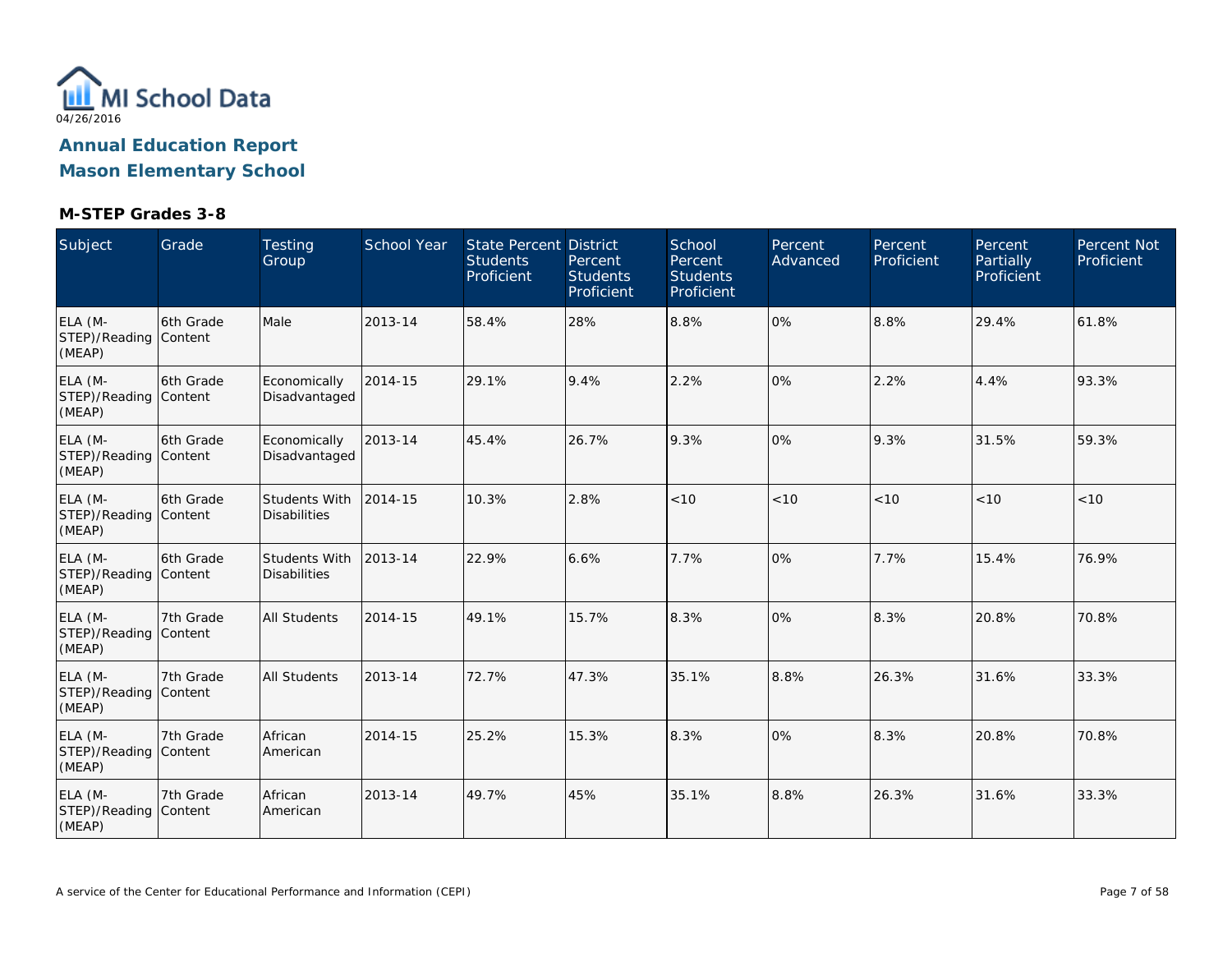MI School Data
04/26/2016

# Annual Education Report
# Mason Elementary School

### M-STEP Grades 3-8

| Subject | Grade | Testing Group | School Year | State Percent Students Proficient | District Percent Students Proficient | School Percent Students Proficient | Percent Advanced | Percent Proficient | Percent Partially Proficient | Percent Not Proficient |
|---|---|---|---|---|---|---|---|---|---|---|
| ELA (M-STEP)/Reading (MEAP) | 6th Grade Content | Male | 2013-14 | 58.4% | 28% | 8.8% | 0% | 8.8% | 29.4% | 61.8% |
| ELA (M-STEP)/Reading (MEAP) | 6th Grade Content | Economically Disadvantaged | 2014-15 | 29.1% | 9.4% | 2.2% | 0% | 2.2% | 4.4% | 93.3% |
| ELA (M-STEP)/Reading (MEAP) | 6th Grade Content | Economically Disadvantaged | 2013-14 | 45.4% | 26.7% | 9.3% | 0% | 9.3% | 31.5% | 59.3% |
| ELA (M-STEP)/Reading (MEAP) | 6th Grade Content | Students With Disabilities | 2014-15 | 10.3% | 2.8% | <10 | <10 | <10 | <10 | <10 |
| ELA (M-STEP)/Reading (MEAP) | 6th Grade Content | Students With Disabilities | 2013-14 | 22.9% | 6.6% | 7.7% | 0% | 7.7% | 15.4% | 76.9% |
| ELA (M-STEP)/Reading (MEAP) | 7th Grade Content | All Students | 2014-15 | 49.1% | 15.7% | 8.3% | 0% | 8.3% | 20.8% | 70.8% |
| ELA (M-STEP)/Reading (MEAP) | 7th Grade Content | All Students | 2013-14 | 72.7% | 47.3% | 35.1% | 8.8% | 26.3% | 31.6% | 33.3% |
| ELA (M-STEP)/Reading (MEAP) | 7th Grade Content | African American | 2014-15 | 25.2% | 15.3% | 8.3% | 0% | 8.3% | 20.8% | 70.8% |
| ELA (M-STEP)/Reading (MEAP) | 7th Grade Content | African American | 2013-14 | 49.7% | 45% | 35.1% | 8.8% | 26.3% | 31.6% | 33.3% |

A service of the Center for Educational Performance and Information (CEPI)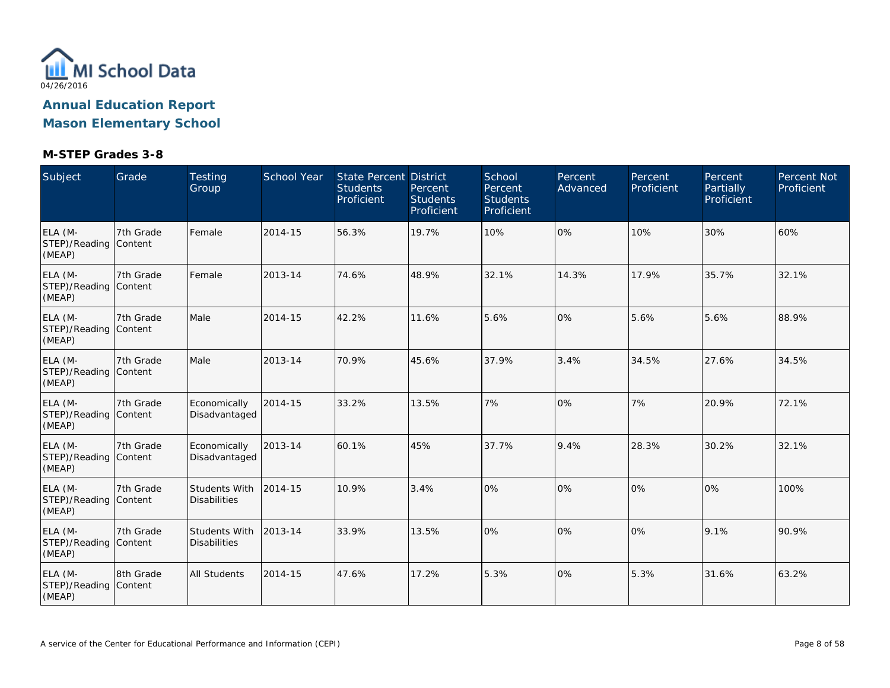MI School Data
04/26/2016

# Annual Education Report
# Mason Elementary School

## M-STEP Grades 3-8

| Subject | Grade | Testing Group | School Year | State Percent Students Proficient | District Percent Students Proficient | School Percent Students Proficient | Percent Advanced | Percent Proficient | Percent Partially Proficient | Percent Not Proficient |
|---|---|---|---|---|---|---|---|---|---|---|
| ELA (M-STEP)/Reading (MEAP) | 7th Grade Content | Female | 2014-15 | 56.3% | 19.7% | 10% | 0% | 10% | 30% | 60% |
| ELA (M-STEP)/Reading (MEAP) | 7th Grade Content | Female | 2013-14 | 74.6% | 48.9% | 32.1% | 14.3% | 17.9% | 35.7% | 32.1% |
| ELA (M-STEP)/Reading (MEAP) | 7th Grade Content | Male | 2014-15 | 42.2% | 11.6% | 5.6% | 0% | 5.6% | 5.6% | 88.9% |
| ELA (M-STEP)/Reading (MEAP) | 7th Grade Content | Male | 2013-14 | 70.9% | 45.6% | 37.9% | 3.4% | 34.5% | 27.6% | 34.5% |
| ELA (M-STEP)/Reading (MEAP) | 7th Grade Content | Economically Disadvantaged | 2014-15 | 33.2% | 13.5% | 7% | 0% | 7% | 20.9% | 72.1% |
| ELA (M-STEP)/Reading (MEAP) | 7th Grade Content | Economically Disadvantaged | 2013-14 | 60.1% | 45% | 37.7% | 9.4% | 28.3% | 30.2% | 32.1% |
| ELA (M-STEP)/Reading (MEAP) | 7th Grade Content | Students With Disabilities | 2014-15 | 10.9% | 3.4% | 0% | 0% | 0% | 0% | 100% |
| ELA (M-STEP)/Reading (MEAP) | 7th Grade Content | Students With Disabilities | 2013-14 | 33.9% | 13.5% | 0% | 0% | 0% | 9.1% | 90.9% |
| ELA (M-STEP)/Reading (MEAP) | 8th Grade Content | All Students | 2014-15 | 47.6% | 17.2% | 5.3% | 0% | 5.3% | 31.6% | 63.2% |

A service of the Center for Educational Performance and Information (CEPI)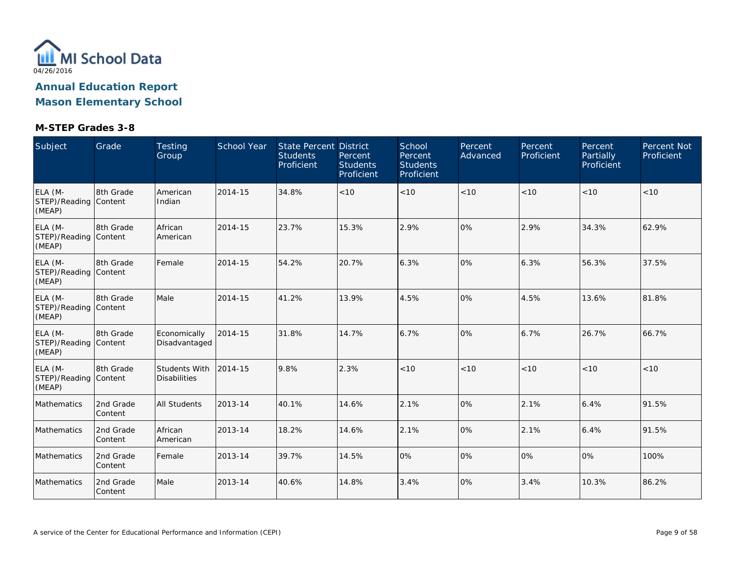# Annual Education Report

## Mason Elementary School

### M-STEP Grades 3-8

| Subject | Grade | Testing Group | School Year | State Percent Students Proficient | District Percent Students Proficient | School Percent Students Proficient | Percent Advanced | Percent Proficient | Percent Partially Proficient | Percent Not Proficient |
|---|---|---|---|---|---|---|---|---|---|---|
| ELA (M-STEP)/Reading (MEAP) | 8th Grade Content | American Indian | 2014-15 | 34.8% | <10 | <10 | <10 | <10 | <10 | <10 |
| ELA (M-STEP)/Reading (MEAP) | 8th Grade Content | African American | 2014-15 | 23.7% | 15.3% | 2.9% | 0% | 2.9% | 34.3% | 62.9% |
| ELA (M-STEP)/Reading (MEAP) | 8th Grade Content | Female | 2014-15 | 54.2% | 20.7% | 6.3% | 0% | 6.3% | 56.3% | 37.5% |
| ELA (M-STEP)/Reading (MEAP) | 8th Grade Content | Male | 2014-15 | 41.2% | 13.9% | 4.5% | 0% | 4.5% | 13.6% | 81.8% |
| ELA (M-STEP)/Reading (MEAP) | 8th Grade Content | Economically Disadvantaged | 2014-15 | 31.8% | 14.7% | 6.7% | 0% | 6.7% | 26.7% | 66.7% |
| ELA (M-STEP)/Reading (MEAP) | 8th Grade Content | Students With Disabilities | 2014-15 | 9.8% | 2.3% | <10 | <10 | <10 | <10 | <10 |
| Mathematics | 2nd Grade Content | All Students | 2013-14 | 40.1% | 14.6% | 2.1% | 0% | 2.1% | 6.4% | 91.5% |
| Mathematics | 2nd Grade Content | African American | 2013-14 | 18.2% | 14.6% | 2.1% | 0% | 2.1% | 6.4% | 91.5% |
| Mathematics | 2nd Grade Content | Female | 2013-14 | 39.7% | 14.5% | 0% | 0% | 0% | 0% | 100% |
| Mathematics | 2nd Grade Content | Male | 2013-14 | 40.6% | 14.8% | 3.4% | 0% | 3.4% | 10.3% | 86.2% |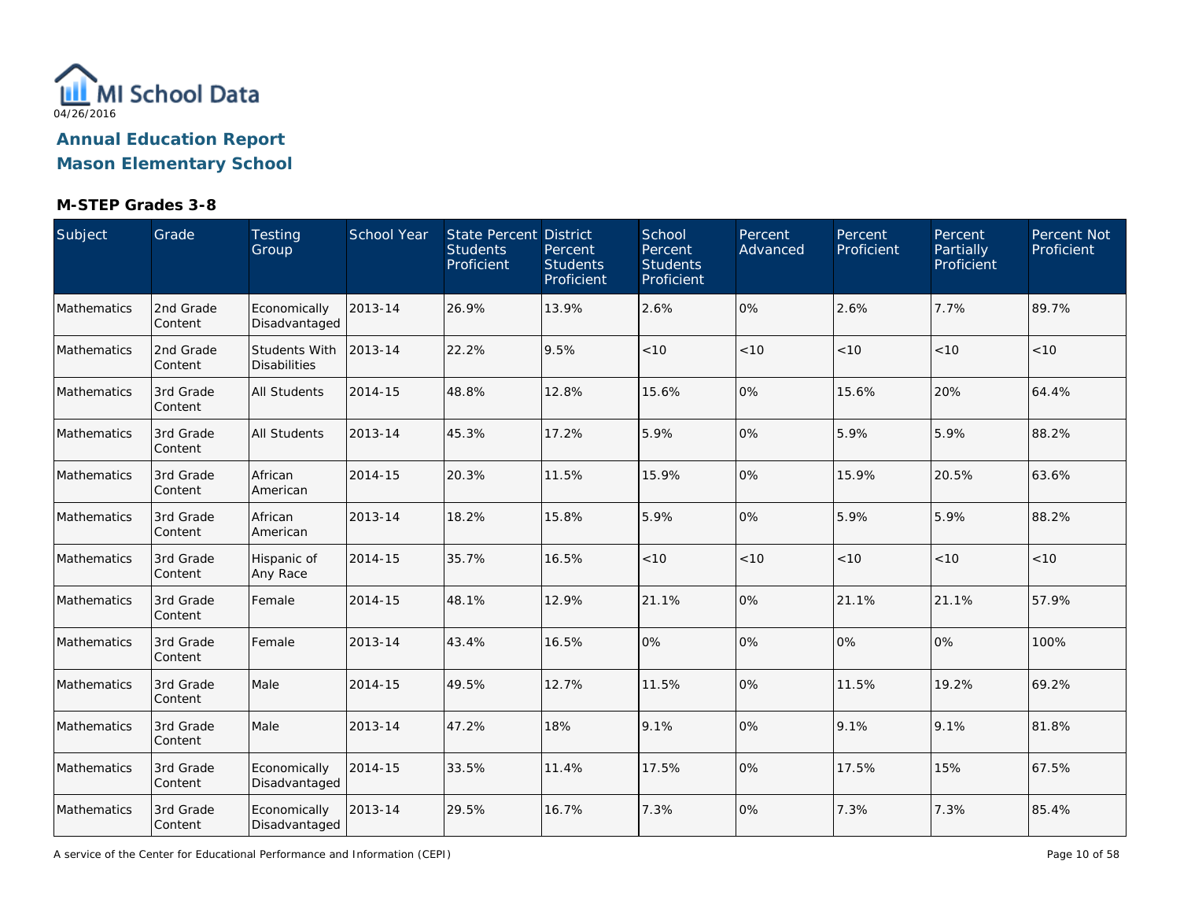MI School Data
04/26/2016

# Annual Education Report
## Mason Elementary School

### M-STEP Grades 3-8

| Subject | Grade | Testing Group | School Year | State Percent Students Proficient | District Percent Students Proficient | School Percent Students Proficient | Percent Advanced | Percent Proficient | Percent Partially Proficient | Percent Not Proficient |
|---|---|---|---|---|---|---|---|---|---|---|
| Mathematics | 2nd Grade Content | Economically Disadvantaged | 2013-14 | 26.9% | 13.9% | 2.6% | 0% | 2.6% | 7.7% | 89.7% |
| Mathematics | 2nd Grade Content | Students With Disabilities | 2013-14 | 22.2% | 9.5% | <10 | <10 | <10 | <10 | <10 |
| Mathematics | 3rd Grade Content | All Students | 2014-15 | 48.8% | 12.8% | 15.6% | 0% | 15.6% | 20% | 64.4% |
| Mathematics | 3rd Grade Content | All Students | 2013-14 | 45.3% | 17.2% | 5.9% | 0% | 5.9% | 5.9% | 88.2% |
| Mathematics | 3rd Grade Content | African American | 2014-15 | 20.3% | 11.5% | 15.9% | 0% | 15.9% | 20.5% | 63.6% |
| Mathematics | 3rd Grade Content | African American | 2013-14 | 18.2% | 15.8% | 5.9% | 0% | 5.9% | 5.9% | 88.2% |
| Mathematics | 3rd Grade Content | Hispanic of Any Race | 2014-15 | 35.7% | 16.5% | <10 | <10 | <10 | <10 | <10 |
| Mathematics | 3rd Grade Content | Female | 2014-15 | 48.1% | 12.9% | 21.1% | 0% | 21.1% | 21.1% | 57.9% |
| Mathematics | 3rd Grade Content | Female | 2013-14 | 43.4% | 16.5% | 0% | 0% | 0% | 0% | 100% |
| Mathematics | 3rd Grade Content | Male | 2014-15 | 49.5% | 12.7% | 11.5% | 0% | 11.5% | 19.2% | 69.2% |
| Mathematics | 3rd Grade Content | Male | 2013-14 | 47.2% | 18% | 9.1% | 0% | 9.1% | 9.1% | 81.8% |
| Mathematics | 3rd Grade Content | Economically Disadvantaged | 2014-15 | 33.5% | 11.4% | 17.5% | 0% | 17.5% | 15% | 67.5% |
| Mathematics | 3rd Grade Content | Economically Disadvantaged | 2013-14 | 29.5% | 16.7% | 7.3% | 0% | 7.3% | 7.3% | 85.4% |

A service of the Center for Educational Performance and Information (CEPI)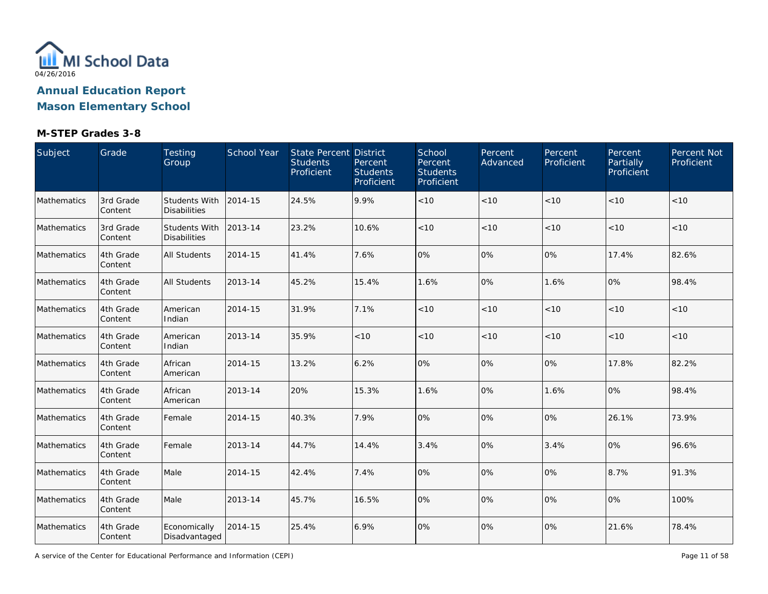MI School Data

04/26/2016

**Annual Education Report**

**Mason Elementary School**

**M-STEP Grades 3-8**

| Subject | Grade | Testing Group | School Year | State Percent Students Proficient | District Percent Students Proficient | School Percent Students Proficient | Percent Advanced | Percent Proficient | Percent Partially Proficient | Percent Not Proficient |
|---|---|---|---|---|---|---|---|---|---|---|
| Mathematics | 3rd Grade Content | Students With Disabilities | 2014-15 | 24.5% | 9.9% | <10 | <10 | <10 | <10 | <10 |
| Mathematics | 3rd Grade Content | Students With Disabilities | 2013-14 | 23.2% | 10.6% | <10 | <10 | <10 | <10 | <10 |
| Mathematics | 4th Grade Content | All Students | 2014-15 | 41.4% | 7.6% | 0% | 0% | 0% | 17.4% | 82.6% |
| Mathematics | 4th Grade Content | All Students | 2013-14 | 45.2% | 15.4% | 1.6% | 0% | 1.6% | 0% | 98.4% |
| Mathematics | 4th Grade Content | American Indian | 2014-15 | 31.9% | 7.1% | <10 | <10 | <10 | <10 | <10 |
| Mathematics | 4th Grade Content | American Indian | 2013-14 | 35.9% | <10 | <10 | <10 | <10 | <10 | <10 |
| Mathematics | 4th Grade Content | African American | 2014-15 | 13.2% | 6.2% | 0% | 0% | 0% | 17.8% | 82.2% |
| Mathematics | 4th Grade Content | African American | 2013-14 | 20% | 15.3% | 1.6% | 0% | 1.6% | 0% | 98.4% |
| Mathematics | 4th Grade Content | Female | 2014-15 | 40.3% | 7.9% | 0% | 0% | 0% | 26.1% | 73.9% |
| Mathematics | 4th Grade Content | Female | 2013-14 | 44.7% | 14.4% | 3.4% | 0% | 3.4% | 0% | 96.6% |
| Mathematics | 4th Grade Content | Male | 2014-15 | 42.4% | 7.4% | 0% | 0% | 0% | 8.7% | 91.3% |
| Mathematics | 4th Grade Content | Male | 2013-14 | 45.7% | 16.5% | 0% | 0% | 0% | 0% | 100% |
| Mathematics | 4th Grade Content | Economically Disadvantaged | 2014-15 | 25.4% | 6.9% | 0% | 0% | 0% | 21.6% | 78.4% |

A service of the Center for Educational Performance and Information (CEPI)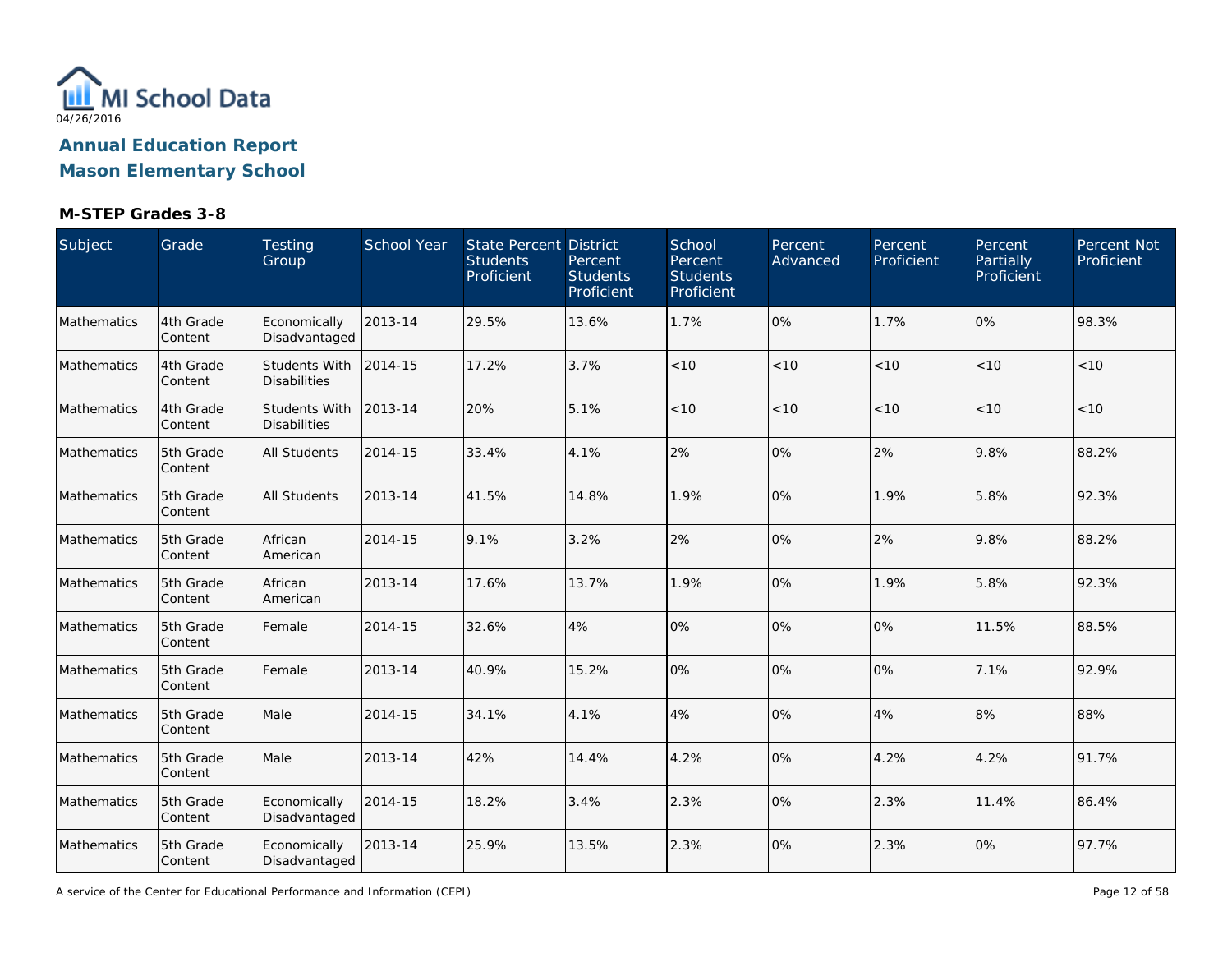MI School Data

04/26/2016

# Annual Education Report

## Mason Elementary School

### M-STEP Grades 3-8

| Subject | Grade | Testing Group | School Year | State Percent Students Proficient | District Percent Students Proficient | School Percent Students Proficient | Percent Advanced | Percent Proficient | Percent Partially Proficient | Percent Not Proficient |
|---|---|---|---|---|---|---|---|---|---|---|
| Mathematics | 4th Grade Content | Economically Disadvantaged | 2013-14 | 29.5% | 13.6% | 1.7% | 0% | 1.7% | 0% | 98.3% |
| Mathematics | 4th Grade Content | Students With Disabilities | 2014-15 | 17.2% | 3.7% | <10 | <10 | <10 | <10 | <10 |
| Mathematics | 4th Grade Content | Students With Disabilities | 2013-14 | 20% | 5.1% | <10 | <10 | <10 | <10 | <10 |
| Mathematics | 5th Grade Content | All Students | 2014-15 | 33.4% | 4.1% | 2% | 0% | 2% | 9.8% | 88.2% |
| Mathematics | 5th Grade Content | All Students | 2013-14 | 41.5% | 14.8% | 1.9% | 0% | 1.9% | 5.8% | 92.3% |
| Mathematics | 5th Grade Content | African American | 2014-15 | 9.1% | 3.2% | 2% | 0% | 2% | 9.8% | 88.2% |
| Mathematics | 5th Grade Content | African American | 2013-14 | 17.6% | 13.7% | 1.9% | 0% | 1.9% | 5.8% | 92.3% |
| Mathematics | 5th Grade Content | Female | 2014-15 | 32.6% | 4% | 0% | 0% | 0% | 11.5% | 88.5% |
| Mathematics | 5th Grade Content | Female | 2013-14 | 40.9% | 15.2% | 0% | 0% | 0% | 7.1% | 92.9% |
| Mathematics | 5th Grade Content | Male | 2014-15 | 34.1% | 4.1% | 4% | 0% | 4% | 8% | 88% |
| Mathematics | 5th Grade Content | Male | 2013-14 | 42% | 14.4% | 4.2% | 0% | 4.2% | 4.2% | 91.7% |
| Mathematics | 5th Grade Content | Economically Disadvantaged | 2014-15 | 18.2% | 3.4% | 2.3% | 0% | 2.3% | 11.4% | 86.4% |
| Mathematics | 5th Grade Content | Economically Disadvantaged | 2013-14 | 25.9% | 13.5% | 2.3% | 0% | 2.3% | 0% | 97.7% |

A service of the Center for Educational Performance and Information (CEPI)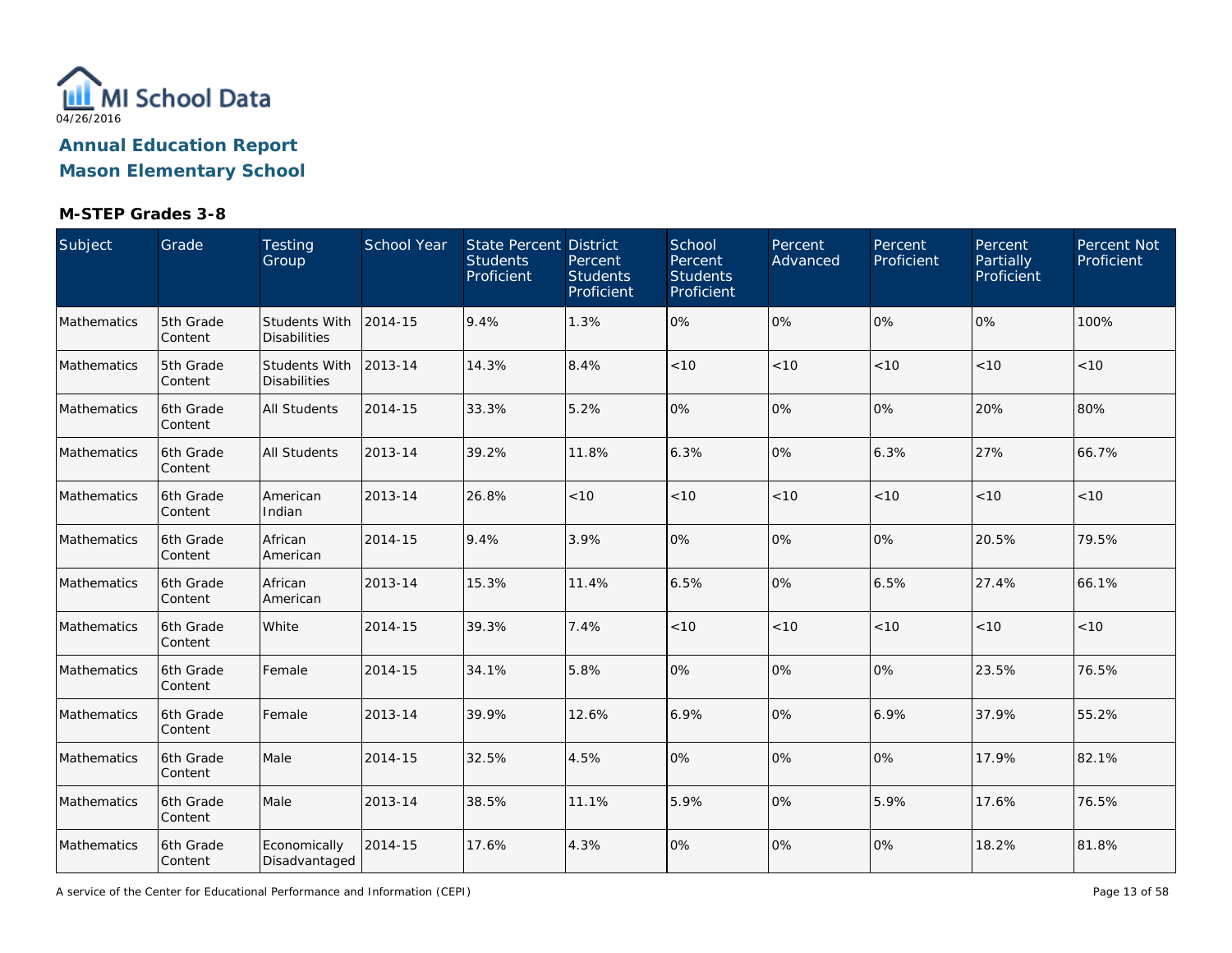# Annual Education Report
## Mason Elementary School

### M-STEP Grades 3-8

| Subject | Grade | Testing Group | School Year | State Percent Students Proficient | District Percent Students Proficient | School Percent Students Proficient | Percent Advanced | Percent Proficient | Percent Partially Proficient | Percent Not Proficient |
|---|---|---|---|---|---|---|---|---|---|---|
| Mathematics | 5th Grade Content | Students With Disabilities | 2014-15 | 9.4% | 1.3% | 0% | 0% | 0% | 0% | 100% |
| Mathematics | 5th Grade Content | Students With Disabilities | 2013-14 | 14.3% | 8.4% | <10 | <10 | <10 | <10 | <10 |
| Mathematics | 6th Grade Content | All Students | 2014-15 | 33.3% | 5.2% | 0% | 0% | 0% | 20% | 80% |
| Mathematics | 6th Grade Content | All Students | 2013-14 | 39.2% | 11.8% | 6.3% | 0% | 6.3% | 27% | 66.7% |
| Mathematics | 6th Grade Content | American Indian | 2013-14 | 26.8% | <10 | <10 | <10 | <10 | <10 | <10 |
| Mathematics | 6th Grade Content | African American | 2014-15 | 9.4% | 3.9% | 0% | 0% | 0% | 20.5% | 79.5% |
| Mathematics | 6th Grade Content | African American | 2013-14 | 15.3% | 11.4% | 6.5% | 0% | 6.5% | 27.4% | 66.1% |
| Mathematics | 6th Grade Content | White | 2014-15 | 39.3% | 7.4% | <10 | <10 | <10 | <10 | <10 |
| Mathematics | 6th Grade Content | Female | 2014-15 | 34.1% | 5.8% | 0% | 0% | 0% | 23.5% | 76.5% |
| Mathematics | 6th Grade Content | Female | 2013-14 | 39.9% | 12.6% | 6.9% | 0% | 6.9% | 37.9% | 55.2% |
| Mathematics | 6th Grade Content | Male | 2014-15 | 32.5% | 4.5% | 0% | 0% | 0% | 17.9% | 82.1% |
| Mathematics | 6th Grade Content | Male | 2013-14 | 38.5% | 11.1% | 5.9% | 0% | 5.9% | 17.6% | 76.5% |
| Mathematics | 6th Grade Content | Economically Disadvantaged | 2014-15 | 17.6% | 4.3% | 0% | 0% | 0% | 18.2% | 81.8% |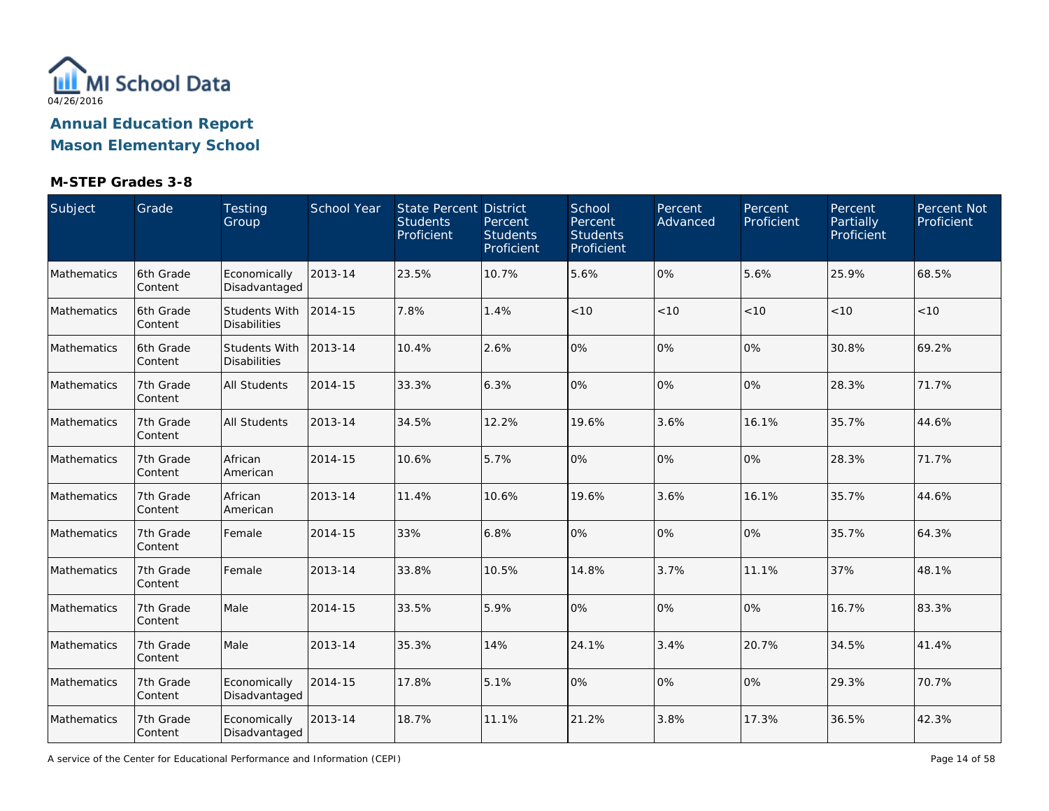MI School Data

04/26/2016

## Annual Education Report

## Mason Elementary School

### M-STEP Grades 3-8

| Subject | Grade | Testing Group | School Year | State Percent Students Proficient | District Percent Students Proficient | School Percent Students Proficient | Percent Advanced | Percent Proficient | Percent Partially Proficient | Percent Not Proficient |
|---|---|---|---|---|---|---|---|---|---|---|
| Mathematics | 6th Grade Content | Economically Disadvantaged | 2013-14 | 23.5% | 10.7% | 5.6% | 0% | 5.6% | 25.9% | 68.5% |
| Mathematics | 6th Grade Content | Students With Disabilities | 2014-15 | 7.8% | 1.4% | <10 | <10 | <10 | <10 | <10 |
| Mathematics | 6th Grade Content | Students With Disabilities | 2013-14 | 10.4% | 2.6% | 0% | 0% | 0% | 30.8% | 69.2% |
| Mathematics | 7th Grade Content | All Students | 2014-15 | 33.3% | 6.3% | 0% | 0% | 0% | 28.3% | 71.7% |
| Mathematics | 7th Grade Content | All Students | 2013-14 | 34.5% | 12.2% | 19.6% | 3.6% | 16.1% | 35.7% | 44.6% |
| Mathematics | 7th Grade Content | African American | 2014-15 | 10.6% | 5.7% | 0% | 0% | 0% | 28.3% | 71.7% |
| Mathematics | 7th Grade Content | African American | 2013-14 | 11.4% | 10.6% | 19.6% | 3.6% | 16.1% | 35.7% | 44.6% |
| Mathematics | 7th Grade Content | Female | 2014-15 | 33% | 6.8% | 0% | 0% | 0% | 35.7% | 64.3% |
| Mathematics | 7th Grade Content | Female | 2013-14 | 33.8% | 10.5% | 14.8% | 3.7% | 11.1% | 37% | 48.1% |
| Mathematics | 7th Grade Content | Male | 2014-15 | 33.5% | 5.9% | 0% | 0% | 0% | 16.7% | 83.3% |
| Mathematics | 7th Grade Content | Male | 2013-14 | 35.3% | 14% | 24.1% | 3.4% | 20.7% | 34.5% | 41.4% |
| Mathematics | 7th Grade Content | Economically Disadvantaged | 2014-15 | 17.8% | 5.1% | 0% | 0% | 0% | 29.3% | 70.7% |
| Mathematics | 7th Grade Content | Economically Disadvantaged | 2013-14 | 18.7% | 11.1% | 21.2% | 3.8% | 17.3% | 36.5% | 42.3% |

A service of the Center for Educational Performance and Information (CEPI)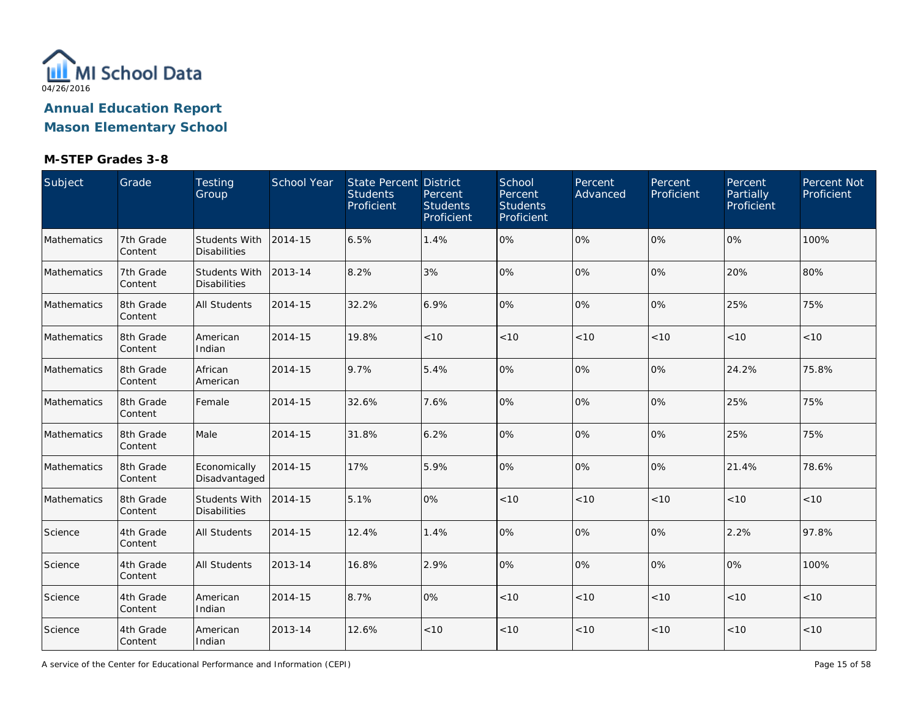# Annual Education Report
## Mason Elementary School

### M-STEP Grades 3-8

| Subject | Grade | Testing Group | School Year | State Percent Students Proficient | District Percent Students Proficient | School Percent Students Proficient | Percent Advanced | Percent Proficient | Percent Partially Proficient | Percent Not Proficient |
|---|---|---|---|---|---|---|---|---|---|---|
| Mathematics | 7th Grade Content | Students With Disabilities | 2014-15 | 6.5% | 1.4% | 0% | 0% | 0% | 0% | 100% |
| Mathematics | 7th Grade Content | Students With Disabilities | 2013-14 | 8.2% | 3% | 0% | 0% | 0% | 20% | 80% |
| Mathematics | 8th Grade Content | All Students | 2014-15 | 32.2% | 6.9% | 0% | 0% | 0% | 25% | 75% |
| Mathematics | 8th Grade Content | American Indian | 2014-15 | 19.8% | <10 | <10 | <10 | <10 | <10 | <10 |
| Mathematics | 8th Grade Content | African American | 2014-15 | 9.7% | 5.4% | 0% | 0% | 0% | 24.2% | 75.8% |
| Mathematics | 8th Grade Content | Female | 2014-15 | 32.6% | 7.6% | 0% | 0% | 0% | 25% | 75% |
| Mathematics | 8th Grade Content | Male | 2014-15 | 31.8% | 6.2% | 0% | 0% | 0% | 25% | 75% |
| Mathematics | 8th Grade Content | Economically Disadvantaged | 2014-15 | 17% | 5.9% | 0% | 0% | 0% | 21.4% | 78.6% |
| Mathematics | 8th Grade Content | Students With Disabilities | 2014-15 | 5.1% | 0% | <10 | <10 | <10 | <10 | <10 |
| Science | 4th Grade Content | All Students | 2014-15 | 12.4% | 1.4% | 0% | 0% | 0% | 2.2% | 97.8% |
| Science | 4th Grade Content | All Students | 2013-14 | 16.8% | 2.9% | 0% | 0% | 0% | 0% | 100% |
| Science | 4th Grade Content | American Indian | 2014-15 | 8.7% | 0% | <10 | <10 | <10 | <10 | <10 |
| Science | 4th Grade Content | American Indian | 2013-14 | 12.6% | <10 | <10 | <10 | <10 | <10 | <10 |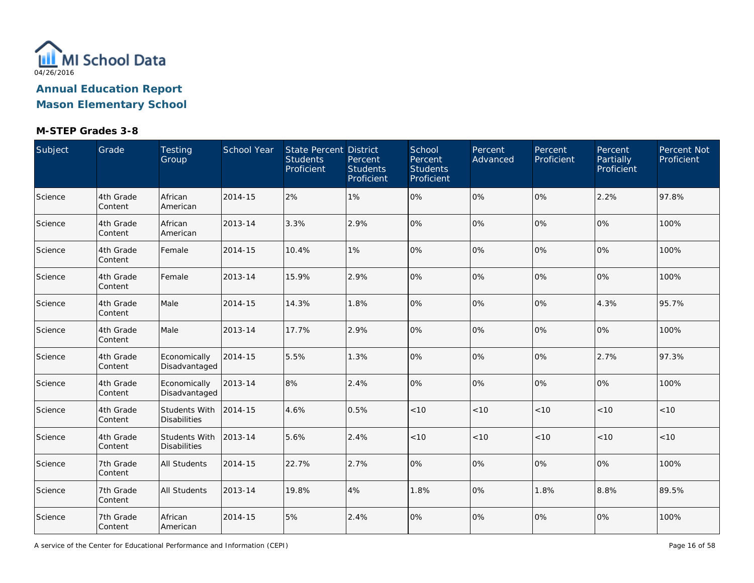MI School Data

04/26/2016

## Annual Education Report
## Mason Elementary School

### M-STEP Grades 3-8

| Subject | Grade | Testing Group | School Year | State Percent Students Proficient | District Percent Students Proficient | School Percent Students Proficient | Percent Advanced | Percent Proficient | Percent Partially Proficient | Percent Not Proficient |
|---|---|---|---|---|---|---|---|---|---|---|
| Science | 4th Grade Content | African American | 2014-15 | 2% | 1% | 0% | 0% | 0% | 2.2% | 97.8% |
| Science | 4th Grade Content | African American | 2013-14 | 3.3% | 2.9% | 0% | 0% | 0% | 0% | 100% |
| Science | 4th Grade Content | Female | 2014-15 | 10.4% | 1% | 0% | 0% | 0% | 0% | 100% |
| Science | 4th Grade Content | Female | 2013-14 | 15.9% | 2.9% | 0% | 0% | 0% | 0% | 100% |
| Science | 4th Grade Content | Male | 2014-15 | 14.3% | 1.8% | 0% | 0% | 0% | 4.3% | 95.7% |
| Science | 4th Grade Content | Male | 2013-14 | 17.7% | 2.9% | 0% | 0% | 0% | 0% | 100% |
| Science | 4th Grade Content | Economically Disadvantaged | 2014-15 | 5.5% | 1.3% | 0% | 0% | 0% | 2.7% | 97.3% |
| Science | 4th Grade Content | Economically Disadvantaged | 2013-14 | 8% | 2.4% | 0% | 0% | 0% | 0% | 100% |
| Science | 4th Grade Content | Students With Disabilities | 2014-15 | 4.6% | 0.5% | <10 | <10 | <10 | <10 | <10 |
| Science | 4th Grade Content | Students With Disabilities | 2013-14 | 5.6% | 2.4% | <10 | <10 | <10 | <10 | <10 |
| Science | 7th Grade Content | All Students | 2014-15 | 22.7% | 2.7% | 0% | 0% | 0% | 0% | 100% |
| Science | 7th Grade Content | All Students | 2013-14 | 19.8% | 4% | 1.8% | 0% | 1.8% | 8.8% | 89.5% |
| Science | 7th Grade Content | African American | 2014-15 | 5% | 2.4% | 0% | 0% | 0% | 0% | 100% |

A service of the Center for Educational Performance and Information (CEPI)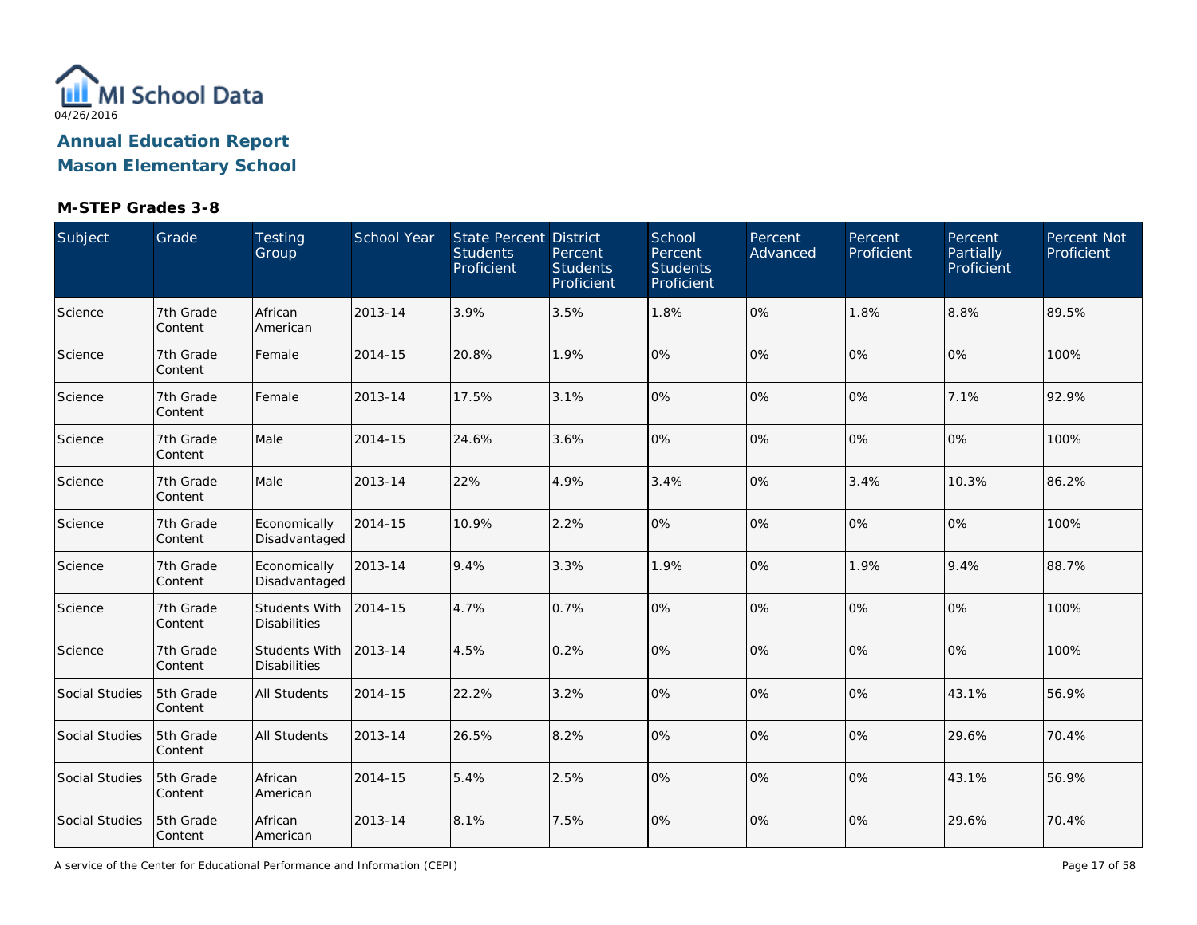MI School Data
04/26/2016

**Annual Education Report**
**Mason Elementary School**

### M-STEP Grades 3-8

| Subject | Grade | Testing Group | School Year | State Percent Students Proficient | District Percent Students Proficient | School Percent Students Proficient | Percent Advanced | Percent Proficient | Percent Partially Proficient | Percent Not Proficient |
|---|---|---|---|---|---|---|---|---|---|---|
| Science | 7th Grade Content | African American | 2013-14 | 3.9% | 3.5% | 1.8% | 0% | 1.8% | 8.8% | 89.5% |
| Science | 7th Grade Content | Female | 2014-15 | 20.8% | 1.9% | 0% | 0% | 0% | 0% | 100% |
| Science | 7th Grade Content | Female | 2013-14 | 17.5% | 3.1% | 0% | 0% | 0% | 7.1% | 92.9% |
| Science | 7th Grade Content | Male | 2014-15 | 24.6% | 3.6% | 0% | 0% | 0% | 0% | 100% |
| Science | 7th Grade Content | Male | 2013-14 | 22% | 4.9% | 3.4% | 0% | 3.4% | 10.3% | 86.2% |
| Science | 7th Grade Content | Economically Disadvantaged | 2014-15 | 10.9% | 2.2% | 0% | 0% | 0% | 0% | 100% |
| Science | 7th Grade Content | Economically Disadvantaged | 2013-14 | 9.4% | 3.3% | 1.9% | 0% | 1.9% | 9.4% | 88.7% |
| Science | 7th Grade Content | Students With Disabilities | 2014-15 | 4.7% | 0.7% | 0% | 0% | 0% | 0% | 100% |
| Science | 7th Grade Content | Students With Disabilities | 2013-14 | 4.5% | 0.2% | 0% | 0% | 0% | 0% | 100% |
| Social Studies | 5th Grade Content | All Students | 2014-15 | 22.2% | 3.2% | 0% | 0% | 0% | 43.1% | 56.9% |
| Social Studies | 5th Grade Content | All Students | 2013-14 | 26.5% | 8.2% | 0% | 0% | 0% | 29.6% | 70.4% |
| Social Studies | 5th Grade Content | African American | 2014-15 | 5.4% | 2.5% | 0% | 0% | 0% | 43.1% | 56.9% |
| Social Studies | 5th Grade Content | African American | 2013-14 | 8.1% | 7.5% | 0% | 0% | 0% | 29.6% | 70.4% |

A service of the Center for Educational Performance and Information (CEPI)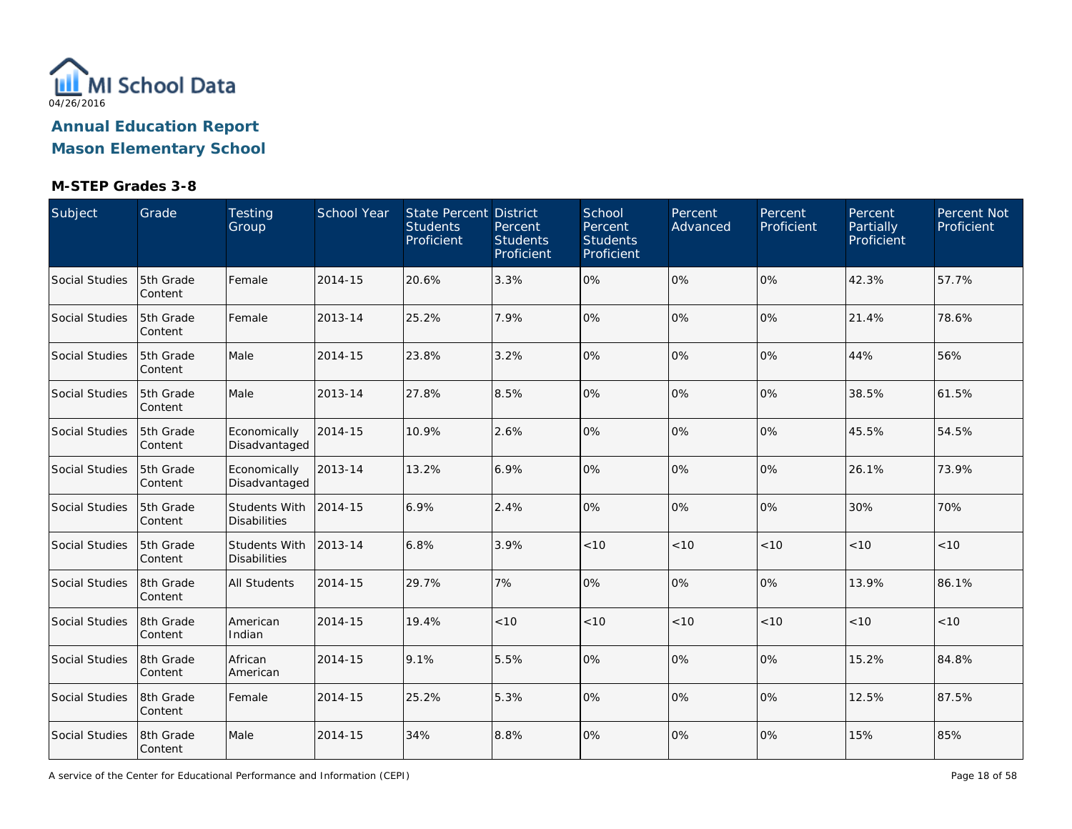# Annual Education Report

## Mason Elementary School

### M-STEP Grades 3-8

| Subject | Grade | Testing Group | School Year | State Percent Students Proficient | District Percent Students Proficient | School Percent Students Proficient | Percent Advanced | Percent Proficient | Percent Partially Proficient | Percent Not Proficient |
|---|---|---|---|---|---|---|---|---|---|---|
| Social Studies | 5th Grade Content | Female | 2014-15 | 20.6% | 3.3% | 0% | 0% | 0% | 42.3% | 57.7% |
| Social Studies | 5th Grade Content | Female | 2013-14 | 25.2% | 7.9% | 0% | 0% | 0% | 21.4% | 78.6% |
| Social Studies | 5th Grade Content | Male | 2014-15 | 23.8% | 3.2% | 0% | 0% | 0% | 44% | 56% |
| Social Studies | 5th Grade Content | Male | 2013-14 | 27.8% | 8.5% | 0% | 0% | 0% | 38.5% | 61.5% |
| Social Studies | 5th Grade Content | Economically Disadvantaged | 2014-15 | 10.9% | 2.6% | 0% | 0% | 0% | 45.5% | 54.5% |
| Social Studies | 5th Grade Content | Economically Disadvantaged | 2013-14 | 13.2% | 6.9% | 0% | 0% | 0% | 26.1% | 73.9% |
| Social Studies | 5th Grade Content | Students With Disabilities | 2014-15 | 6.9% | 2.4% | 0% | 0% | 0% | 30% | 70% |
| Social Studies | 5th Grade Content | Students With Disabilities | 2013-14 | 6.8% | 3.9% | <10 | <10 | <10 | <10 | <10 |
| Social Studies | 8th Grade Content | All Students | 2014-15 | 29.7% | 7% | 0% | 0% | 0% | 13.9% | 86.1% |
| Social Studies | 8th Grade Content | American Indian | 2014-15 | 19.4% | <10 | <10 | <10 | <10 | <10 | <10 |
| Social Studies | 8th Grade Content | African American | 2014-15 | 9.1% | 5.5% | 0% | 0% | 0% | 15.2% | 84.8% |
| Social Studies | 8th Grade Content | Female | 2014-15 | 25.2% | 5.3% | 0% | 0% | 0% | 12.5% | 87.5% |
| Social Studies | 8th Grade Content | Male | 2014-15 | 34% | 8.8% | 0% | 0% | 0% | 15% | 85% |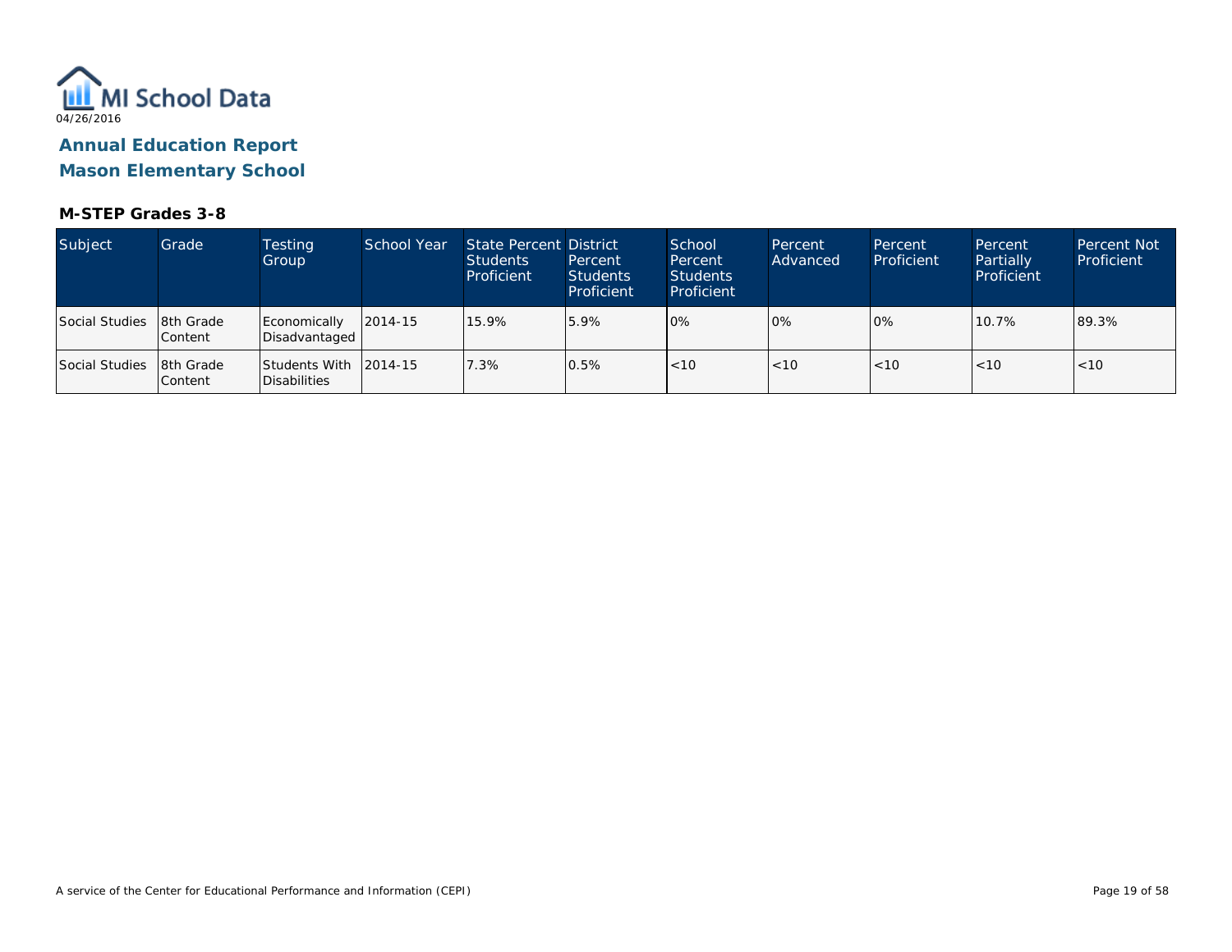MI School Data

04/26/2016

## Annual Education Report

## Mason Elementary School

### M-STEP Grades 3-8

| Subject | Grade | Testing Group | School Year | State Percent Students Proficient | District Percent Students Proficient | School Percent Students Proficient | Percent Advanced | Percent Proficient | Percent Partially Proficient | Percent Not Proficient |
|---|---|---|---|---|---|---|---|---|---|---|
| Social Studies | 8th Grade Content | Economically Disadvantaged | 2014-15 | 15.9% | 5.9% | 0% | 0% | 0% | 10.7% | 89.3% |
| Social Studies | 8th Grade Content | Students With Disabilities | 2014-15 | 7.3% | 0.5% | <10 | <10 | <10 | <10 | <10 |

A service of the Center for Educational Performance and Information (CEPI)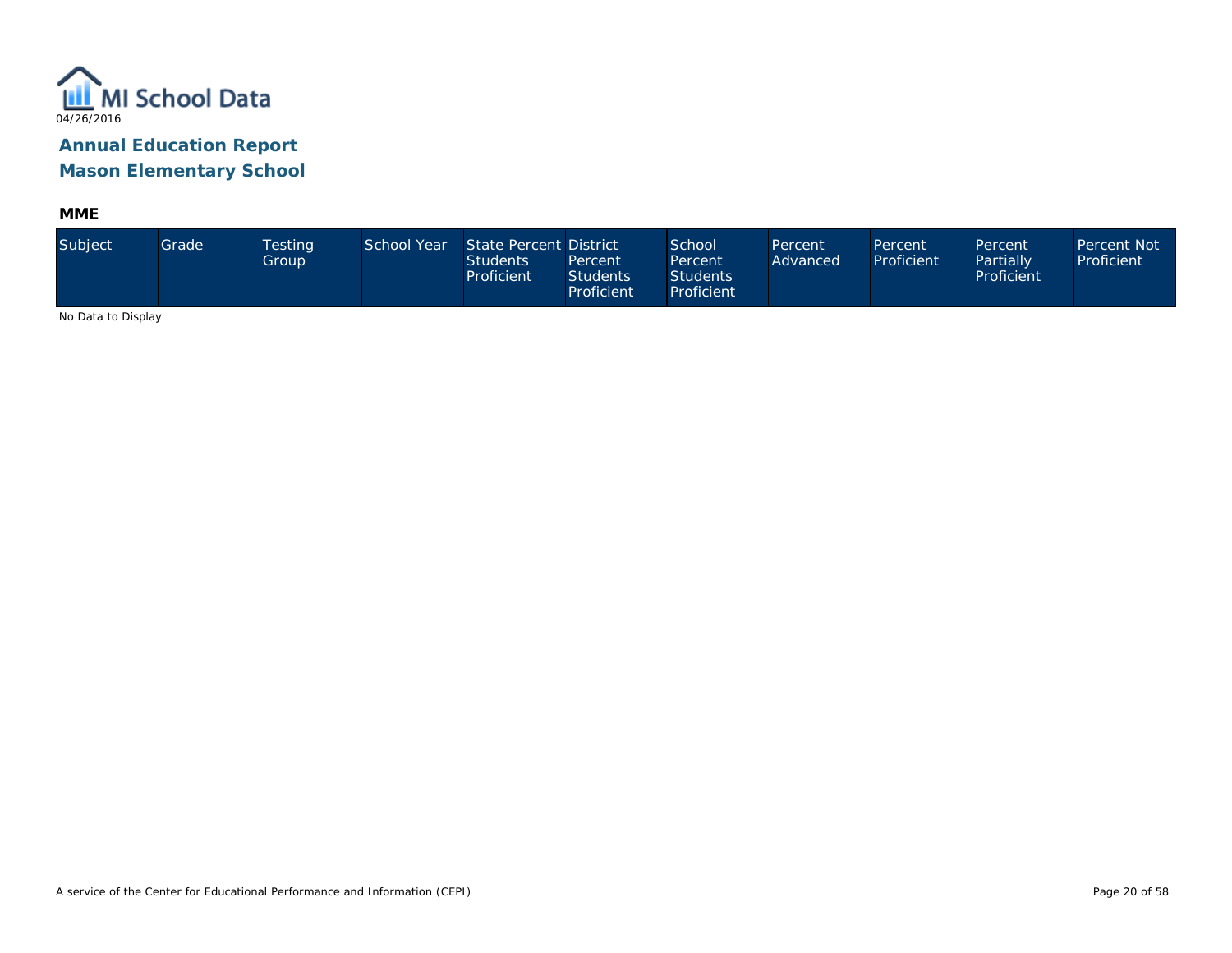# Annual Education Report
## Mason Elementary School

### MME

| Subject | Grade | Testing Group | School Year | State Percent Students Proficient | District Percent Students Proficient | School Percent Students Proficient | Percent Advanced | Percent Proficient | Percent Partially Proficient | Percent Not Proficient |
|---|---|---|---|---|---|---|---|---|---|---|

No Data to Display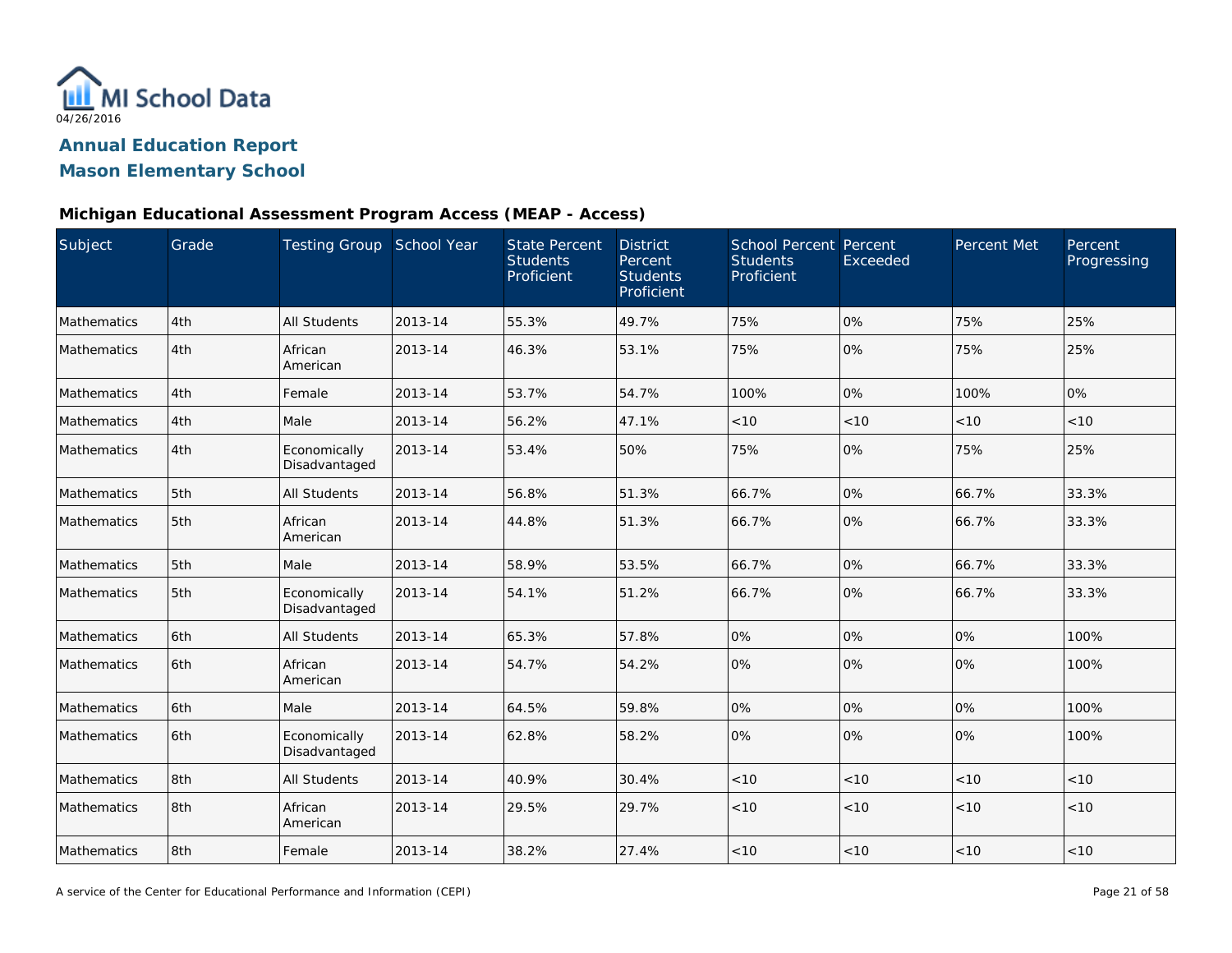04/26/2016

## Annual Education Report
## Mason Elementary School

### Michigan Educational Assessment Program Access (MEAP - Access)

| Subject | Grade | Testing Group | School Year | State Percent Students Proficient | District Percent Students Proficient | School Percent Students Proficient | Percent Exceeded | Percent Met | Percent Progressing |
|---|---|---|---|---|---|---|---|---|---|
| Mathematics | 4th | All Students | 2013-14 | 55.3% | 49.7% | 75% | 0% | 75% | 25% |
| Mathematics | 4th | African American | 2013-14 | 46.3% | 53.1% | 75% | 0% | 75% | 25% |
| Mathematics | 4th | Female | 2013-14 | 53.7% | 54.7% | 100% | 0% | 100% | 0% |
| Mathematics | 4th | Male | 2013-14 | 56.2% | 47.1% | <10 | <10 | <10 | <10 |
| Mathematics | 4th | Economically Disadvantaged | 2013-14 | 53.4% | 50% | 75% | 0% | 75% | 25% |
| Mathematics | 5th | All Students | 2013-14 | 56.8% | 51.3% | 66.7% | 0% | 66.7% | 33.3% |
| Mathematics | 5th | African American | 2013-14 | 44.8% | 51.3% | 66.7% | 0% | 66.7% | 33.3% |
| Mathematics | 5th | Male | 2013-14 | 58.9% | 53.5% | 66.7% | 0% | 66.7% | 33.3% |
| Mathematics | 5th | Economically Disadvantaged | 2013-14 | 54.1% | 51.2% | 66.7% | 0% | 66.7% | 33.3% |
| Mathematics | 6th | All Students | 2013-14 | 65.3% | 57.8% | 0% | 0% | 0% | 100% |
| Mathematics | 6th | African American | 2013-14 | 54.7% | 54.2% | 0% | 0% | 0% | 100% |
| Mathematics | 6th | Male | 2013-14 | 64.5% | 59.8% | 0% | 0% | 0% | 100% |
| Mathematics | 6th | Economically Disadvantaged | 2013-14 | 62.8% | 58.2% | 0% | 0% | 0% | 100% |
| Mathematics | 8th | All Students | 2013-14 | 40.9% | 30.4% | <10 | <10 | <10 | <10 |
| Mathematics | 8th | African American | 2013-14 | 29.5% | 29.7% | <10 | <10 | <10 | <10 |
| Mathematics | 8th | Female | 2013-14 | 38.2% | 27.4% | <10 | <10 | <10 | <10 |

A service of the Center for Educational Performance and Information (CEPI)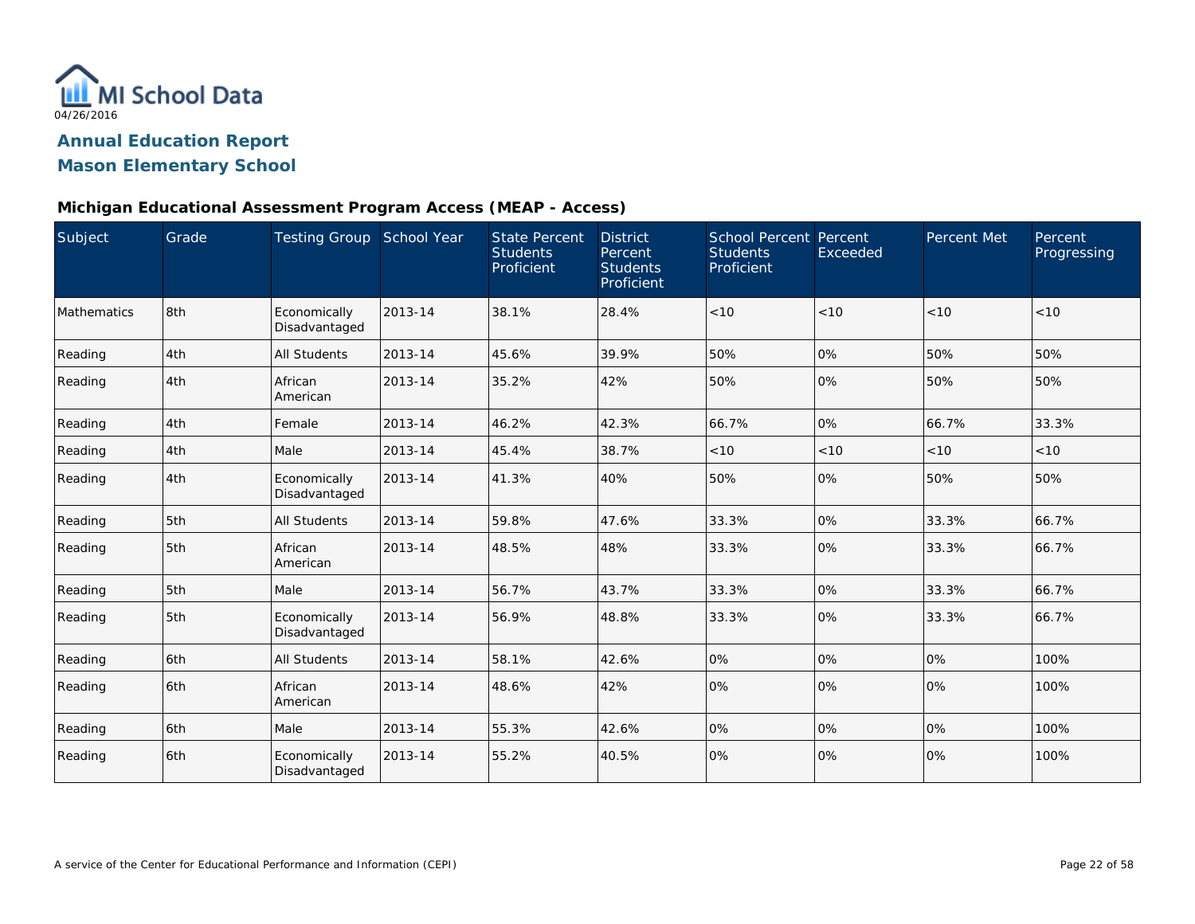MI School Data
04/26/2016

# Annual Education Report
# Mason Elementary School

### Michigan Educational Assessment Program Access (MEAP - Access)

| Subject | Grade | Testing Group | School Year | State Percent Students Proficient | District Percent Students Proficient | School Percent Students Proficient | Percent Exceeded | Percent Met | Percent Progressing |
|---|---|---|---|---|---|---|---|---|---|
| Mathematics | 8th | Economically Disadvantaged | 2013-14 | 38.1% | 28.4% | <10 | <10 | <10 | <10 |
| Reading | 4th | All Students | 2013-14 | 45.6% | 39.9% | 50% | 0% | 50% | 50% |
| Reading | 4th | African American | 2013-14 | 35.2% | 42% | 50% | 0% | 50% | 50% |
| Reading | 4th | Female | 2013-14 | 46.2% | 42.3% | 66.7% | 0% | 66.7% | 33.3% |
| Reading | 4th | Male | 2013-14 | 45.4% | 38.7% | <10 | <10 | <10 | <10 |
| Reading | 4th | Economically Disadvantaged | 2013-14 | 41.3% | 40% | 50% | 0% | 50% | 50% |
| Reading | 5th | All Students | 2013-14 | 59.8% | 47.6% | 33.3% | 0% | 33.3% | 66.7% |
| Reading | 5th | African American | 2013-14 | 48.5% | 48% | 33.3% | 0% | 33.3% | 66.7% |
| Reading | 5th | Male | 2013-14 | 56.7% | 43.7% | 33.3% | 0% | 33.3% | 66.7% |
| Reading | 5th | Economically Disadvantaged | 2013-14 | 56.9% | 48.8% | 33.3% | 0% | 33.3% | 66.7% |
| Reading | 6th | All Students | 2013-14 | 58.1% | 42.6% | 0% | 0% | 0% | 100% |
| Reading | 6th | African American | 2013-14 | 48.6% | 42% | 0% | 0% | 0% | 100% |
| Reading | 6th | Male | 2013-14 | 55.3% | 42.6% | 0% | 0% | 0% | 100% |
| Reading | 6th | Economically Disadvantaged | 2013-14 | 55.2% | 40.5% | 0% | 0% | 0% | 100% |

A service of the Center for Educational Performance and Information (CEPI)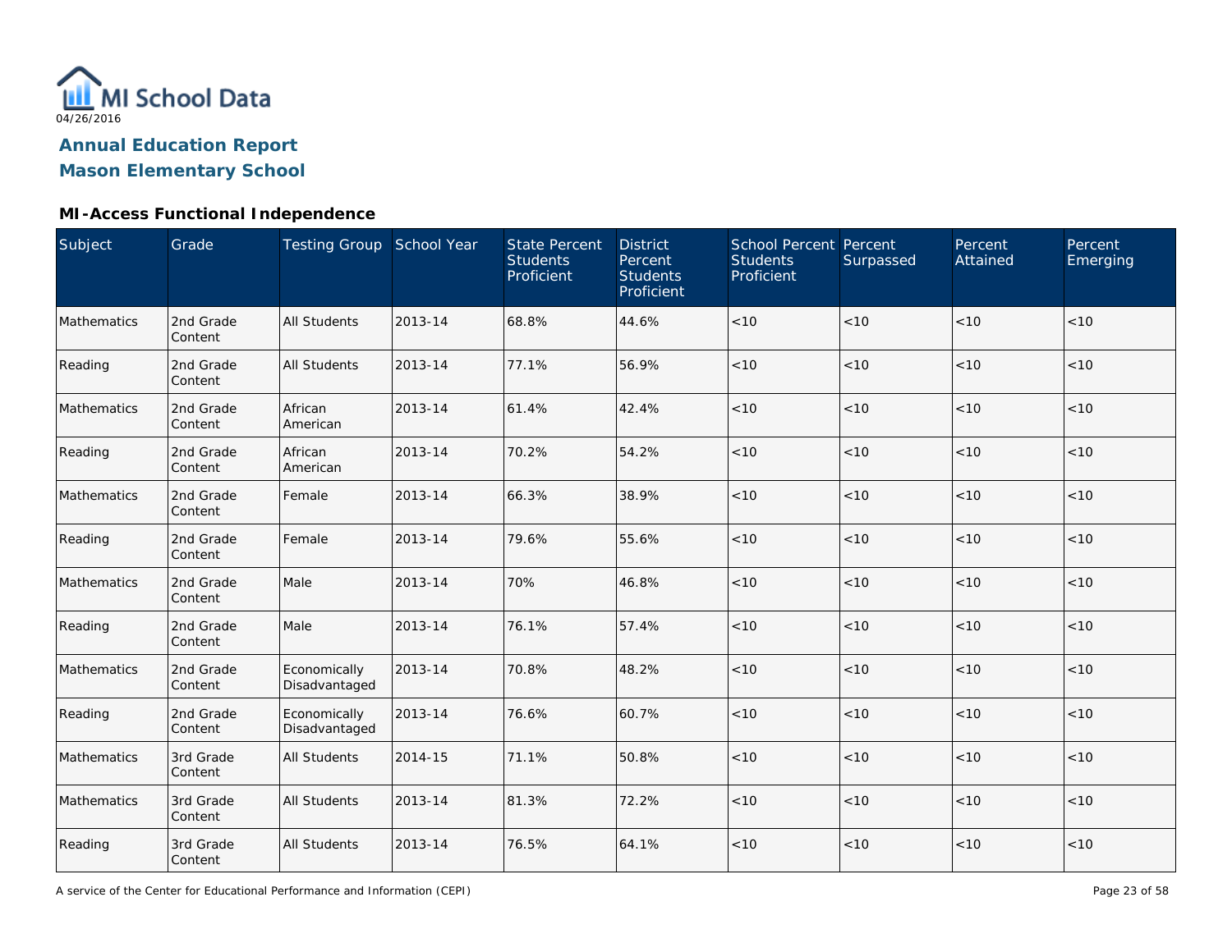MI School Data
04/26/2016

# Annual Education Report
# Mason Elementary School

## MI-Access Functional Independence

| Subject | Grade | Testing Group | School Year | State Percent Students Proficient | District Percent Students Proficient | School Percent Students Proficient | Percent Surpassed | Percent Attained | Percent Emerging |
|---|---|---|---|---|---|---|---|---|---|
| Mathematics | 2nd Grade Content | All Students | 2013-14 | 68.8% | 44.6% | <10 | <10 | <10 | <10 |
| Reading | 2nd Grade Content | All Students | 2013-14 | 77.1% | 56.9% | <10 | <10 | <10 | <10 |
| Mathematics | 2nd Grade Content | African American | 2013-14 | 61.4% | 42.4% | <10 | <10 | <10 | <10 |
| Reading | 2nd Grade Content | African American | 2013-14 | 70.2% | 54.2% | <10 | <10 | <10 | <10 |
| Mathematics | 2nd Grade Content | Female | 2013-14 | 66.3% | 38.9% | <10 | <10 | <10 | <10 |
| Reading | 2nd Grade Content | Female | 2013-14 | 79.6% | 55.6% | <10 | <10 | <10 | <10 |
| Mathematics | 2nd Grade Content | Male | 2013-14 | 70% | 46.8% | <10 | <10 | <10 | <10 |
| Reading | 2nd Grade Content | Male | 2013-14 | 76.1% | 57.4% | <10 | <10 | <10 | <10 |
| Mathematics | 2nd Grade Content | Economically Disadvantaged | 2013-14 | 70.8% | 48.2% | <10 | <10 | <10 | <10 |
| Reading | 2nd Grade Content | Economically Disadvantaged | 2013-14 | 76.6% | 60.7% | <10 | <10 | <10 | <10 |
| Mathematics | 3rd Grade Content | All Students | 2014-15 | 71.1% | 50.8% | <10 | <10 | <10 | <10 |
| Mathematics | 3rd Grade Content | All Students | 2013-14 | 81.3% | 72.2% | <10 | <10 | <10 | <10 |
| Reading | 3rd Grade Content | All Students | 2013-14 | 76.5% | 64.1% | <10 | <10 | <10 | <10 |

A service of the Center for Educational Performance and Information (CEPI)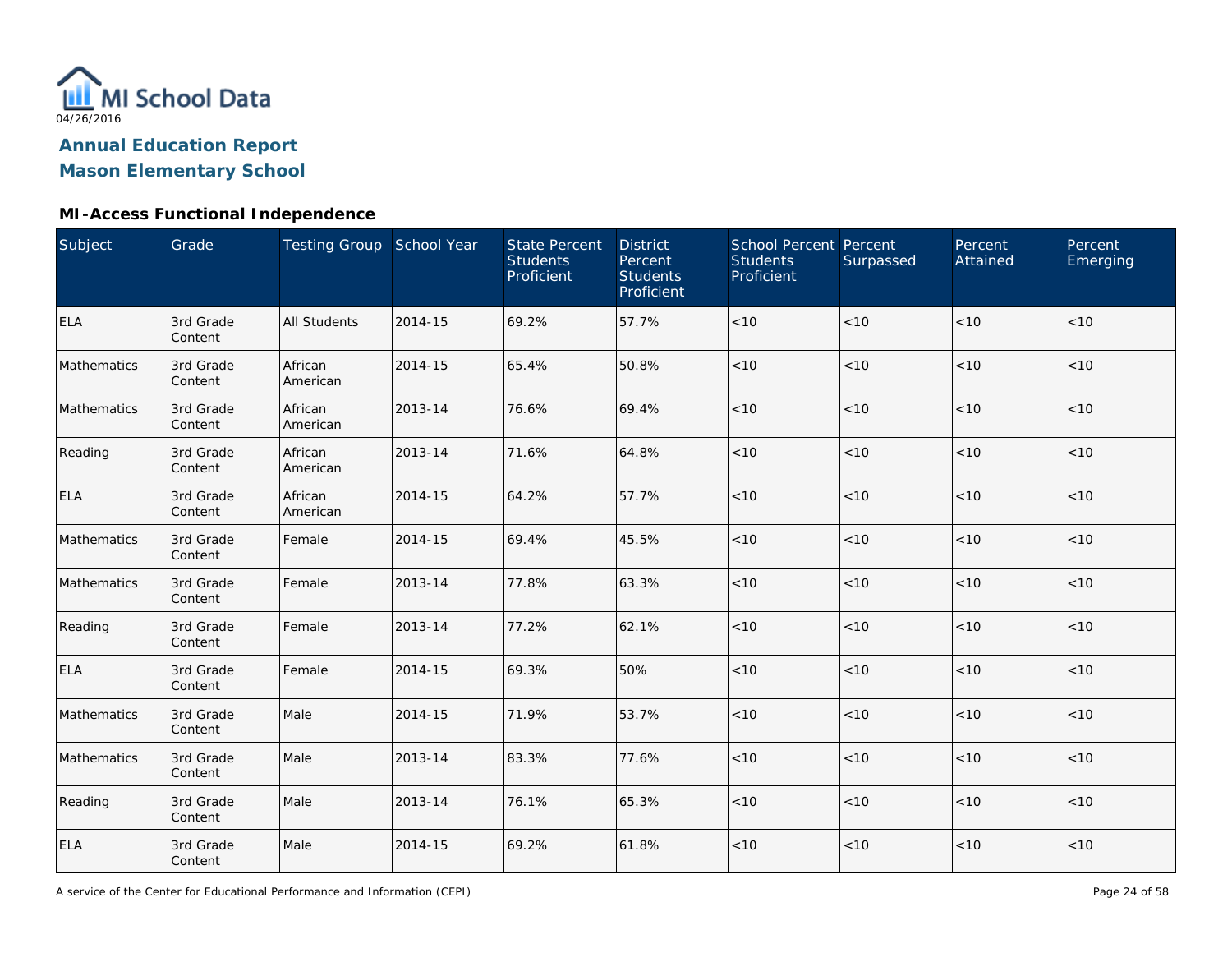MI School Data

04/26/2016

## Annual Education Report
## Mason Elementary School

### MI-Access Functional Independence

| Subject | Grade | Testing Group | School Year | State Percent Students Proficient | District Percent Students Proficient | School Percent Students Proficient | Percent Surpassed | Percent Attained | Percent Emerging |
|---|---|---|---|---|---|---|---|---|---|
| ELA | 3rd Grade Content | All Students | 2014-15 | 69.2% | 57.7% | <10 | <10 | <10 | <10 |
| Mathematics | 3rd Grade Content | African American | 2014-15 | 65.4% | 50.8% | <10 | <10 | <10 | <10 |
| Mathematics | 3rd Grade Content | African American | 2013-14 | 76.6% | 69.4% | <10 | <10 | <10 | <10 |
| Reading | 3rd Grade Content | African American | 2013-14 | 71.6% | 64.8% | <10 | <10 | <10 | <10 |
| ELA | 3rd Grade Content | African American | 2014-15 | 64.2% | 57.7% | <10 | <10 | <10 | <10 |
| Mathematics | 3rd Grade Content | Female | 2014-15 | 69.4% | 45.5% | <10 | <10 | <10 | <10 |
| Mathematics | 3rd Grade Content | Female | 2013-14 | 77.8% | 63.3% | <10 | <10 | <10 | <10 |
| Reading | 3rd Grade Content | Female | 2013-14 | 77.2% | 62.1% | <10 | <10 | <10 | <10 |
| ELA | 3rd Grade Content | Female | 2014-15 | 69.3% | 50% | <10 | <10 | <10 | <10 |
| Mathematics | 3rd Grade Content | Male | 2014-15 | 71.9% | 53.7% | <10 | <10 | <10 | <10 |
| Mathematics | 3rd Grade Content | Male | 2013-14 | 83.3% | 77.6% | <10 | <10 | <10 | <10 |
| Reading | 3rd Grade Content | Male | 2013-14 | 76.1% | 65.3% | <10 | <10 | <10 | <10 |
| ELA | 3rd Grade Content | Male | 2014-15 | 69.2% | 61.8% | <10 | <10 | <10 | <10 |

A service of the Center for Educational Performance and Information (CEPI)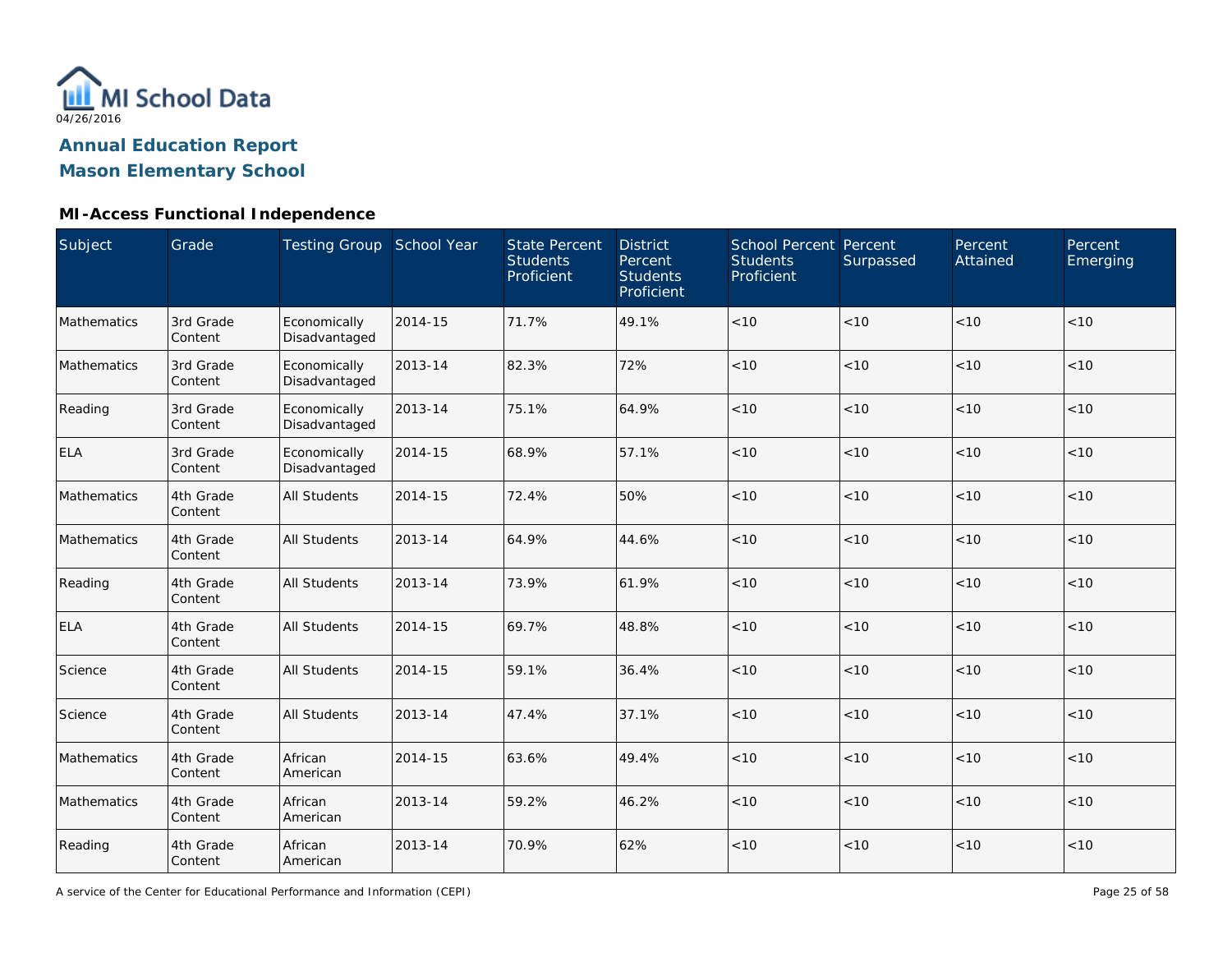# Annual Education Report

## Mason Elementary School

### MI-Access Functional Independence

| Subject | Grade | Testing Group | School Year | State Percent Students Proficient | District Percent Students Proficient | School Percent Students Proficient | Percent Surpassed | Percent Attained | Percent Emerging |
|---|---|---|---|---|---|---|---|---|---|
| Mathematics | 3rd Grade Content | Economically Disadvantaged | 2014-15 | 71.7% | 49.1% | <10 | <10 | <10 | <10 |
| Mathematics | 3rd Grade Content | Economically Disadvantaged | 2013-14 | 82.3% | 72% | <10 | <10 | <10 | <10 |
| Reading | 3rd Grade Content | Economically Disadvantaged | 2013-14 | 75.1% | 64.9% | <10 | <10 | <10 | <10 |
| ELA | 3rd Grade Content | Economically Disadvantaged | 2014-15 | 68.9% | 57.1% | <10 | <10 | <10 | <10 |
| Mathematics | 4th Grade Content | All Students | 2014-15 | 72.4% | 50% | <10 | <10 | <10 | <10 |
| Mathematics | 4th Grade Content | All Students | 2013-14 | 64.9% | 44.6% | <10 | <10 | <10 | <10 |
| Reading | 4th Grade Content | All Students | 2013-14 | 73.9% | 61.9% | <10 | <10 | <10 | <10 |
| ELA | 4th Grade Content | All Students | 2014-15 | 69.7% | 48.8% | <10 | <10 | <10 | <10 |
| Science | 4th Grade Content | All Students | 2014-15 | 59.1% | 36.4% | <10 | <10 | <10 | <10 |
| Science | 4th Grade Content | All Students | 2013-14 | 47.4% | 37.1% | <10 | <10 | <10 | <10 |
| Mathematics | 4th Grade Content | African American | 2014-15 | 63.6% | 49.4% | <10 | <10 | <10 | <10 |
| Mathematics | 4th Grade Content | African American | 2013-14 | 59.2% | 46.2% | <10 | <10 | <10 | <10 |
| Reading | 4th Grade Content | African American | 2013-14 | 70.9% | 62% | <10 | <10 | <10 | <10 |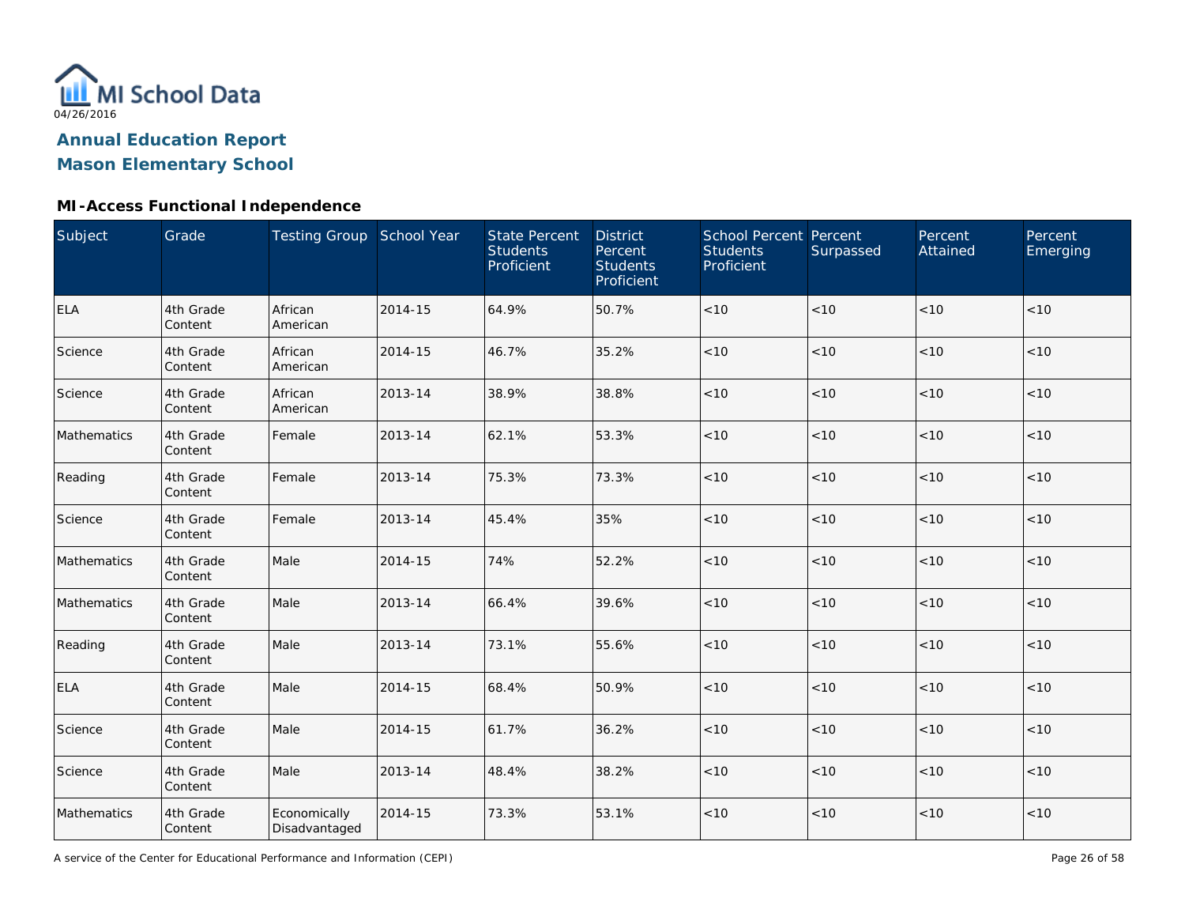MI School Data

04/26/2016

# Annual Education Report

# Mason Elementary School

## MI-Access Functional Independence

| Subject | Grade | Testing Group | School Year | State Percent Students Proficient | District Percent Students Proficient | School Percent Students Proficient | Percent Surpassed | Percent Attained | Percent Emerging |
|---|---|---|---|---|---|---|---|---|---|
| ELA | 4th Grade Content | African American | 2014-15 | 64.9% | 50.7% | <10 | <10 | <10 | <10 |
| Science | 4th Grade Content | African American | 2014-15 | 46.7% | 35.2% | <10 | <10 | <10 | <10 |
| Science | 4th Grade Content | African American | 2013-14 | 38.9% | 38.8% | <10 | <10 | <10 | <10 |
| Mathematics | 4th Grade Content | Female | 2013-14 | 62.1% | 53.3% | <10 | <10 | <10 | <10 |
| Reading | 4th Grade Content | Female | 2013-14 | 75.3% | 73.3% | <10 | <10 | <10 | <10 |
| Science | 4th Grade Content | Female | 2013-14 | 45.4% | 35% | <10 | <10 | <10 | <10 |
| Mathematics | 4th Grade Content | Male | 2014-15 | 74% | 52.2% | <10 | <10 | <10 | <10 |
| Mathematics | 4th Grade Content | Male | 2013-14 | 66.4% | 39.6% | <10 | <10 | <10 | <10 |
| Reading | 4th Grade Content | Male | 2013-14 | 73.1% | 55.6% | <10 | <10 | <10 | <10 |
| ELA | 4th Grade Content | Male | 2014-15 | 68.4% | 50.9% | <10 | <10 | <10 | <10 |
| Science | 4th Grade Content | Male | 2014-15 | 61.7% | 36.2% | <10 | <10 | <10 | <10 |
| Science | 4th Grade Content | Male | 2013-14 | 48.4% | 38.2% | <10 | <10 | <10 | <10 |
| Mathematics | 4th Grade Content | Economically Disadvantaged | 2014-15 | 73.3% | 53.1% | <10 | <10 | <10 | <10 |

A service of the Center for Educational Performance and Information (CEPI)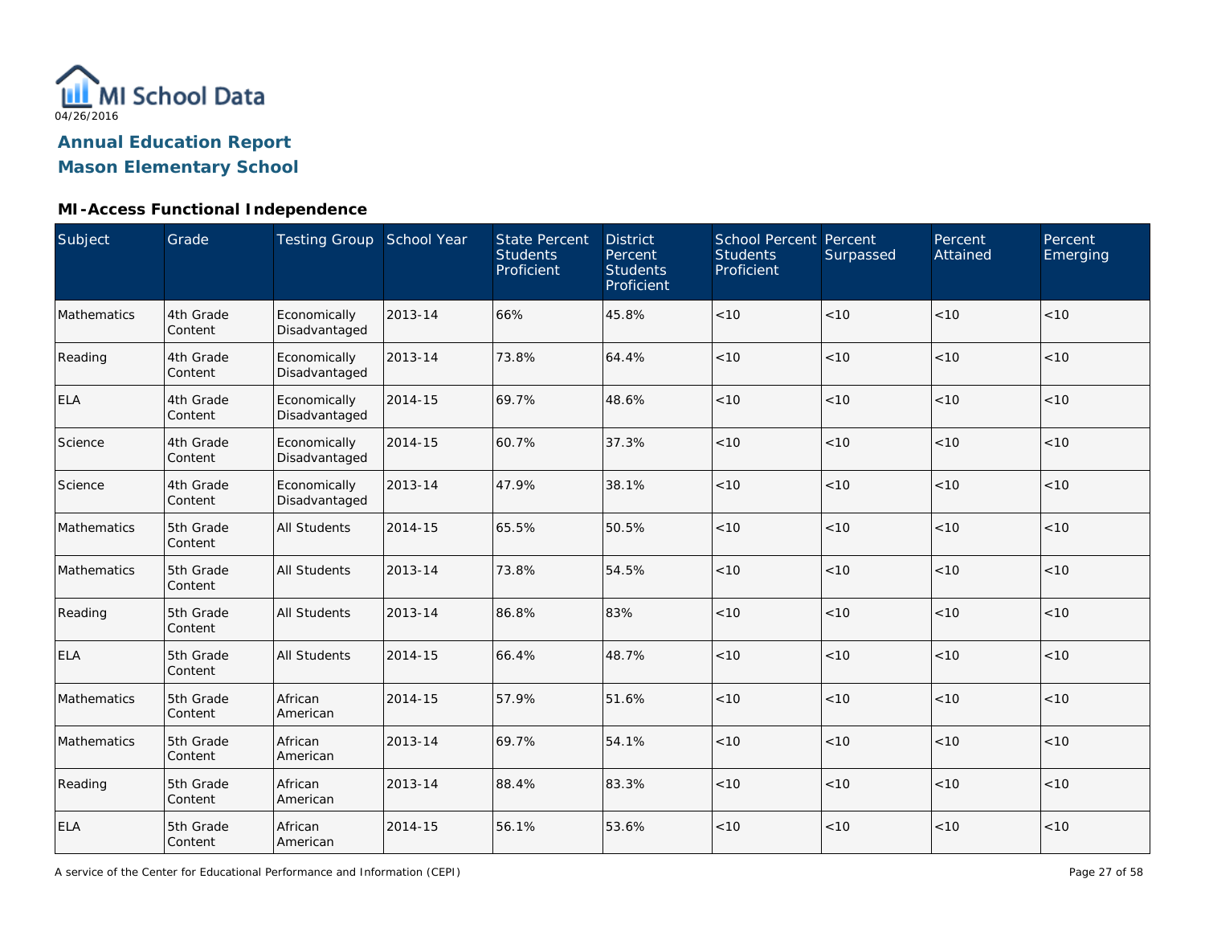MI School Data
04/26/2016

**Annual Education Report**
**Mason Elementary School**

### MI-Access Functional Independence

| Subject | Grade | Testing Group | School Year | State Percent Students Proficient | District Percent Students Proficient | School Percent Students Proficient | Percent Surpassed | Percent Attained | Percent Emerging |
|---|---|---|---|---|---|---|---|---|---|
| Mathematics | 4th Grade Content | Economically Disadvantaged | 2013-14 | 66% | 45.8% | <10 | <10 | <10 | <10 |
| Reading | 4th Grade Content | Economically Disadvantaged | 2013-14 | 73.8% | 64.4% | <10 | <10 | <10 | <10 |
| ELA | 4th Grade Content | Economically Disadvantaged | 2014-15 | 69.7% | 48.6% | <10 | <10 | <10 | <10 |
| Science | 4th Grade Content | Economically Disadvantaged | 2014-15 | 60.7% | 37.3% | <10 | <10 | <10 | <10 |
| Science | 4th Grade Content | Economically Disadvantaged | 2013-14 | 47.9% | 38.1% | <10 | <10 | <10 | <10 |
| Mathematics | 5th Grade Content | All Students | 2014-15 | 65.5% | 50.5% | <10 | <10 | <10 | <10 |
| Mathematics | 5th Grade Content | All Students | 2013-14 | 73.8% | 54.5% | <10 | <10 | <10 | <10 |
| Reading | 5th Grade Content | All Students | 2013-14 | 86.8% | 83% | <10 | <10 | <10 | <10 |
| ELA | 5th Grade Content | All Students | 2014-15 | 66.4% | 48.7% | <10 | <10 | <10 | <10 |
| Mathematics | 5th Grade Content | African American | 2014-15 | 57.9% | 51.6% | <10 | <10 | <10 | <10 |
| Mathematics | 5th Grade Content | African American | 2013-14 | 69.7% | 54.1% | <10 | <10 | <10 | <10 |
| Reading | 5th Grade Content | African American | 2013-14 | 88.4% | 83.3% | <10 | <10 | <10 | <10 |
| ELA | 5th Grade Content | African American | 2014-15 | 56.1% | 53.6% | <10 | <10 | <10 | <10 |

A service of the Center for Educational Performance and Information (CEPI)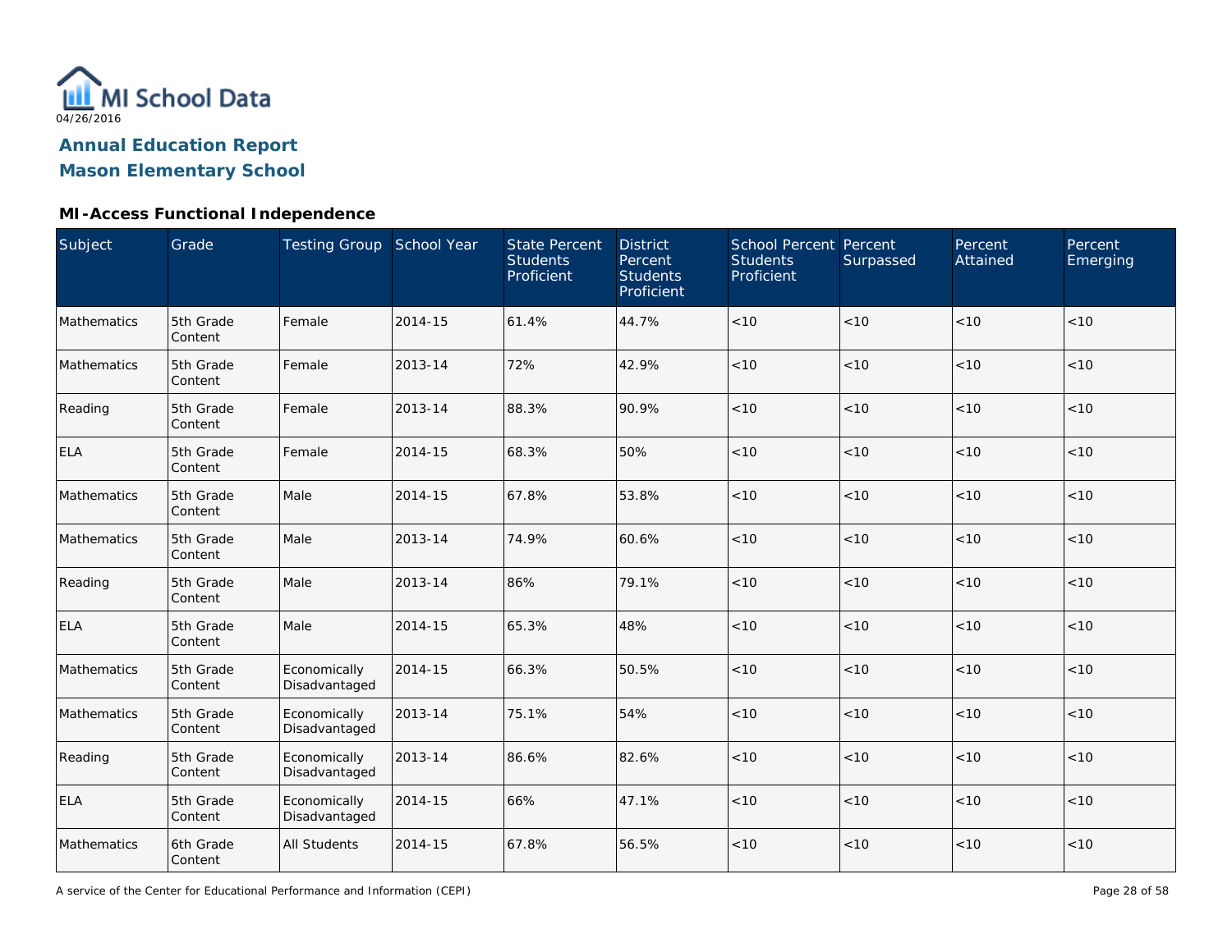MI School Data

04/26/2016

## Annual Education Report
## Mason Elementary School

### MI-Access Functional Independence

| Subject | Grade | Testing Group | School Year | State Percent Students Proficient | District Percent Students Proficient | School Percent Students Proficient | Percent Surpassed | Percent Attained | Percent Emerging |
|---|---|---|---|---|---|---|---|---|---|
| Mathematics | 5th Grade Content | Female | 2014-15 | 61.4% | 44.7% | <10 | <10 | <10 | <10 |
| Mathematics | 5th Grade Content | Female | 2013-14 | 72% | 42.9% | <10 | <10 | <10 | <10 |
| Reading | 5th Grade Content | Female | 2013-14 | 88.3% | 90.9% | <10 | <10 | <10 | <10 |
| ELA | 5th Grade Content | Female | 2014-15 | 68.3% | 50% | <10 | <10 | <10 | <10 |
| Mathematics | 5th Grade Content | Male | 2014-15 | 67.8% | 53.8% | <10 | <10 | <10 | <10 |
| Mathematics | 5th Grade Content | Male | 2013-14 | 74.9% | 60.6% | <10 | <10 | <10 | <10 |
| Reading | 5th Grade Content | Male | 2013-14 | 86% | 79.1% | <10 | <10 | <10 | <10 |
| ELA | 5th Grade Content | Male | 2014-15 | 65.3% | 48% | <10 | <10 | <10 | <10 |
| Mathematics | 5th Grade Content | Economically Disadvantaged | 2014-15 | 66.3% | 50.5% | <10 | <10 | <10 | <10 |
| Mathematics | 5th Grade Content | Economically Disadvantaged | 2013-14 | 75.1% | 54% | <10 | <10 | <10 | <10 |
| Reading | 5th Grade Content | Economically Disadvantaged | 2013-14 | 86.6% | 82.6% | <10 | <10 | <10 | <10 |
| ELA | 5th Grade Content | Economically Disadvantaged | 2014-15 | 66% | 47.1% | <10 | <10 | <10 | <10 |
| Mathematics | 6th Grade Content | All Students | 2014-15 | 67.8% | 56.5% | <10 | <10 | <10 | <10 |

A service of the Center for Educational Performance and Information (CEPI)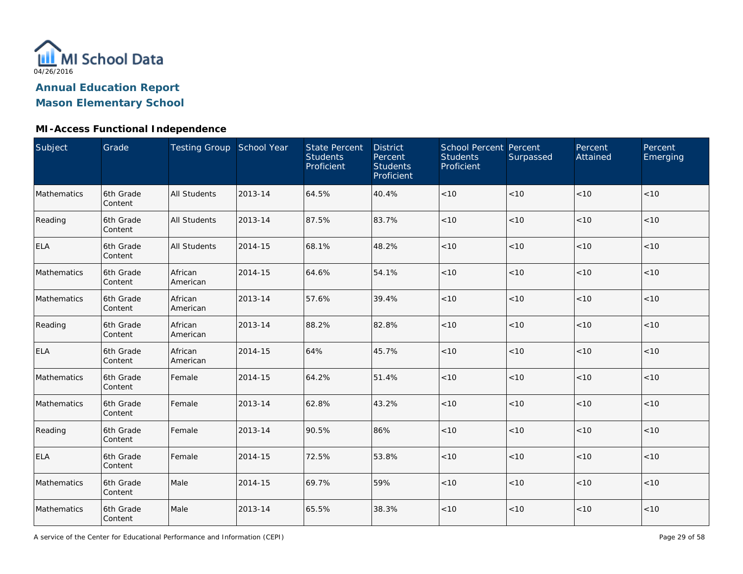MI School Data

04/26/2016

## Annual Education Report

## Mason Elementary School

### MI-Access Functional Independence

| Subject | Grade | Testing Group | School Year | State Percent Students Proficient | District Percent Students Proficient | School Percent Students Proficient | Percent Surpassed | Percent Attained | Percent Emerging |
|---|---|---|---|---|---|---|---|---|---|
| Mathematics | 6th Grade Content | All Students | 2013-14 | 64.5% | 40.4% | <10 | <10 | <10 | <10 |
| Reading | 6th Grade Content | All Students | 2013-14 | 87.5% | 83.7% | <10 | <10 | <10 | <10 |
| ELA | 6th Grade Content | All Students | 2014-15 | 68.1% | 48.2% | <10 | <10 | <10 | <10 |
| Mathematics | 6th Grade Content | African American | 2014-15 | 64.6% | 54.1% | <10 | <10 | <10 | <10 |
| Mathematics | 6th Grade Content | African American | 2013-14 | 57.6% | 39.4% | <10 | <10 | <10 | <10 |
| Reading | 6th Grade Content | African American | 2013-14 | 88.2% | 82.8% | <10 | <10 | <10 | <10 |
| ELA | 6th Grade Content | African American | 2014-15 | 64% | 45.7% | <10 | <10 | <10 | <10 |
| Mathematics | 6th Grade Content | Female | 2014-15 | 64.2% | 51.4% | <10 | <10 | <10 | <10 |
| Mathematics | 6th Grade Content | Female | 2013-14 | 62.8% | 43.2% | <10 | <10 | <10 | <10 |
| Reading | 6th Grade Content | Female | 2013-14 | 90.5% | 86% | <10 | <10 | <10 | <10 |
| ELA | 6th Grade Content | Female | 2014-15 | 72.5% | 53.8% | <10 | <10 | <10 | <10 |
| Mathematics | 6th Grade Content | Male | 2014-15 | 69.7% | 59% | <10 | <10 | <10 | <10 |
| Mathematics | 6th Grade Content | Male | 2013-14 | 65.5% | 38.3% | <10 | <10 | <10 | <10 |

A service of the Center for Educational Performance and Information (CEPI)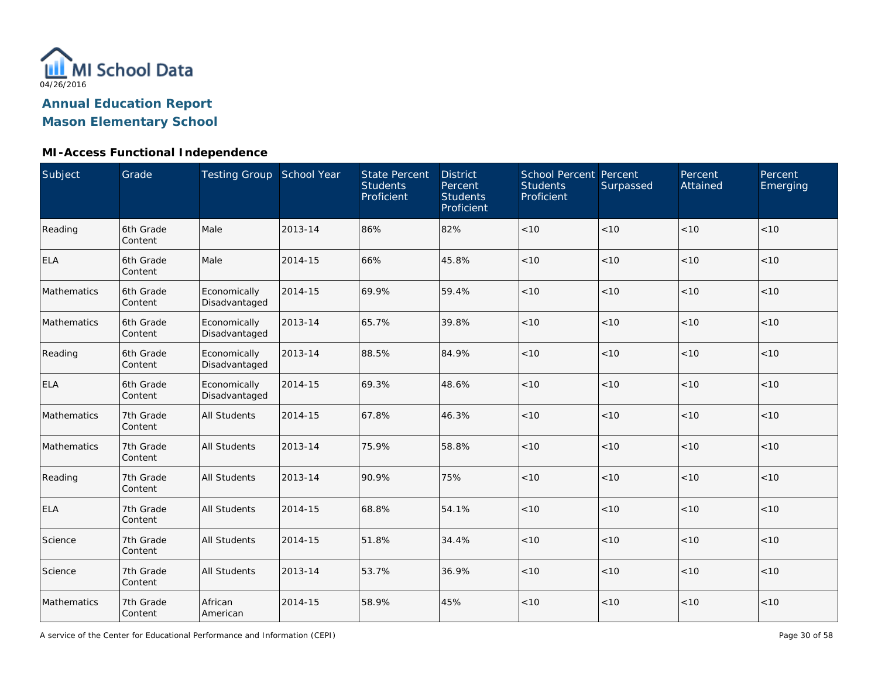MI School Data
04/26/2016

# Annual Education Report

## Mason Elementary School

### MI-Access Functional Independence

| Subject | Grade | Testing Group | School Year | State Percent Students Proficient | District Percent Students Proficient | School Percent Students Proficient | Percent Surpassed | Percent Attained | Percent Emerging |
|---|---|---|---|---|---|---|---|---|---|
| Reading | 6th Grade Content | Male | 2013-14 | 86% | 82% | <10 | <10 | <10 | <10 |
| ELA | 6th Grade Content | Male | 2014-15 | 66% | 45.8% | <10 | <10 | <10 | <10 |
| Mathematics | 6th Grade Content | Economically Disadvantaged | 2014-15 | 69.9% | 59.4% | <10 | <10 | <10 | <10 |
| Mathematics | 6th Grade Content | Economically Disadvantaged | 2013-14 | 65.7% | 39.8% | <10 | <10 | <10 | <10 |
| Reading | 6th Grade Content | Economically Disadvantaged | 2013-14 | 88.5% | 84.9% | <10 | <10 | <10 | <10 |
| ELA | 6th Grade Content | Economically Disadvantaged | 2014-15 | 69.3% | 48.6% | <10 | <10 | <10 | <10 |
| Mathematics | 7th Grade Content | All Students | 2014-15 | 67.8% | 46.3% | <10 | <10 | <10 | <10 |
| Mathematics | 7th Grade Content | All Students | 2013-14 | 75.9% | 58.8% | <10 | <10 | <10 | <10 |
| Reading | 7th Grade Content | All Students | 2013-14 | 90.9% | 75% | <10 | <10 | <10 | <10 |
| ELA | 7th Grade Content | All Students | 2014-15 | 68.8% | 54.1% | <10 | <10 | <10 | <10 |
| Science | 7th Grade Content | All Students | 2014-15 | 51.8% | 34.4% | <10 | <10 | <10 | <10 |
| Science | 7th Grade Content | All Students | 2013-14 | 53.7% | 36.9% | <10 | <10 | <10 | <10 |
| Mathematics | 7th Grade Content | African American | 2014-15 | 58.9% | 45% | <10 | <10 | <10 | <10 |

A service of the Center for Educational Performance and Information (CEPI)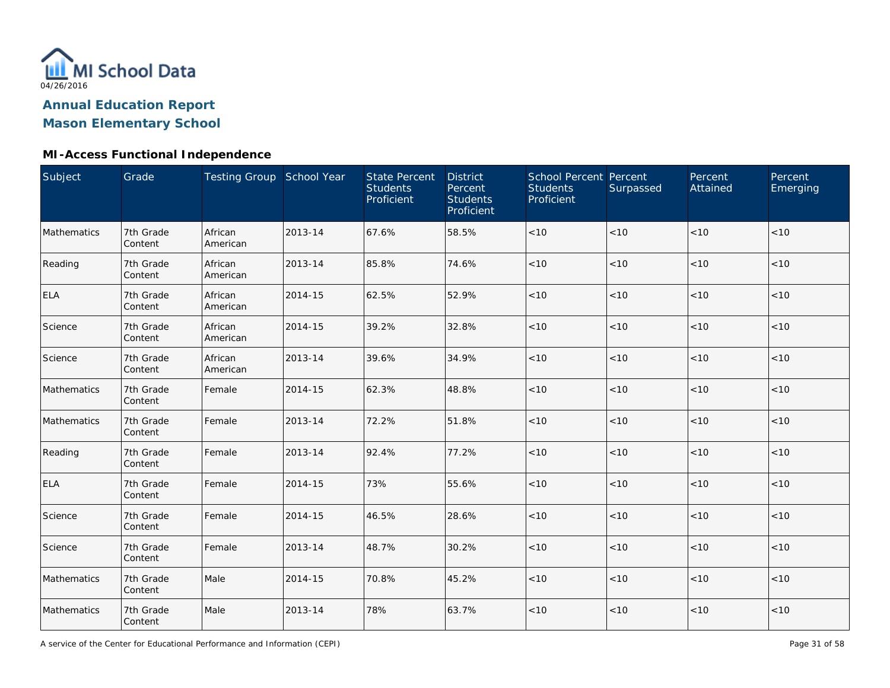MI School Data

04/26/2016

# Annual Education Report

# Mason Elementary School

### MI-Access Functional Independence

| Subject | Grade | Testing Group | School Year | State Percent Students Proficient | District Percent Students Proficient | School Percent Students Proficient | Percent Surpassed | Percent Attained | Percent Emerging |
|---|---|---|---|---|---|---|---|---|---|
| Mathematics | 7th Grade Content | African American | 2013-14 | 67.6% | 58.5% | <10 | <10 | <10 | <10 |
| Reading | 7th Grade Content | African American | 2013-14 | 85.8% | 74.6% | <10 | <10 | <10 | <10 |
| ELA | 7th Grade Content | African American | 2014-15 | 62.5% | 52.9% | <10 | <10 | <10 | <10 |
| Science | 7th Grade Content | African American | 2014-15 | 39.2% | 32.8% | <10 | <10 | <10 | <10 |
| Science | 7th Grade Content | African American | 2013-14 | 39.6% | 34.9% | <10 | <10 | <10 | <10 |
| Mathematics | 7th Grade Content | Female | 2014-15 | 62.3% | 48.8% | <10 | <10 | <10 | <10 |
| Mathematics | 7th Grade Content | Female | 2013-14 | 72.2% | 51.8% | <10 | <10 | <10 | <10 |
| Reading | 7th Grade Content | Female | 2013-14 | 92.4% | 77.2% | <10 | <10 | <10 | <10 |
| ELA | 7th Grade Content | Female | 2014-15 | 73% | 55.6% | <10 | <10 | <10 | <10 |
| Science | 7th Grade Content | Female | 2014-15 | 46.5% | 28.6% | <10 | <10 | <10 | <10 |
| Science | 7th Grade Content | Female | 2013-14 | 48.7% | 30.2% | <10 | <10 | <10 | <10 |
| Mathematics | 7th Grade Content | Male | 2014-15 | 70.8% | 45.2% | <10 | <10 | <10 | <10 |
| Mathematics | 7th Grade Content | Male | 2013-14 | 78% | 63.7% | <10 | <10 | <10 | <10 |

A service of the Center for Educational Performance and Information (CEPI)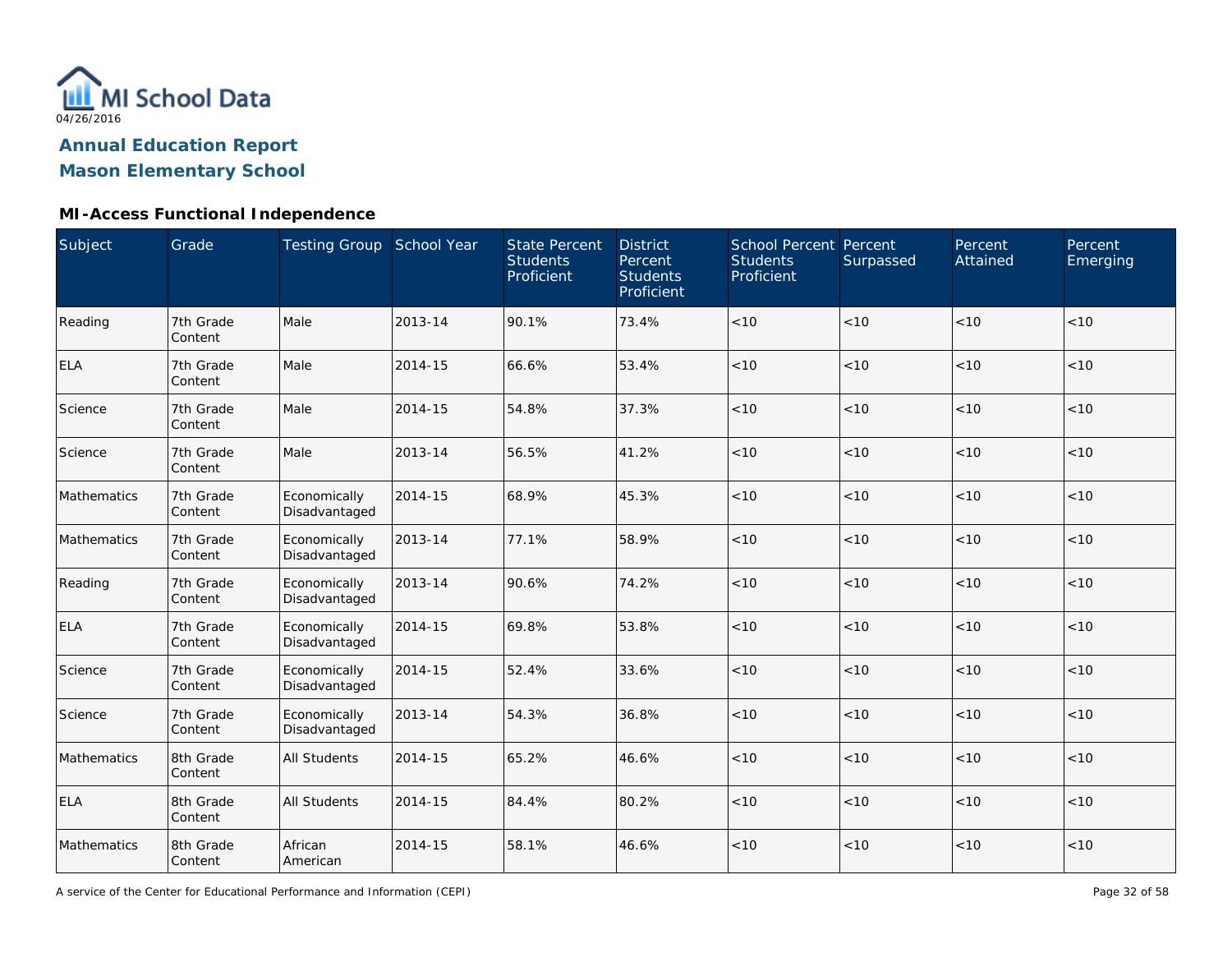MI School Data

04/26/2016

## Annual Education Report

## Mason Elementary School

### MI-Access Functional Independence

| Subject | Grade | Testing Group | School Year | State Percent Students Proficient | District Percent Students Proficient | School Percent Students Proficient | Percent Surpassed | Percent Attained | Percent Emerging |
|---|---|---|---|---|---|---|---|---|---|
| Reading | 7th Grade Content | Male | 2013-14 | 90.1% | 73.4% | <10 | <10 | <10 | <10 |
| ELA | 7th Grade Content | Male | 2014-15 | 66.6% | 53.4% | <10 | <10 | <10 | <10 |
| Science | 7th Grade Content | Male | 2014-15 | 54.8% | 37.3% | <10 | <10 | <10 | <10 |
| Science | 7th Grade Content | Male | 2013-14 | 56.5% | 41.2% | <10 | <10 | <10 | <10 |
| Mathematics | 7th Grade Content | Economically Disadvantaged | 2014-15 | 68.9% | 45.3% | <10 | <10 | <10 | <10 |
| Mathematics | 7th Grade Content | Economically Disadvantaged | 2013-14 | 77.1% | 58.9% | <10 | <10 | <10 | <10 |
| Reading | 7th Grade Content | Economically Disadvantaged | 2013-14 | 90.6% | 74.2% | <10 | <10 | <10 | <10 |
| ELA | 7th Grade Content | Economically Disadvantaged | 2014-15 | 69.8% | 53.8% | <10 | <10 | <10 | <10 |
| Science | 7th Grade Content | Economically Disadvantaged | 2014-15 | 52.4% | 33.6% | <10 | <10 | <10 | <10 |
| Science | 7th Grade Content | Economically Disadvantaged | 2013-14 | 54.3% | 36.8% | <10 | <10 | <10 | <10 |
| Mathematics | 8th Grade Content | All Students | 2014-15 | 65.2% | 46.6% | <10 | <10 | <10 | <10 |
| ELA | 8th Grade Content | All Students | 2014-15 | 84.4% | 80.2% | <10 | <10 | <10 | <10 |
| Mathematics | 8th Grade Content | African American | 2014-15 | 58.1% | 46.6% | <10 | <10 | <10 | <10 |

A service of the Center for Educational Performance and Information (CEPI)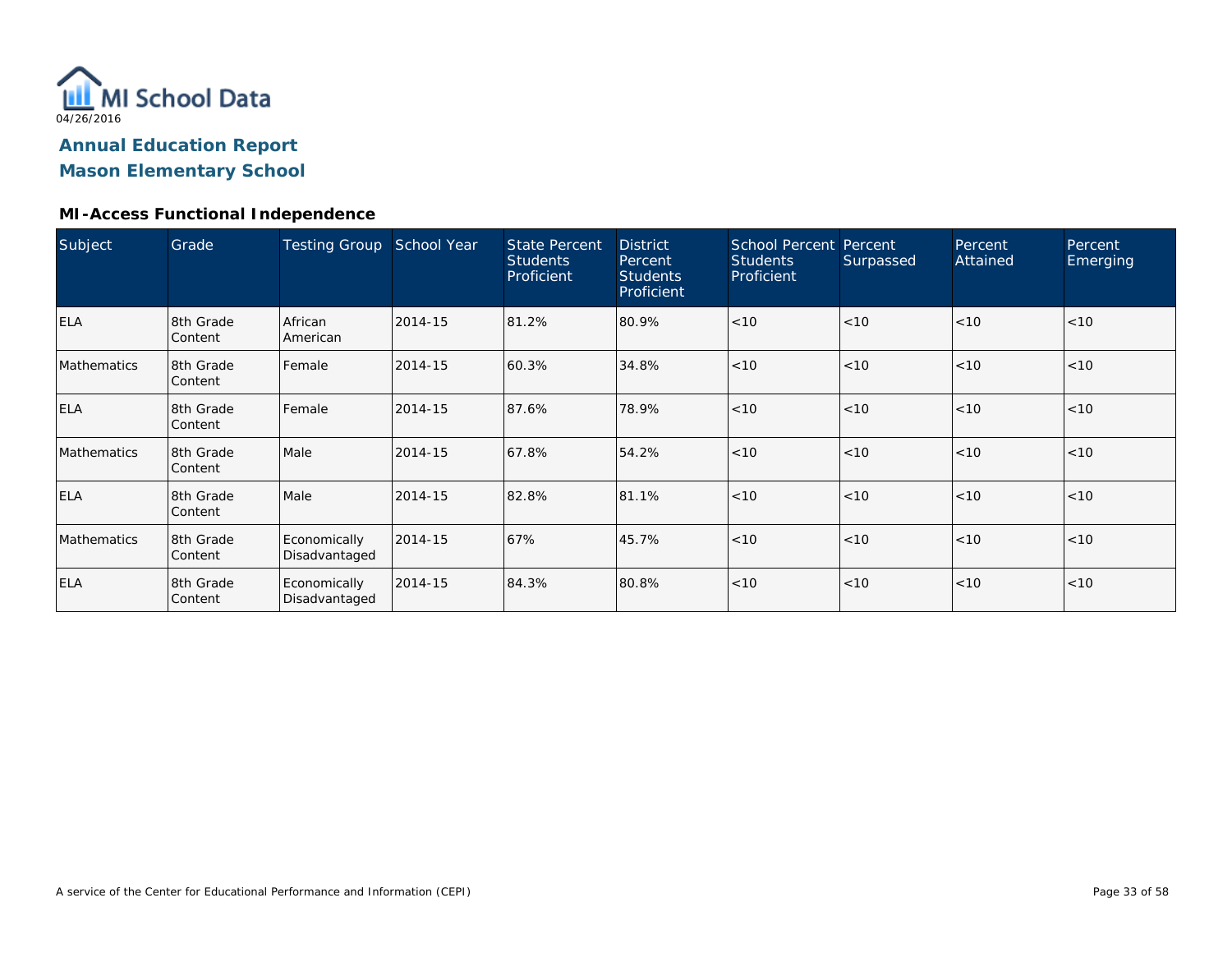MI School Data
04/26/2016

# Annual Education Report
## Mason Elementary School

### MI-Access Functional Independence

| Subject | Grade | Testing Group | School Year | State Percent Students Proficient | District Percent Students Proficient | School Percent Students Proficient | Percent Surpassed | Percent Attained | Percent Emerging |
|---|---|---|---|---|---|---|---|---|---|
| ELA | 8th Grade Content | African American | 2014-15 | 81.2% | 80.9% | <10 | <10 | <10 | <10 |
| Mathematics | 8th Grade Content | Female | 2014-15 | 60.3% | 34.8% | <10 | <10 | <10 | <10 |
| ELA | 8th Grade Content | Female | 2014-15 | 87.6% | 78.9% | <10 | <10 | <10 | <10 |
| Mathematics | 8th Grade Content | Male | 2014-15 | 67.8% | 54.2% | <10 | <10 | <10 | <10 |
| ELA | 8th Grade Content | Male | 2014-15 | 82.8% | 81.1% | <10 | <10 | <10 | <10 |
| Mathematics | 8th Grade Content | Economically Disadvantaged | 2014-15 | 67% | 45.7% | <10 | <10 | <10 | <10 |
| ELA | 8th Grade Content | Economically Disadvantaged | 2014-15 | 84.3% | 80.8% | <10 | <10 | <10 | <10 |

A service of the Center for Educational Performance and Information (CEPI)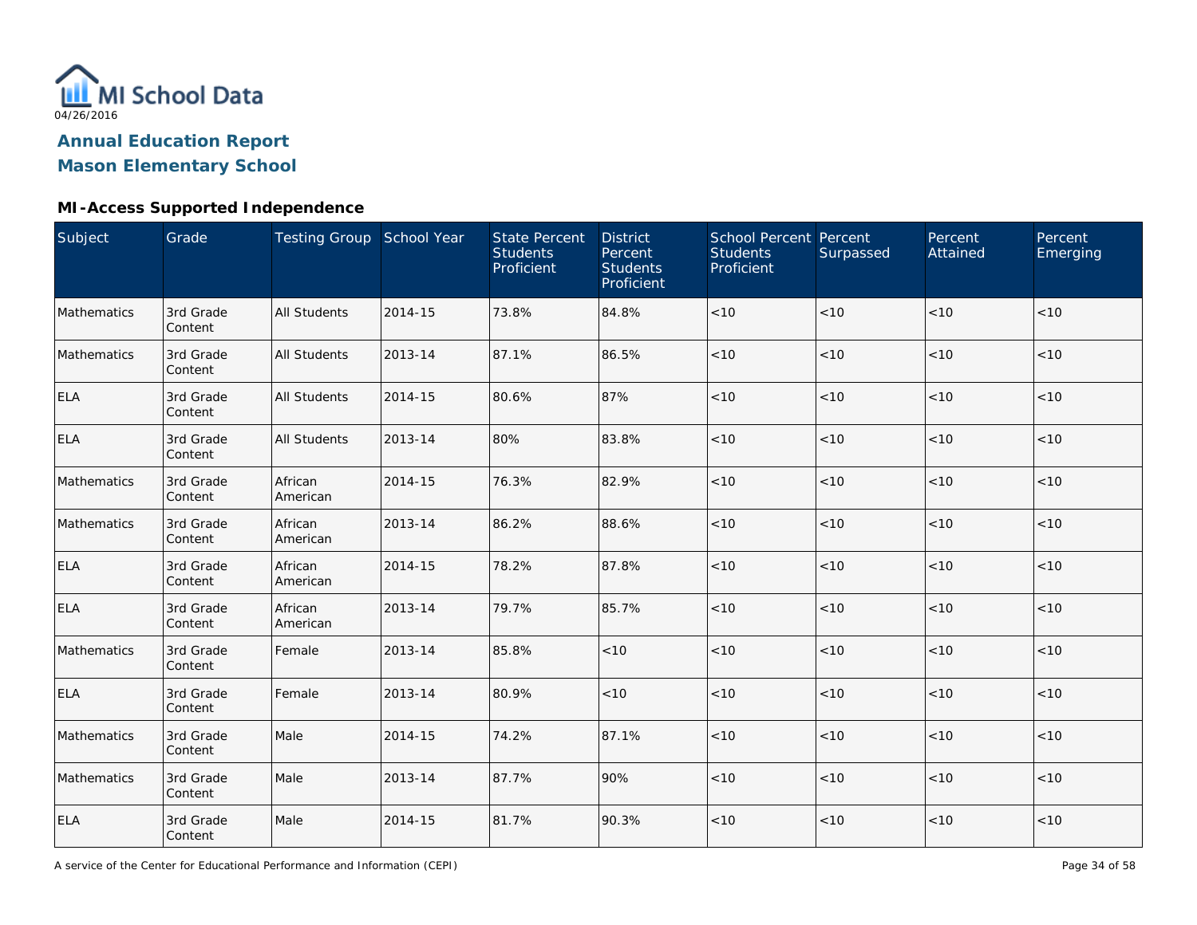MI School Data

04/26/2016

## Annual Education Report
## Mason Elementary School

### MI-Access Supported Independence

| Subject | Grade | Testing Group | School Year | State Percent Students Proficient | District Percent Students Proficient | School Percent Students Proficient | Percent Surpassed | Percent Attained | Percent Emerging |
|---|---|---|---|---|---|---|---|---|---|
| Mathematics | 3rd Grade Content | All Students | 2014-15 | 73.8% | 84.8% | <10 | <10 | <10 | <10 |
| Mathematics | 3rd Grade Content | All Students | 2013-14 | 87.1% | 86.5% | <10 | <10 | <10 | <10 |
| ELA | 3rd Grade Content | All Students | 2014-15 | 80.6% | 87% | <10 | <10 | <10 | <10 |
| ELA | 3rd Grade Content | All Students | 2013-14 | 80% | 83.8% | <10 | <10 | <10 | <10 |
| Mathematics | 3rd Grade Content | African American | 2014-15 | 76.3% | 82.9% | <10 | <10 | <10 | <10 |
| Mathematics | 3rd Grade Content | African American | 2013-14 | 86.2% | 88.6% | <10 | <10 | <10 | <10 |
| ELA | 3rd Grade Content | African American | 2014-15 | 78.2% | 87.8% | <10 | <10 | <10 | <10 |
| ELA | 3rd Grade Content | African American | 2013-14 | 79.7% | 85.7% | <10 | <10 | <10 | <10 |
| Mathematics | 3rd Grade Content | Female | 2013-14 | 85.8% | <10 | <10 | <10 | <10 | <10 |
| ELA | 3rd Grade Content | Female | 2013-14 | 80.9% | <10 | <10 | <10 | <10 | <10 |
| Mathematics | 3rd Grade Content | Male | 2014-15 | 74.2% | 87.1% | <10 | <10 | <10 | <10 |
| Mathematics | 3rd Grade Content | Male | 2013-14 | 87.7% | 90% | <10 | <10 | <10 | <10 |
| ELA | 3rd Grade Content | Male | 2014-15 | 81.7% | 90.3% | <10 | <10 | <10 | <10 |

A service of the Center for Educational Performance and Information (CEPI)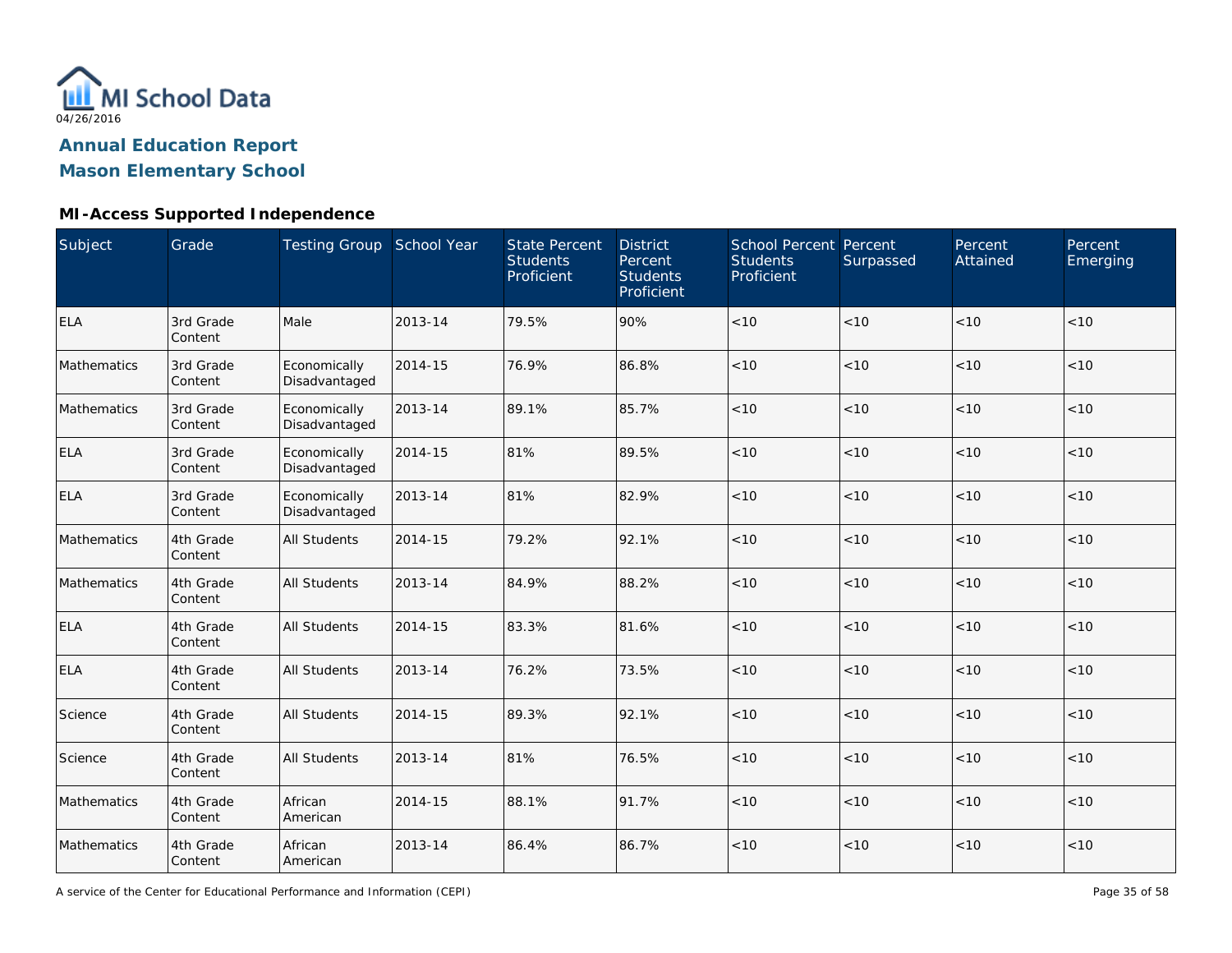MI School Data
04/26/2016

# Annual Education Report
# Mason Elementary School

## MI-Access Supported Independence

| Subject | Grade | Testing Group | School Year | State Percent Students Proficient | District Percent Students Proficient | School Percent Students Proficient | Percent Surpassed | Percent Attained | Percent Emerging |
|---|---|---|---|---|---|---|---|---|---|
| ELA | 3rd Grade Content | Male | 2013-14 | 79.5% | 90% | <10 | <10 | <10 | <10 |
| Mathematics | 3rd Grade Content | Economically Disadvantaged | 2014-15 | 76.9% | 86.8% | <10 | <10 | <10 | <10 |
| Mathematics | 3rd Grade Content | Economically Disadvantaged | 2013-14 | 89.1% | 85.7% | <10 | <10 | <10 | <10 |
| ELA | 3rd Grade Content | Economically Disadvantaged | 2014-15 | 81% | 89.5% | <10 | <10 | <10 | <10 |
| ELA | 3rd Grade Content | Economically Disadvantaged | 2013-14 | 81% | 82.9% | <10 | <10 | <10 | <10 |
| Mathematics | 4th Grade Content | All Students | 2014-15 | 79.2% | 92.1% | <10 | <10 | <10 | <10 |
| Mathematics | 4th Grade Content | All Students | 2013-14 | 84.9% | 88.2% | <10 | <10 | <10 | <10 |
| ELA | 4th Grade Content | All Students | 2014-15 | 83.3% | 81.6% | <10 | <10 | <10 | <10 |
| ELA | 4th Grade Content | All Students | 2013-14 | 76.2% | 73.5% | <10 | <10 | <10 | <10 |
| Science | 4th Grade Content | All Students | 2014-15 | 89.3% | 92.1% | <10 | <10 | <10 | <10 |
| Science | 4th Grade Content | All Students | 2013-14 | 81% | 76.5% | <10 | <10 | <10 | <10 |
| Mathematics | 4th Grade Content | African American | 2014-15 | 88.1% | 91.7% | <10 | <10 | <10 | <10 |
| Mathematics | 4th Grade Content | African American | 2013-14 | 86.4% | 86.7% | <10 | <10 | <10 | <10 |

A service of the Center for Educational Performance and Information (CEPI)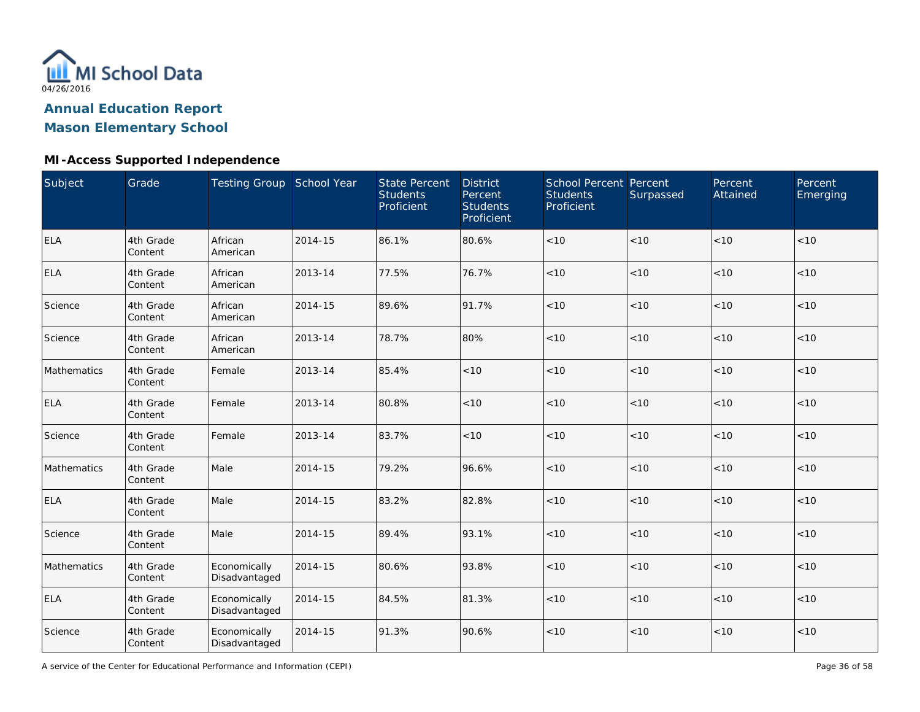# Annual Education Report

## Mason Elementary School

### MI-Access Supported Independence

| Subject | Grade | Testing Group | School Year | State Percent Students Proficient | District Percent Students Proficient | School Percent Students Proficient | Percent Surpassed | Percent Attained | Percent Emerging |
|---|---|---|---|---|---|---|---|---|---|
| ELA | 4th Grade Content | African American | 2014-15 | 86.1% | 80.6% | <10 | <10 | <10 | <10 |
| ELA | 4th Grade Content | African American | 2013-14 | 77.5% | 76.7% | <10 | <10 | <10 | <10 |
| Science | 4th Grade Content | African American | 2014-15 | 89.6% | 91.7% | <10 | <10 | <10 | <10 |
| Science | 4th Grade Content | African American | 2013-14 | 78.7% | 80% | <10 | <10 | <10 | <10 |
| Mathematics | 4th Grade Content | Female | 2013-14 | 85.4% | <10 | <10 | <10 | <10 | <10 |
| ELA | 4th Grade Content | Female | 2013-14 | 80.8% | <10 | <10 | <10 | <10 | <10 |
| Science | 4th Grade Content | Female | 2013-14 | 83.7% | <10 | <10 | <10 | <10 | <10 |
| Mathematics | 4th Grade Content | Male | 2014-15 | 79.2% | 96.6% | <10 | <10 | <10 | <10 |
| ELA | 4th Grade Content | Male | 2014-15 | 83.2% | 82.8% | <10 | <10 | <10 | <10 |
| Science | 4th Grade Content | Male | 2014-15 | 89.4% | 93.1% | <10 | <10 | <10 | <10 |
| Mathematics | 4th Grade Content | Economically Disadvantaged | 2014-15 | 80.6% | 93.8% | <10 | <10 | <10 | <10 |
| ELA | 4th Grade Content | Economically Disadvantaged | 2014-15 | 84.5% | 81.3% | <10 | <10 | <10 | <10 |
| Science | 4th Grade Content | Economically Disadvantaged | 2014-15 | 91.3% | 90.6% | <10 | <10 | <10 | <10 |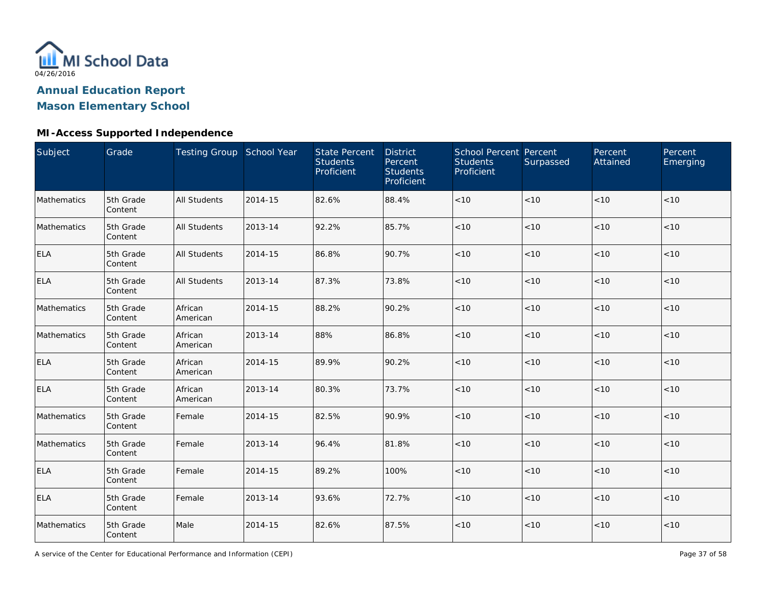MI School Data

04/26/2016

**Annual Education Report**

**Mason Elementary School**

### MI-Access Supported Independence

| Subject | Grade | Testing Group | School Year | State Percent Students Proficient | District Percent Students Proficient | School Percent Students Proficient | Percent Surpassed | Percent Attained | Percent Emerging |
|---|---|---|---|---|---|---|---|---|---|
| Mathematics | 5th Grade Content | All Students | 2014-15 | 82.6% | 88.4% | <10 | <10 | <10 | <10 |
| Mathematics | 5th Grade Content | All Students | 2013-14 | 92.2% | 85.7% | <10 | <10 | <10 | <10 |
| ELA | 5th Grade Content | All Students | 2014-15 | 86.8% | 90.7% | <10 | <10 | <10 | <10 |
| ELA | 5th Grade Content | All Students | 2013-14 | 87.3% | 73.8% | <10 | <10 | <10 | <10 |
| Mathematics | 5th Grade Content | African American | 2014-15 | 88.2% | 90.2% | <10 | <10 | <10 | <10 |
| Mathematics | 5th Grade Content | African American | 2013-14 | 88% | 86.8% | <10 | <10 | <10 | <10 |
| ELA | 5th Grade Content | African American | 2014-15 | 89.9% | 90.2% | <10 | <10 | <10 | <10 |
| ELA | 5th Grade Content | African American | 2013-14 | 80.3% | 73.7% | <10 | <10 | <10 | <10 |
| Mathematics | 5th Grade Content | Female | 2014-15 | 82.5% | 90.9% | <10 | <10 | <10 | <10 |
| Mathematics | 5th Grade Content | Female | 2013-14 | 96.4% | 81.8% | <10 | <10 | <10 | <10 |
| ELA | 5th Grade Content | Female | 2014-15 | 89.2% | 100% | <10 | <10 | <10 | <10 |
| ELA | 5th Grade Content | Female | 2013-14 | 93.6% | 72.7% | <10 | <10 | <10 | <10 |
| Mathematics | 5th Grade Content | Male | 2014-15 | 82.6% | 87.5% | <10 | <10 | <10 | <10 |

A service of the Center for Educational Performance and Information (CEPI)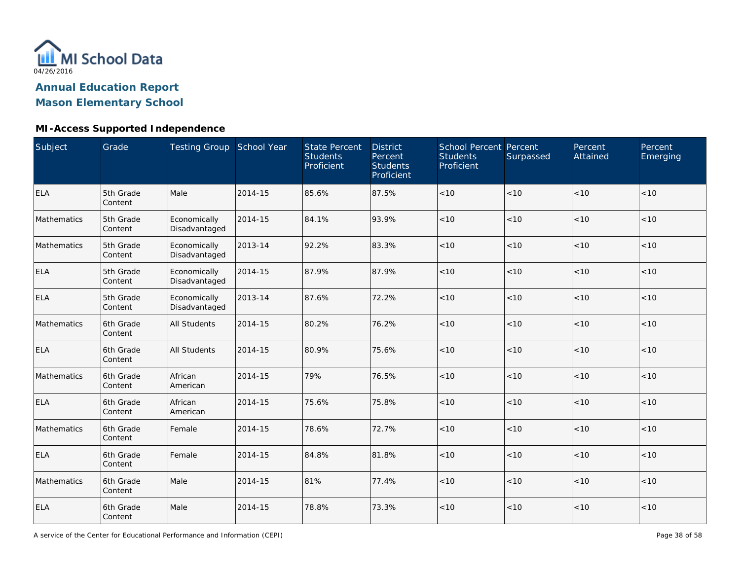MI School Data

04/26/2016

## Annual Education Report

## Mason Elementary School

### MI-Access Supported Independence

| Subject | Grade | Testing Group | School Year | State Percent Students Proficient | District Percent Students Proficient | School Percent Students Proficient | Percent Surpassed | Percent Attained | Percent Emerging |
|---|---|---|---|---|---|---|---|---|---|
| ELA | 5th Grade Content | Male | 2014-15 | 85.6% | 87.5% | <10 | <10 | <10 | <10 |
| Mathematics | 5th Grade Content | Economically Disadvantaged | 2014-15 | 84.1% | 93.9% | <10 | <10 | <10 | <10 |
| Mathematics | 5th Grade Content | Economically Disadvantaged | 2013-14 | 92.2% | 83.3% | <10 | <10 | <10 | <10 |
| ELA | 5th Grade Content | Economically Disadvantaged | 2014-15 | 87.9% | 87.9% | <10 | <10 | <10 | <10 |
| ELA | 5th Grade Content | Economically Disadvantaged | 2013-14 | 87.6% | 72.2% | <10 | <10 | <10 | <10 |
| Mathematics | 6th Grade Content | All Students | 2014-15 | 80.2% | 76.2% | <10 | <10 | <10 | <10 |
| ELA | 6th Grade Content | All Students | 2014-15 | 80.9% | 75.6% | <10 | <10 | <10 | <10 |
| Mathematics | 6th Grade Content | African American | 2014-15 | 79% | 76.5% | <10 | <10 | <10 | <10 |
| ELA | 6th Grade Content | African American | 2014-15 | 75.6% | 75.8% | <10 | <10 | <10 | <10 |
| Mathematics | 6th Grade Content | Female | 2014-15 | 78.6% | 72.7% | <10 | <10 | <10 | <10 |
| ELA | 6th Grade Content | Female | 2014-15 | 84.8% | 81.8% | <10 | <10 | <10 | <10 |
| Mathematics | 6th Grade Content | Male | 2014-15 | 81% | 77.4% | <10 | <10 | <10 | <10 |
| ELA | 6th Grade Content | Male | 2014-15 | 78.8% | 73.3% | <10 | <10 | <10 | <10 |

A service of the Center for Educational Performance and Information (CEPI)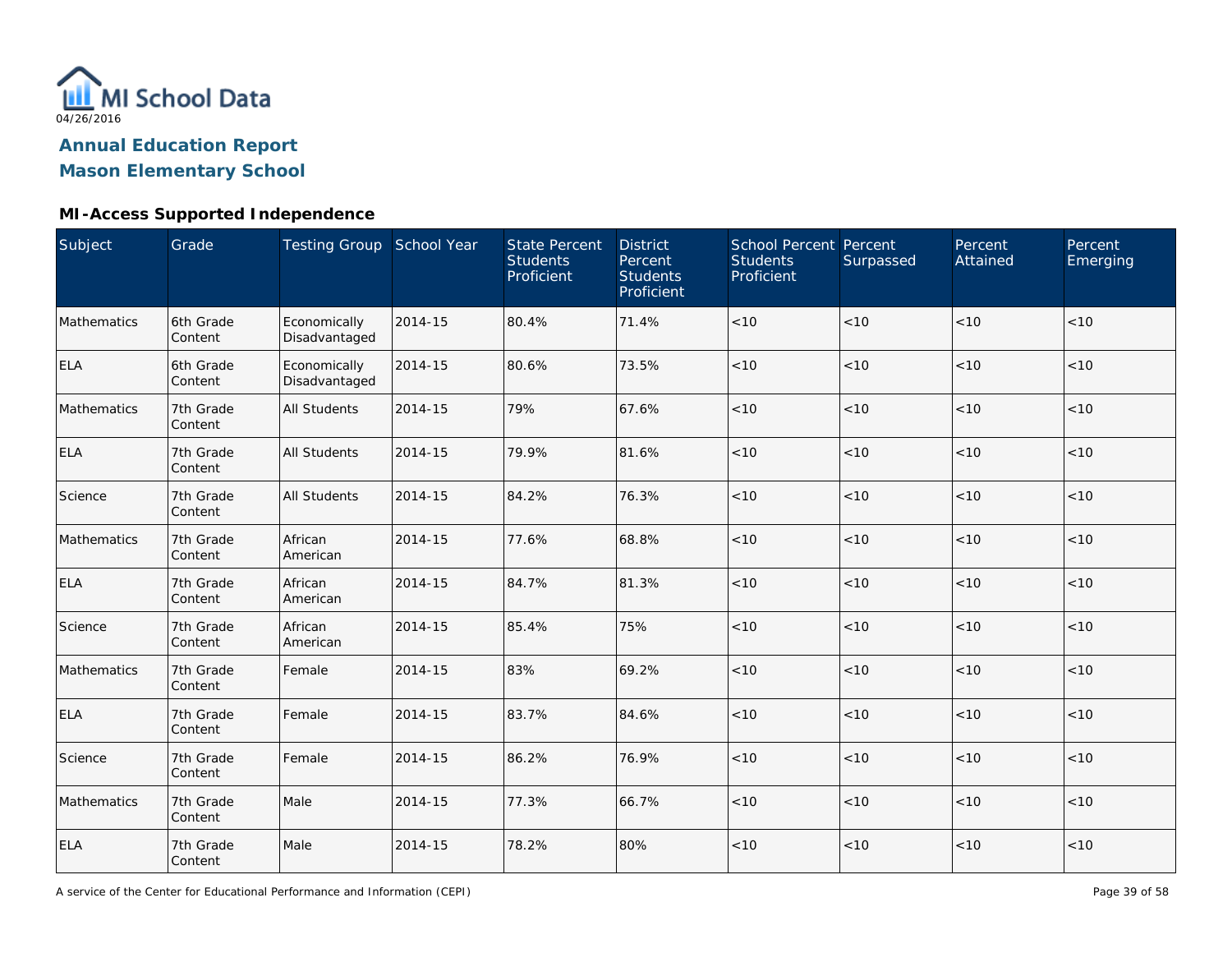# Annual Education Report
## Mason Elementary School

### MI-Access Supported Independence

| Subject | Grade | Testing Group | School Year | State Percent Students Proficient | District Percent Students Proficient | School Percent Students Proficient | Percent Surpassed | Percent Attained | Percent Emerging |
|---|---|---|---|---|---|---|---|---|---|
| Mathematics | 6th Grade Content | Economically Disadvantaged | 2014-15 | 80.4% | 71.4% | <10 | <10 | <10 | <10 |
| ELA | 6th Grade Content | Economically Disadvantaged | 2014-15 | 80.6% | 73.5% | <10 | <10 | <10 | <10 |
| Mathematics | 7th Grade Content | All Students | 2014-15 | 79% | 67.6% | <10 | <10 | <10 | <10 |
| ELA | 7th Grade Content | All Students | 2014-15 | 79.9% | 81.6% | <10 | <10 | <10 | <10 |
| Science | 7th Grade Content | All Students | 2014-15 | 84.2% | 76.3% | <10 | <10 | <10 | <10 |
| Mathematics | 7th Grade Content | African American | 2014-15 | 77.6% | 68.8% | <10 | <10 | <10 | <10 |
| ELA | 7th Grade Content | African American | 2014-15 | 84.7% | 81.3% | <10 | <10 | <10 | <10 |
| Science | 7th Grade Content | African American | 2014-15 | 85.4% | 75% | <10 | <10 | <10 | <10 |
| Mathematics | 7th Grade Content | Female | 2014-15 | 83% | 69.2% | <10 | <10 | <10 | <10 |
| ELA | 7th Grade Content | Female | 2014-15 | 83.7% | 84.6% | <10 | <10 | <10 | <10 |
| Science | 7th Grade Content | Female | 2014-15 | 86.2% | 76.9% | <10 | <10 | <10 | <10 |
| Mathematics | 7th Grade Content | Male | 2014-15 | 77.3% | 66.7% | <10 | <10 | <10 | <10 |
| ELA | 7th Grade Content | Male | 2014-15 | 78.2% | 80% | <10 | <10 | <10 | <10 |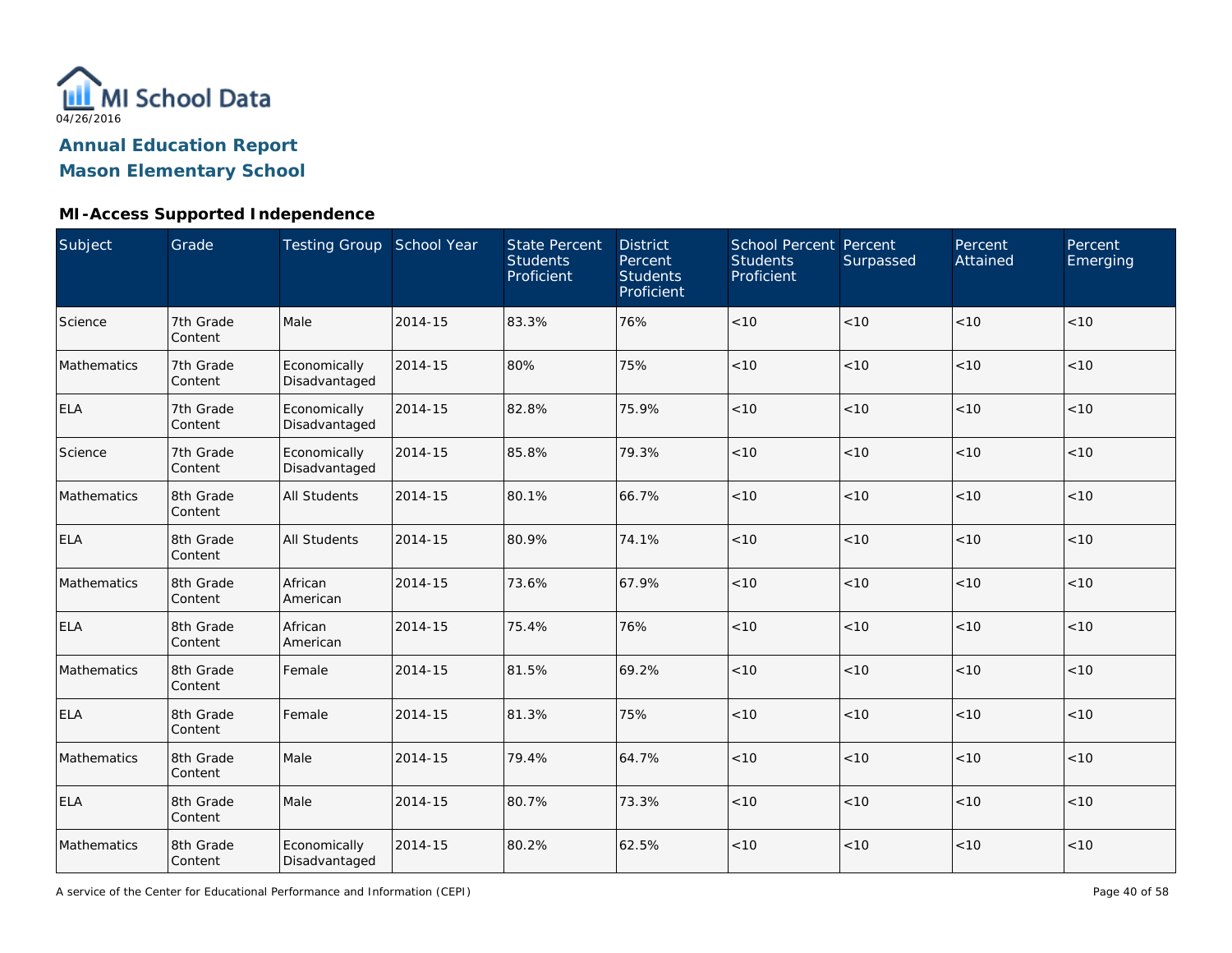MI School Data
04/26/2016

# Annual Education Report

## Mason Elementary School

### MI-Access Supported Independence

| Subject | Grade | Testing Group | School Year | State Percent Students Proficient | District Percent Students Proficient | School Percent Students Proficient | Percent Surpassed | Percent Attained | Percent Emerging |
|---|---|---|---|---|---|---|---|---|---|
| Science | 7th Grade Content | Male | 2014-15 | 83.3% | 76% | <10 | <10 | <10 | <10 |
| Mathematics | 7th Grade Content | Economically Disadvantaged | 2014-15 | 80% | 75% | <10 | <10 | <10 | <10 |
| ELA | 7th Grade Content | Economically Disadvantaged | 2014-15 | 82.8% | 75.9% | <10 | <10 | <10 | <10 |
| Science | 7th Grade Content | Economically Disadvantaged | 2014-15 | 85.8% | 79.3% | <10 | <10 | <10 | <10 |
| Mathematics | 8th Grade Content | All Students | 2014-15 | 80.1% | 66.7% | <10 | <10 | <10 | <10 |
| ELA | 8th Grade Content | All Students | 2014-15 | 80.9% | 74.1% | <10 | <10 | <10 | <10 |
| Mathematics | 8th Grade Content | African American | 2014-15 | 73.6% | 67.9% | <10 | <10 | <10 | <10 |
| ELA | 8th Grade Content | African American | 2014-15 | 75.4% | 76% | <10 | <10 | <10 | <10 |
| Mathematics | 8th Grade Content | Female | 2014-15 | 81.5% | 69.2% | <10 | <10 | <10 | <10 |
| ELA | 8th Grade Content | Female | 2014-15 | 81.3% | 75% | <10 | <10 | <10 | <10 |
| Mathematics | 8th Grade Content | Male | 2014-15 | 79.4% | 64.7% | <10 | <10 | <10 | <10 |
| ELA | 8th Grade Content | Male | 2014-15 | 80.7% | 73.3% | <10 | <10 | <10 | <10 |
| Mathematics | 8th Grade Content | Economically Disadvantaged | 2014-15 | 80.2% | 62.5% | <10 | <10 | <10 | <10 |

A service of the Center for Educational Performance and Information (CEPI)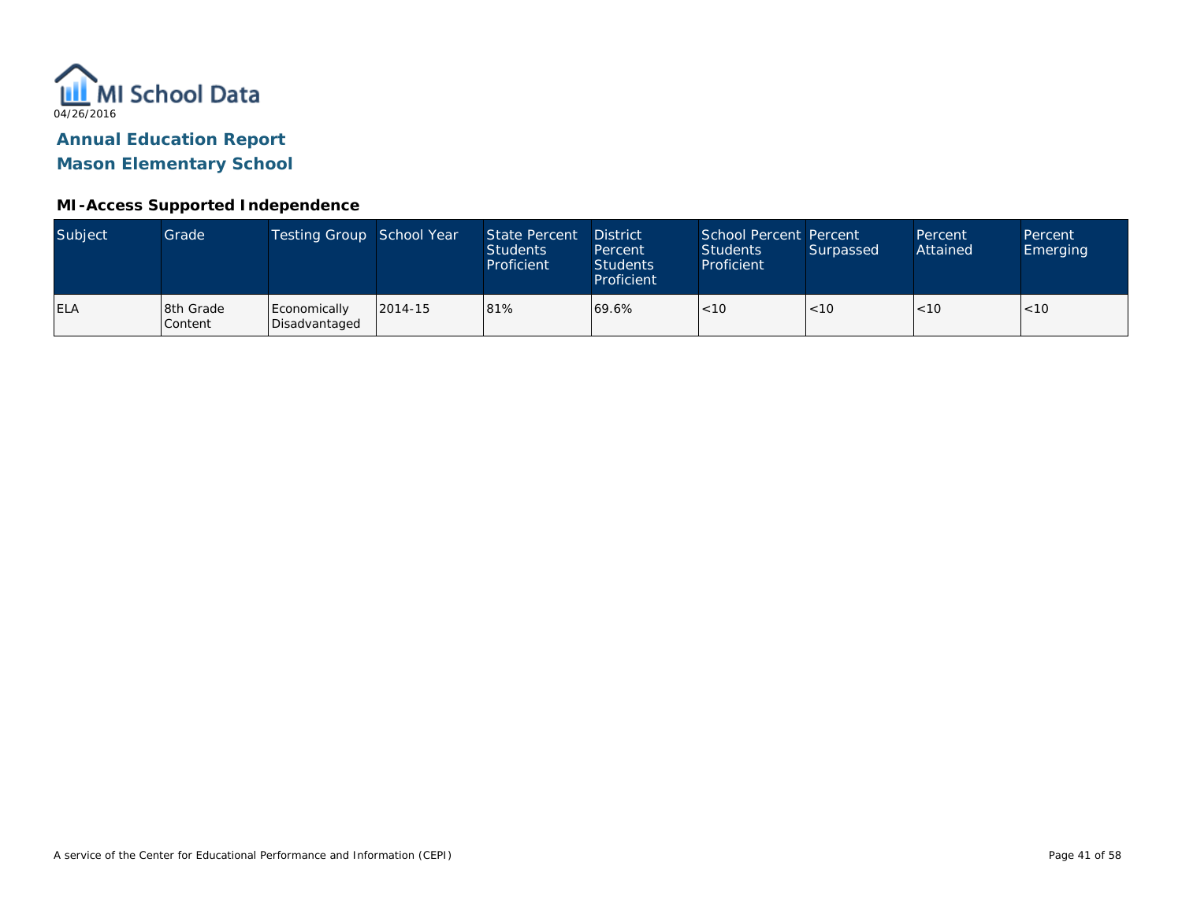MI School Data

04/26/2016

## Annual Education Report

## Mason Elementary School

### MI-Access Supported Independence

| Subject | Grade | Testing Group | School Year | State Percent Students Proficient | District Percent Students Proficient | School Percent Students Proficient | Percent Surpassed | Percent Attained | Percent Emerging |
|---|---|---|---|---|---|---|---|---|---|
| ELA | 8th Grade Content | Economically Disadvantaged | 2014-15 | 81% | 69.6% | <10 | <10 | <10 | <10 |

A service of the Center for Educational Performance and Information (CEPI)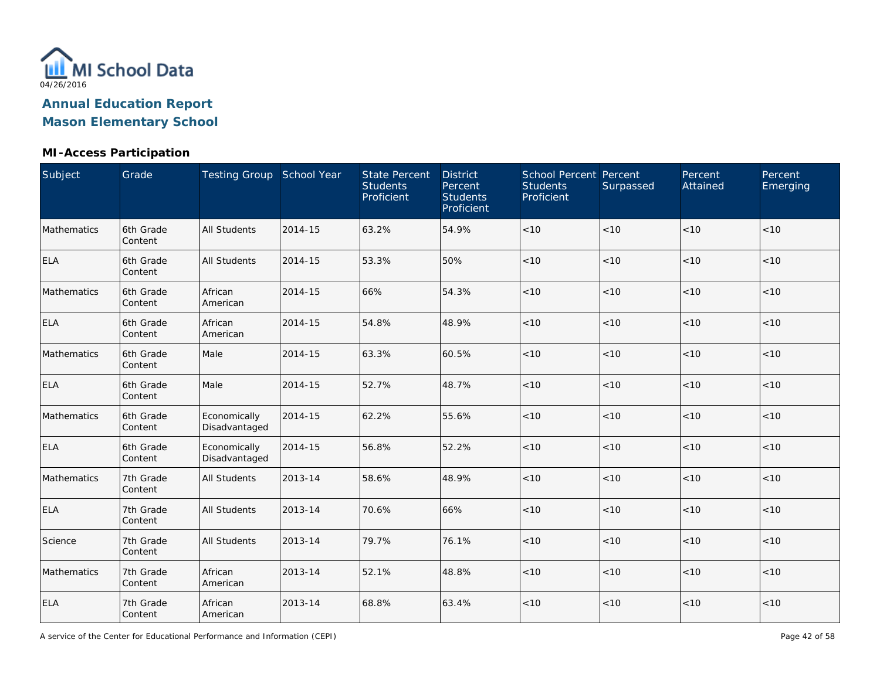MI School Data

04/26/2016

# Annual Education Report

# Mason Elementary School

## MI-Access Participation

| Subject | Grade | Testing Group | School Year | State Percent Students Proficient | District Percent Students Proficient | School Percent Students Proficient | Percent Surpassed | Percent Attained | Percent Emerging |
|---|---|---|---|---|---|---|---|---|---|
| Mathematics | 6th Grade Content | All Students | 2014-15 | 63.2% | 54.9% | <10 | <10 | <10 | <10 |
| ELA | 6th Grade Content | All Students | 2014-15 | 53.3% | 50% | <10 | <10 | <10 | <10 |
| Mathematics | 6th Grade Content | African American | 2014-15 | 66% | 54.3% | <10 | <10 | <10 | <10 |
| ELA | 6th Grade Content | African American | 2014-15 | 54.8% | 48.9% | <10 | <10 | <10 | <10 |
| Mathematics | 6th Grade Content | Male | 2014-15 | 63.3% | 60.5% | <10 | <10 | <10 | <10 |
| ELA | 6th Grade Content | Male | 2014-15 | 52.7% | 48.7% | <10 | <10 | <10 | <10 |
| Mathematics | 6th Grade Content | Economically Disadvantaged | 2014-15 | 62.2% | 55.6% | <10 | <10 | <10 | <10 |
| ELA | 6th Grade Content | Economically Disadvantaged | 2014-15 | 56.8% | 52.2% | <10 | <10 | <10 | <10 |
| Mathematics | 7th Grade Content | All Students | 2013-14 | 58.6% | 48.9% | <10 | <10 | <10 | <10 |
| ELA | 7th Grade Content | All Students | 2013-14 | 70.6% | 66% | <10 | <10 | <10 | <10 |
| Science | 7th Grade Content | All Students | 2013-14 | 79.7% | 76.1% | <10 | <10 | <10 | <10 |
| Mathematics | 7th Grade Content | African American | 2013-14 | 52.1% | 48.8% | <10 | <10 | <10 | <10 |
| ELA | 7th Grade Content | African American | 2013-14 | 68.8% | 63.4% | <10 | <10 | <10 | <10 |

A service of the Center for Educational Performance and Information (CEPI)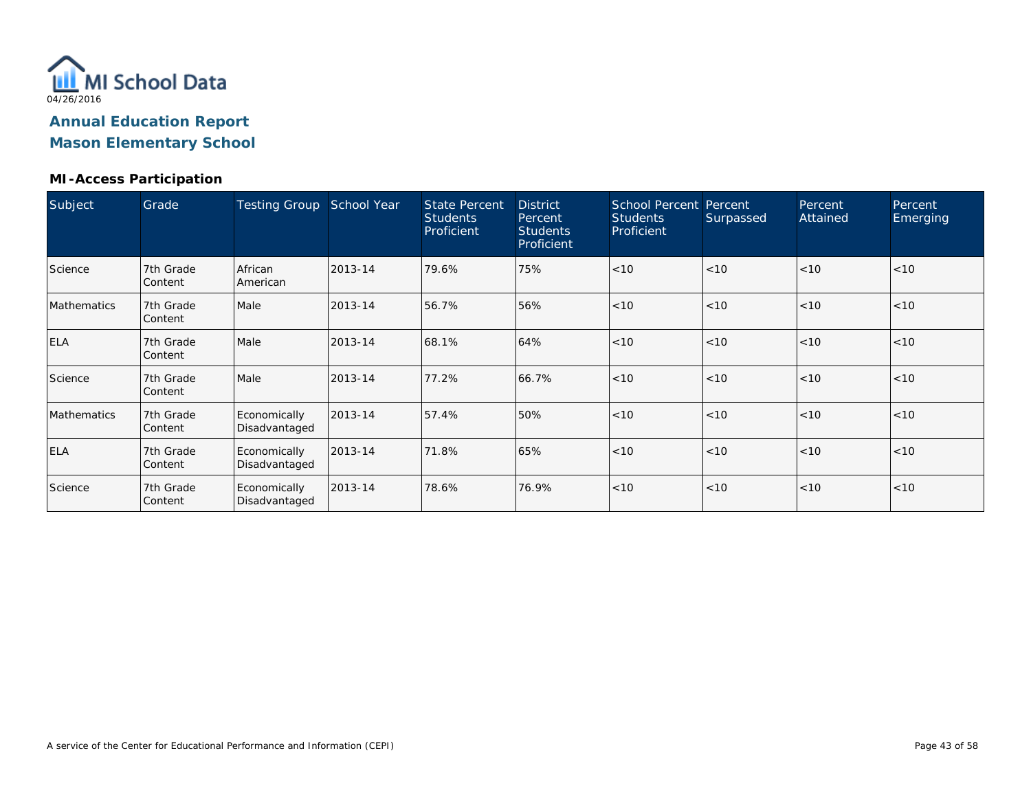MI School Data
04/26/2016

# Annual Education Report

## Mason Elementary School

### MI-Access Participation

| Subject | Grade | Testing Group | School Year | State Percent Students Proficient | District Percent Students Proficient | School Percent Students Proficient | Percent Surpassed | Percent Attained | Percent Emerging |
|---|---|---|---|---|---|---|---|---|---|
| Science | 7th Grade Content | African American | 2013-14 | 79.6% | 75% | <10 | <10 | <10 | <10 |
| Mathematics | 7th Grade Content | Male | 2013-14 | 56.7% | 56% | <10 | <10 | <10 | <10 |
| ELA | 7th Grade Content | Male | 2013-14 | 68.1% | 64% | <10 | <10 | <10 | <10 |
| Science | 7th Grade Content | Male | 2013-14 | 77.2% | 66.7% | <10 | <10 | <10 | <10 |
| Mathematics | 7th Grade Content | Economically Disadvantaged | 2013-14 | 57.4% | 50% | <10 | <10 | <10 | <10 |
| ELA | 7th Grade Content | Economically Disadvantaged | 2013-14 | 71.8% | 65% | <10 | <10 | <10 | <10 |
| Science | 7th Grade Content | Economically Disadvantaged | 2013-14 | 78.6% | 76.9% | <10 | <10 | <10 | <10 |

A service of the Center for Educational Performance and Information (CEPI)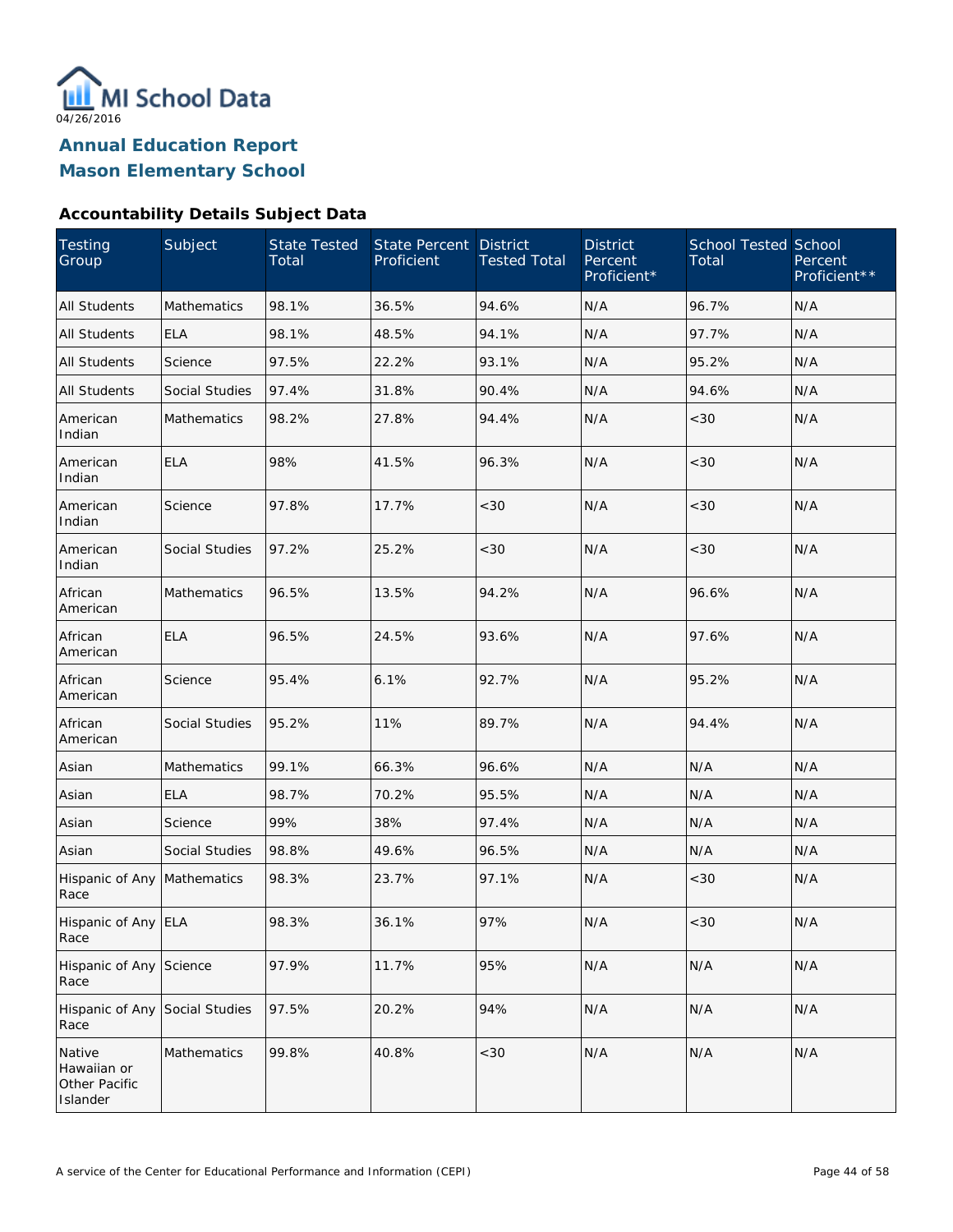MI School Data
04/26/2016

# Annual Education Report
# Mason Elementary School

### Accountability Details Subject Data

| Testing Group | Subject | State Tested Total | State Percent Proficient | District Tested Total | District Percent Proficient* | School Tested Total | School Percent Proficient** |
|---|---|---|---|---|---|---|---|
| All Students | Mathematics | 98.1% | 36.5% | 94.6% | N/A | 96.7% | N/A |
| All Students | ELA | 98.1% | 48.5% | 94.1% | N/A | 97.7% | N/A |
| All Students | Science | 97.5% | 22.2% | 93.1% | N/A | 95.2% | N/A |
| All Students | Social Studies | 97.4% | 31.8% | 90.4% | N/A | 94.6% | N/A |
| American Indian | Mathematics | 98.2% | 27.8% | 94.4% | N/A | <30 | N/A |
| American Indian | ELA | 98% | 41.5% | 96.3% | N/A | <30 | N/A |
| American Indian | Science | 97.8% | 17.7% | <30 | N/A | <30 | N/A |
| American Indian | Social Studies | 97.2% | 25.2% | <30 | N/A | <30 | N/A |
| African American | Mathematics | 96.5% | 13.5% | 94.2% | N/A | 96.6% | N/A |
| African American | ELA | 96.5% | 24.5% | 93.6% | N/A | 97.6% | N/A |
| African American | Science | 95.4% | 6.1% | 92.7% | N/A | 95.2% | N/A |
| African American | Social Studies | 95.2% | 11% | 89.7% | N/A | 94.4% | N/A |
| Asian | Mathematics | 99.1% | 66.3% | 96.6% | N/A | N/A | N/A |
| Asian | ELA | 98.7% | 70.2% | 95.5% | N/A | N/A | N/A |
| Asian | Science | 99% | 38% | 97.4% | N/A | N/A | N/A |
| Asian | Social Studies | 98.8% | 49.6% | 96.5% | N/A | N/A | N/A |
| Hispanic of Any Race | Mathematics | 98.3% | 23.7% | 97.1% | N/A | <30 | N/A |
| Hispanic of Any Race | ELA | 98.3% | 36.1% | 97% | N/A | <30 | N/A |
| Hispanic of Any Race | Science | 97.9% | 11.7% | 95% | N/A | N/A | N/A |
| Hispanic of Any Race | Social Studies | 97.5% | 20.2% | 94% | N/A | N/A | N/A |
| Native Hawaiian or Other Pacific Islander | Mathematics | 99.8% | 40.8% | <30 | N/A | N/A | N/A |

A service of the Center for Educational Performance and Information (CEPI)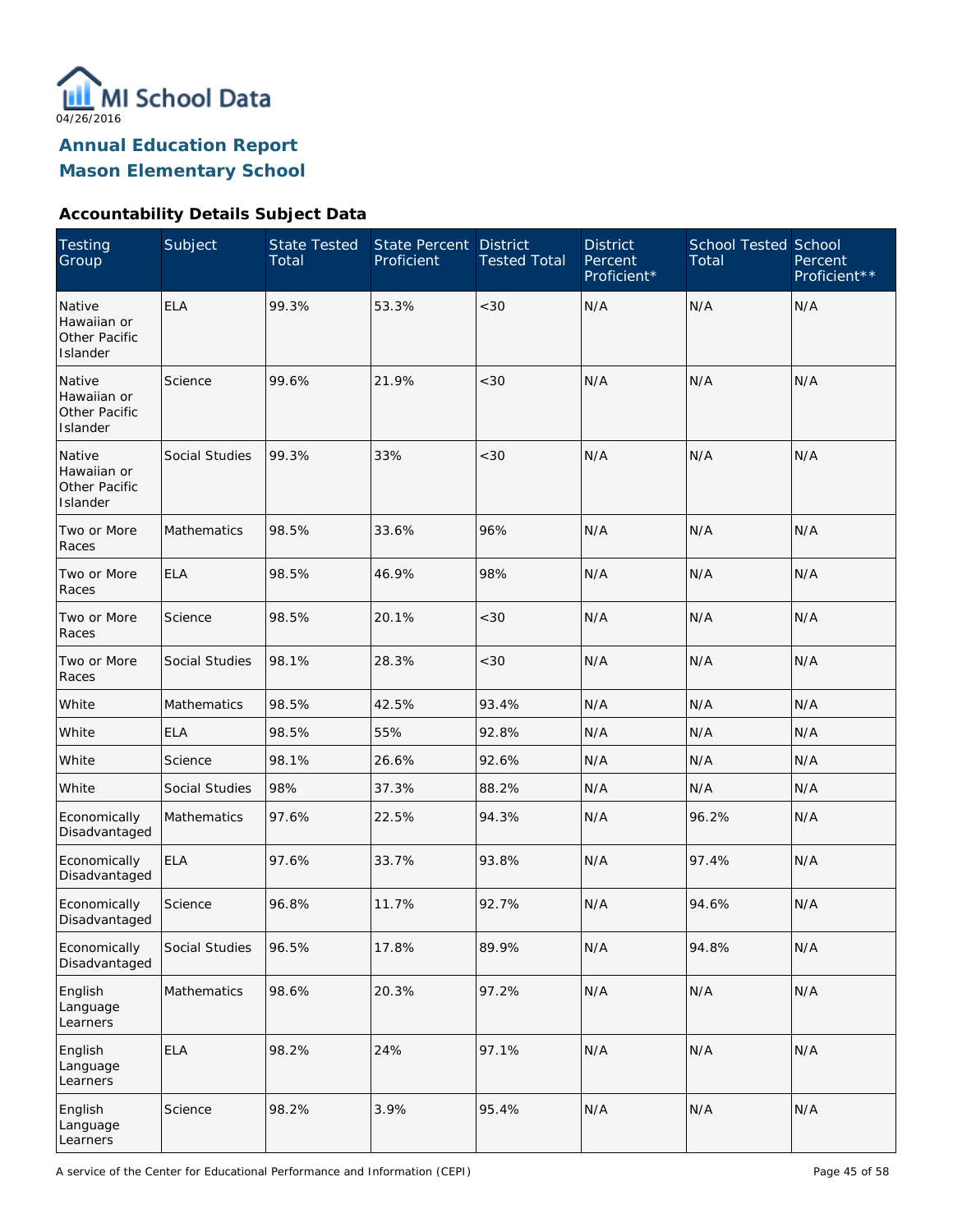MI School Data

04/26/2016

## Annual Education Report
## Mason Elementary School

### Accountability Details Subject Data

| Testing Group | Subject | State Tested Total | State Percent Proficient | District Tested Total | District Percent Proficient* | School Tested Total | School Percent Proficient** |
|---|---|---|---|---|---|---|---|
| Native Hawaiian or Other Pacific Islander | ELA | 99.3% | 53.3% | <30 | N/A | N/A | N/A |
| Native Hawaiian or Other Pacific Islander | Science | 99.6% | 21.9% | <30 | N/A | N/A | N/A |
| Native Hawaiian or Other Pacific Islander | Social Studies | 99.3% | 33% | <30 | N/A | N/A | N/A |
| Two or More Races | Mathematics | 98.5% | 33.6% | 96% | N/A | N/A | N/A |
| Two or More Races | ELA | 98.5% | 46.9% | 98% | N/A | N/A | N/A |
| Two or More Races | Science | 98.5% | 20.1% | <30 | N/A | N/A | N/A |
| Two or More Races | Social Studies | 98.1% | 28.3% | <30 | N/A | N/A | N/A |
| White | Mathematics | 98.5% | 42.5% | 93.4% | N/A | N/A | N/A |
| White | ELA | 98.5% | 55% | 92.8% | N/A | N/A | N/A |
| White | Science | 98.1% | 26.6% | 92.6% | N/A | N/A | N/A |
| White | Social Studies | 98% | 37.3% | 88.2% | N/A | N/A | N/A |
| Economically Disadvantaged | Mathematics | 97.6% | 22.5% | 94.3% | N/A | 96.2% | N/A |
| Economically Disadvantaged | ELA | 97.6% | 33.7% | 93.8% | N/A | 97.4% | N/A |
| Economically Disadvantaged | Science | 96.8% | 11.7% | 92.7% | N/A | 94.6% | N/A |
| Economically Disadvantaged | Social Studies | 96.5% | 17.8% | 89.9% | N/A | 94.8% | N/A |
| English Language Learners | Mathematics | 98.6% | 20.3% | 97.2% | N/A | N/A | N/A |
| English Language Learners | ELA | 98.2% | 24% | 97.1% | N/A | N/A | N/A |
| English Language Learners | Science | 98.2% | 3.9% | 95.4% | N/A | N/A | N/A |

A service of the Center for Educational Performance and Information (CEPI)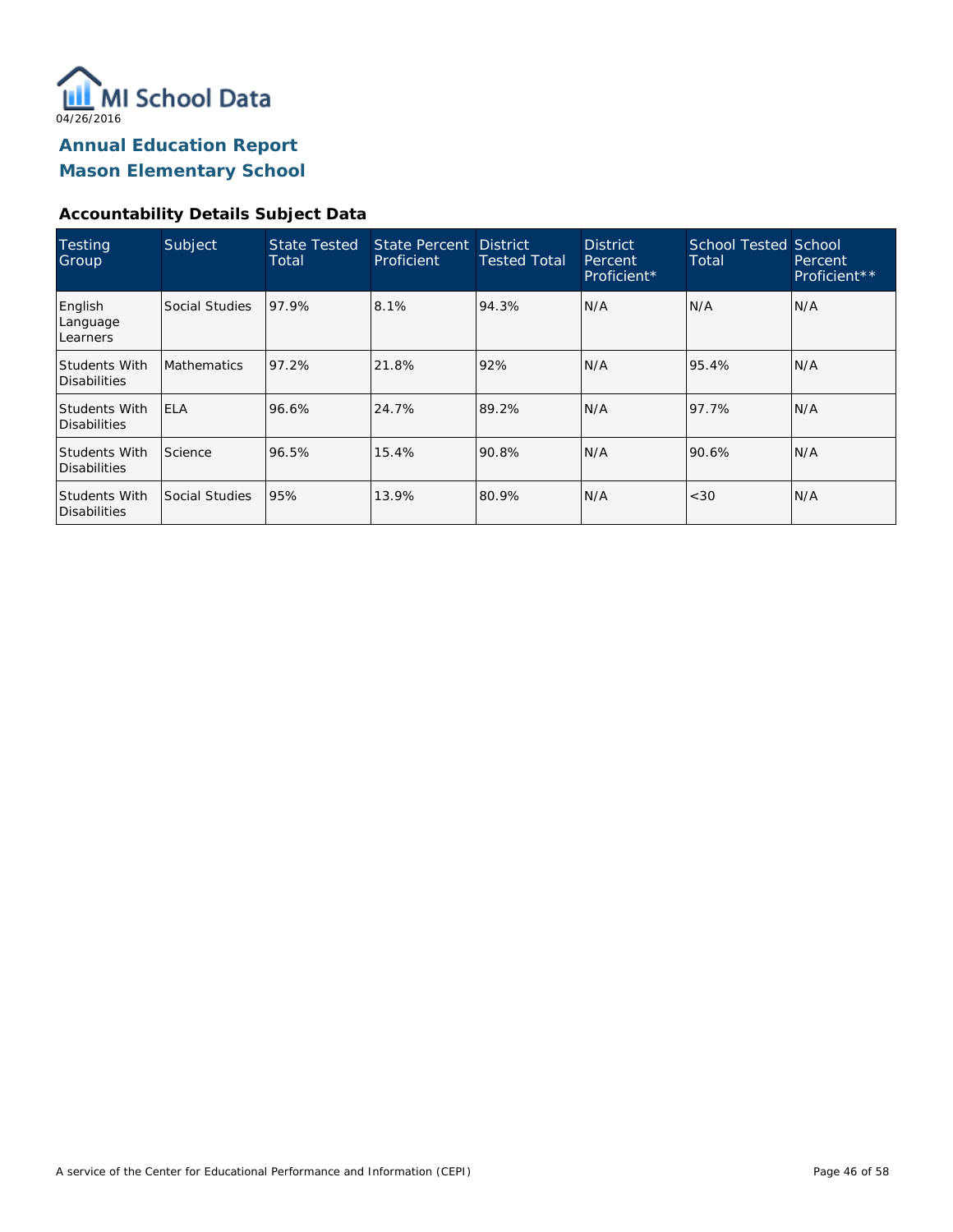MI School Data

04/26/2016

## Annual Education Report
## Mason Elementary School

### Accountability Details Subject Data

| Testing Group | Subject | State Tested Total | State Percent Proficient | District Tested Total | District Percent Proficient* | School Tested Total | School Percent Proficient** |
|---|---|---|---|---|---|---|---|
| English Language Learners | Social Studies | 97.9% | 8.1% | 94.3% | N/A | N/A | N/A |
| Students With Disabilities | Mathematics | 97.2% | 21.8% | 92% | N/A | 95.4% | N/A |
| Students With Disabilities | ELA | 96.6% | 24.7% | 89.2% | N/A | 97.7% | N/A |
| Students With Disabilities | Science | 96.5% | 15.4% | 90.8% | N/A | 90.6% | N/A |
| Students With Disabilities | Social Studies | 95% | 13.9% | 80.9% | N/A | <30 | N/A |

A service of the Center for Educational Performance and Information (CEPI)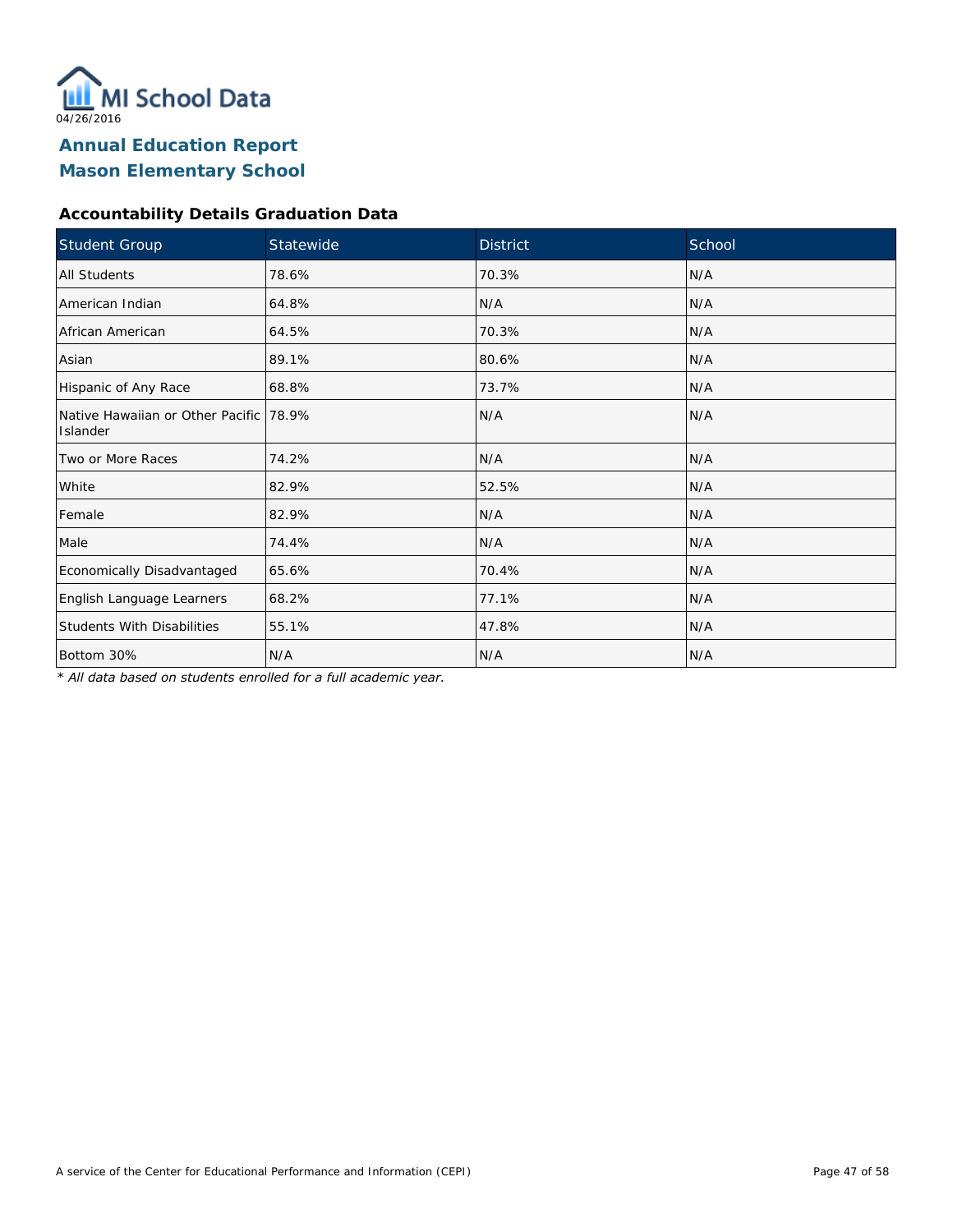04/26/2016

# Annual Education Report
# Mason Elementary School

### Accountability Details Graduation Data

| Student Group | Statewide | District | School |
| --- | --- | --- | --- |
| All Students | 78.6% | 70.3% | N/A |
| American Indian | 64.8% | N/A | N/A |
| African American | 64.5% | 70.3% | N/A |
| Asian | 89.1% | 80.6% | N/A |
| Hispanic of Any Race | 68.8% | 73.7% | N/A |
| Native Hawaiian or Other Pacific Islander | 78.9% | N/A | N/A |
| Two or More Races | 74.2% | N/A | N/A |
| White | 82.9% | 52.5% | N/A |
| Female | 82.9% | N/A | N/A |
| Male | 74.4% | N/A | N/A |
| Economically Disadvantaged | 65.6% | 70.4% | N/A |
| English Language Learners | 68.2% | 77.1% | N/A |
| Students With Disabilities | 55.1% | 47.8% | N/A |
| Bottom 30% | N/A | N/A | N/A |

*\* All data based on students enrolled for a full academic year.*

A service of the Center for Educational Performance and Information (CEPI)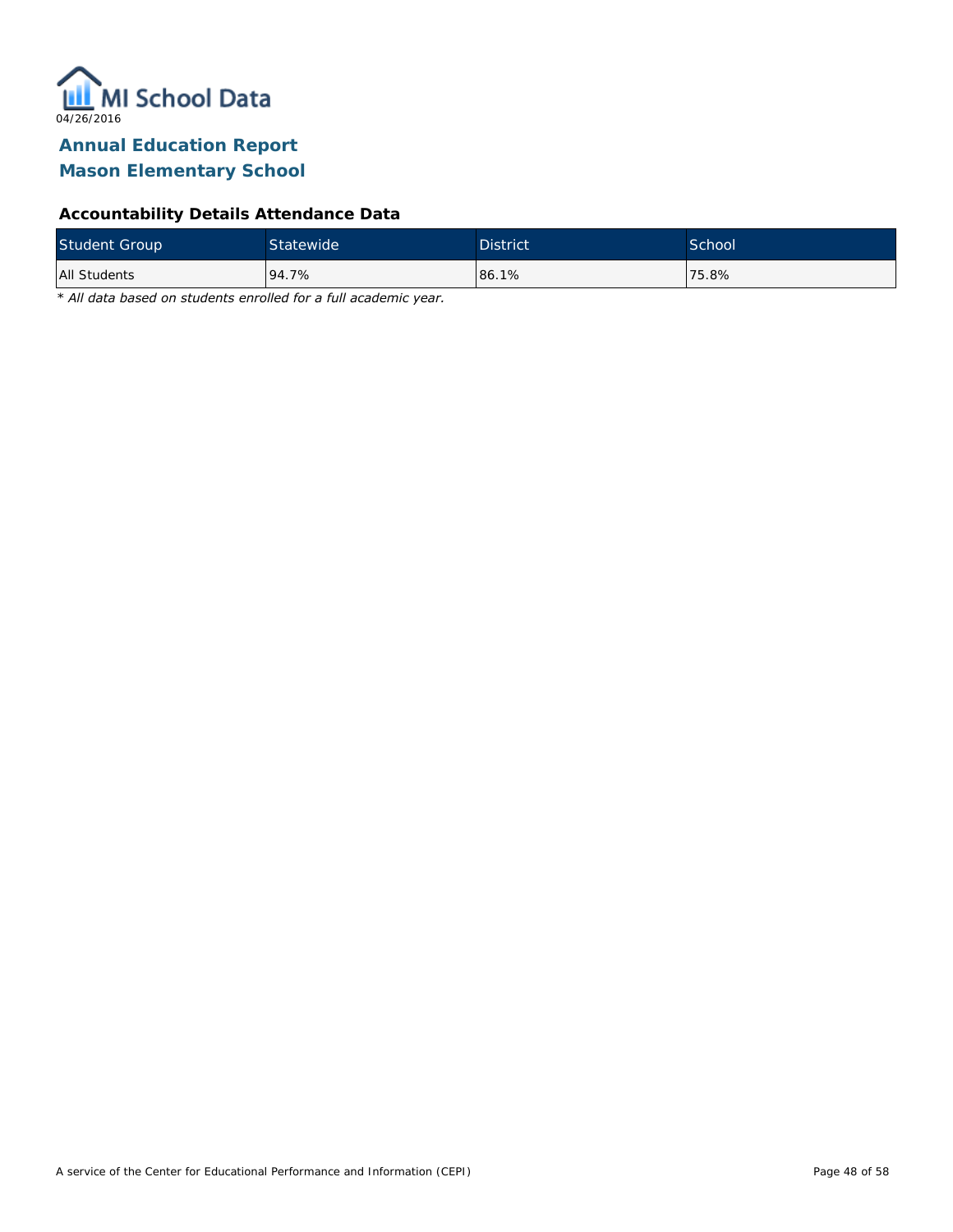04/26/2016

# Annual Education Report
# Mason Elementary School

### Accountability Details Attendance Data

| Student Group | Statewide | District | School |
| --- | --- | --- | --- |
| All Students | 94.7% | 86.1% | 75.8% |

*\* All data based on students enrolled for a full academic year.*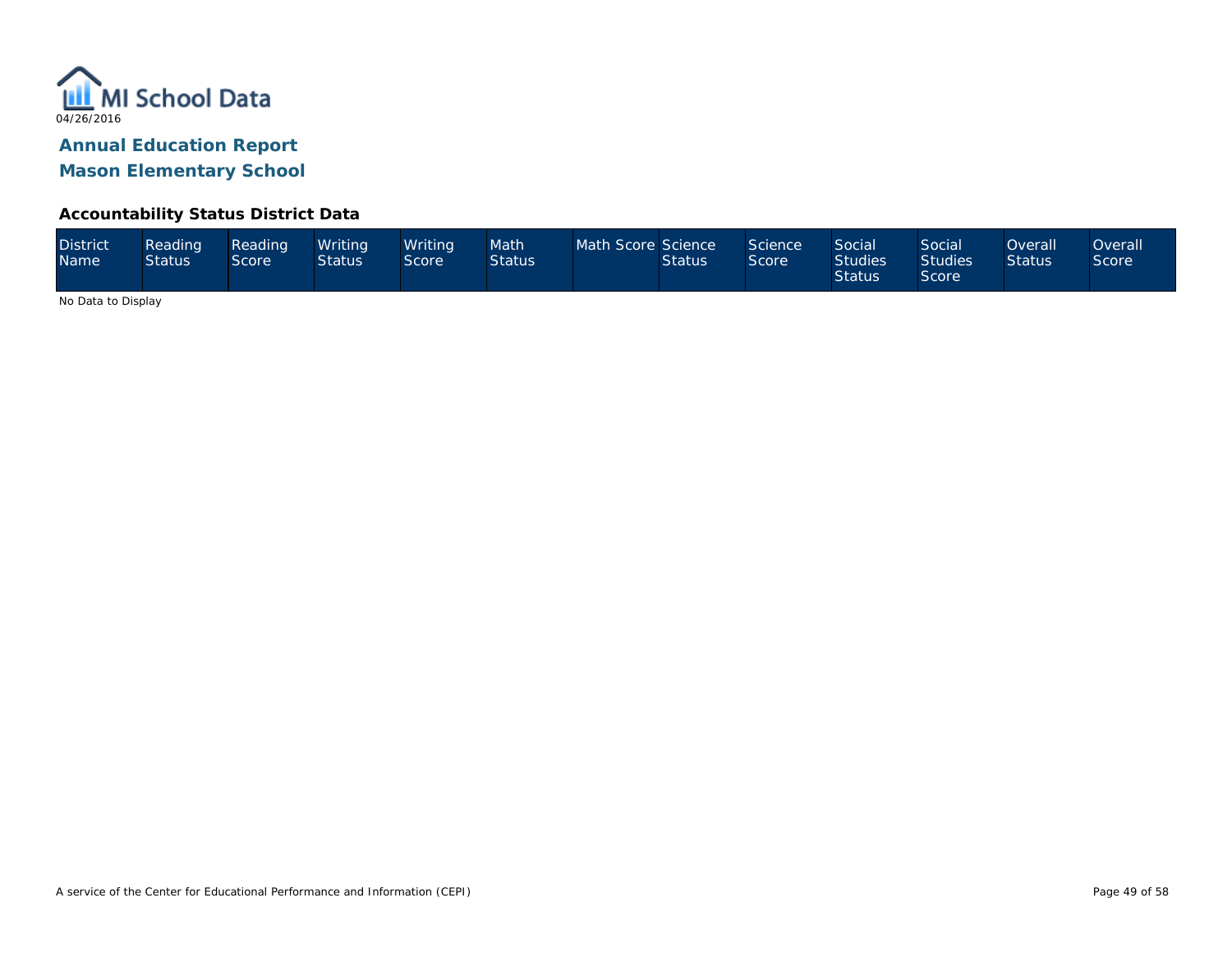MI School Data

04/26/2016

## Annual Education Report

## Mason Elementary School

### Accountability Status District Data

| District Name | Reading Status | Reading Score | Writing Status | Writing Score | Math Status | Math Score | Science Status | Science Score | Social Studies Status | Social Studies Score | Overall Status | Overall Score |
|---|---|---|---|---|---|---|---|---|---|---|---|---|

No Data to Display

A service of the Center for Educational Performance and Information (CEPI)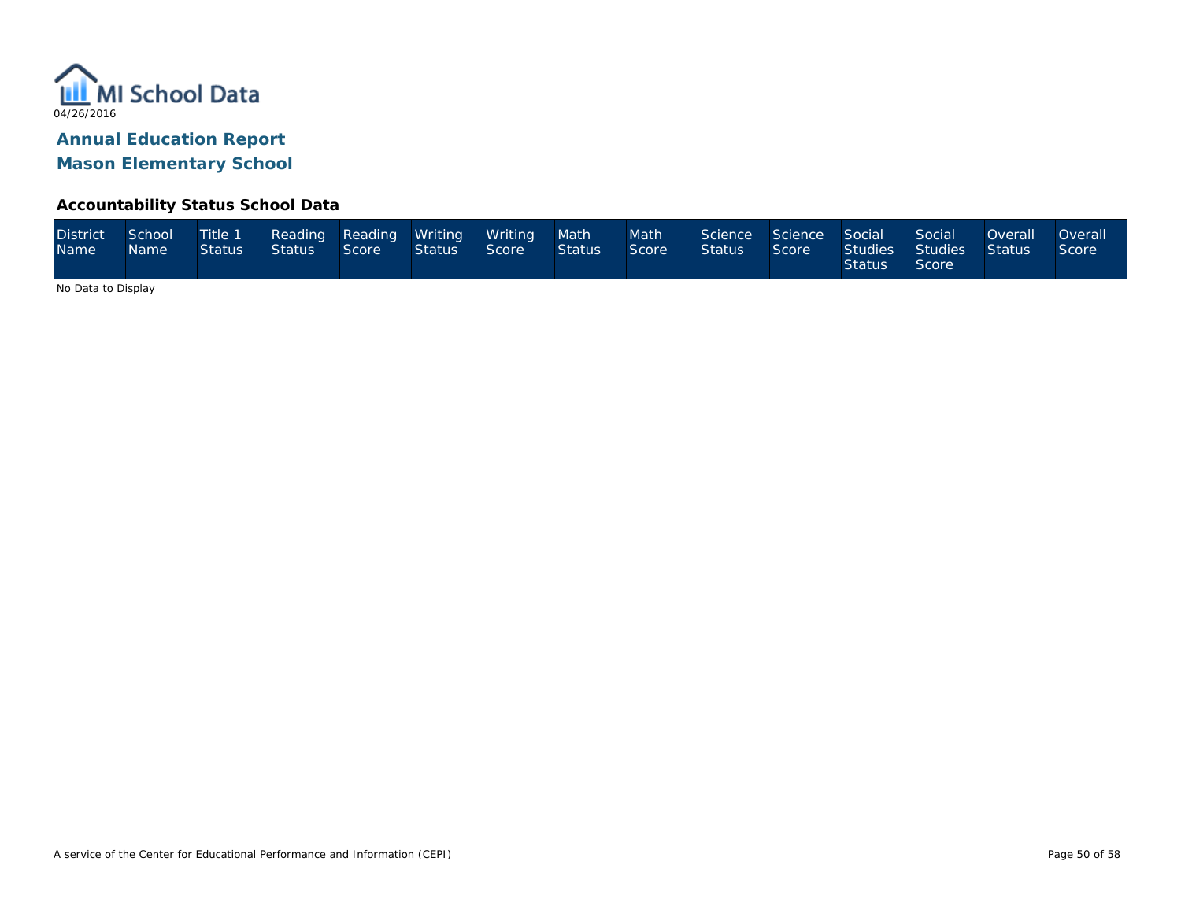## Annual Education Report

## Mason Elementary School

### Accountability Status School Data

| District Name | School Name | Title 1 Status | Reading Status | Reading Score | Writing Status | Writing Score | Math Status | Math Score | Science Status | Science Score | Social Studies Status | Social Studies Score | Overall Status | Overall Score |
|---|---|---|---|---|---|---|---|---|---|---|---|---|---|---|

No Data to Display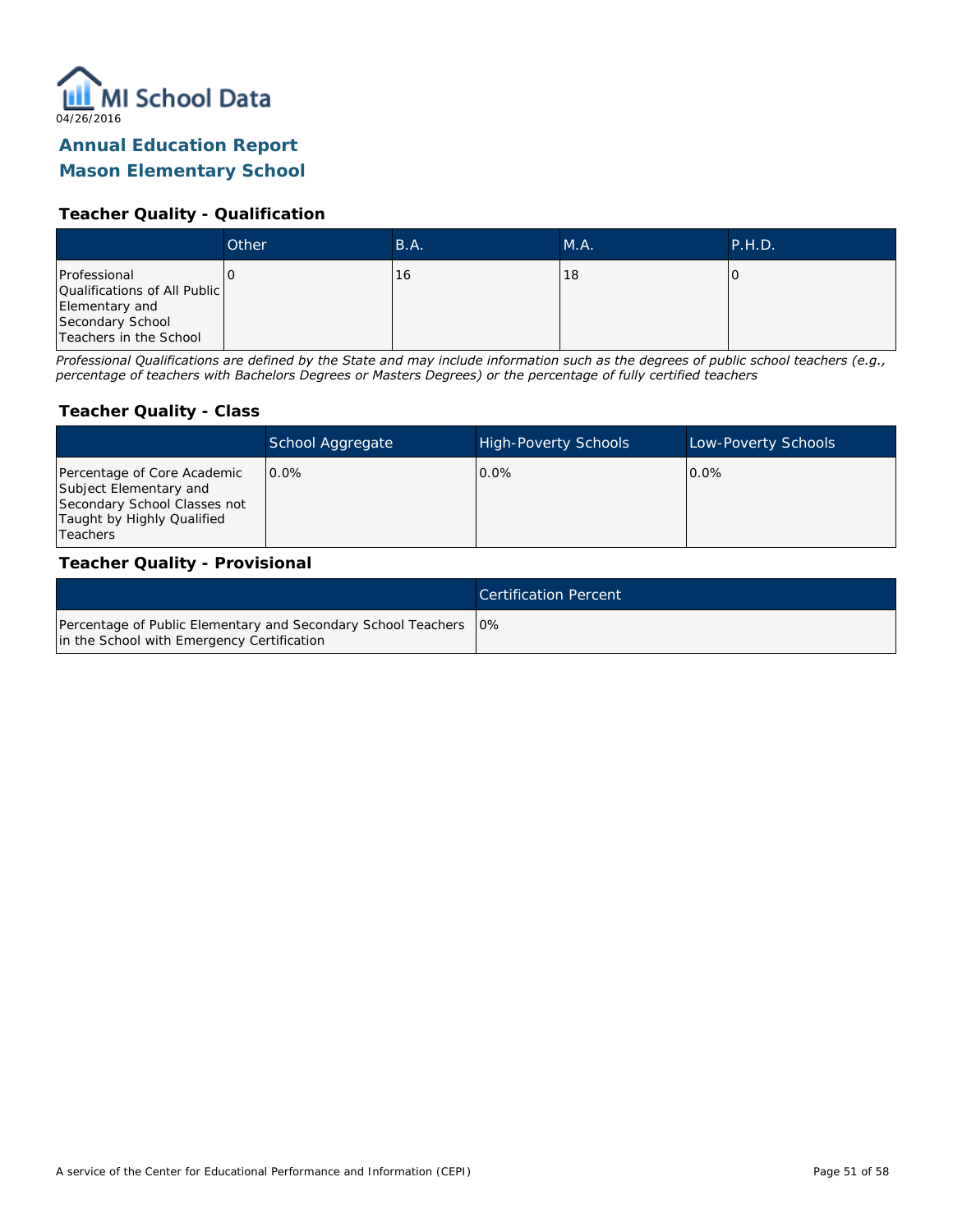MI School Data

04/26/2016

## Annual Education Report
## Mason Elementary School

### Teacher Quality - Qualification

| | Other | B.A. | M.A. | P.H.D. |
|---|---|---|---|---|
| Professional Qualifications of All Public Elementary and Secondary School Teachers in the School | 0 | 16 | 18 | 0 |

*Professional Qualifications are defined by the State and may include information such as the degrees of public school teachers (e.g., percentage of teachers with Bachelors Degrees or Masters Degrees) or the percentage of fully certified teachers*

### Teacher Quality - Class

| | School Aggregate | High-Poverty Schools | Low-Poverty Schools |
|---|---|---|---|
| Percentage of Core Academic Subject Elementary and Secondary School Classes not Taught by Highly Qualified Teachers | 0.0% | 0.0% | 0.0% |

### Teacher Quality - Provisional

| | Certification Percent |
|---|---|
| Percentage of Public Elementary and Secondary School Teachers in the School with Emergency Certification | 0% |

A service of the Center for Educational Performance and Information (CEPI)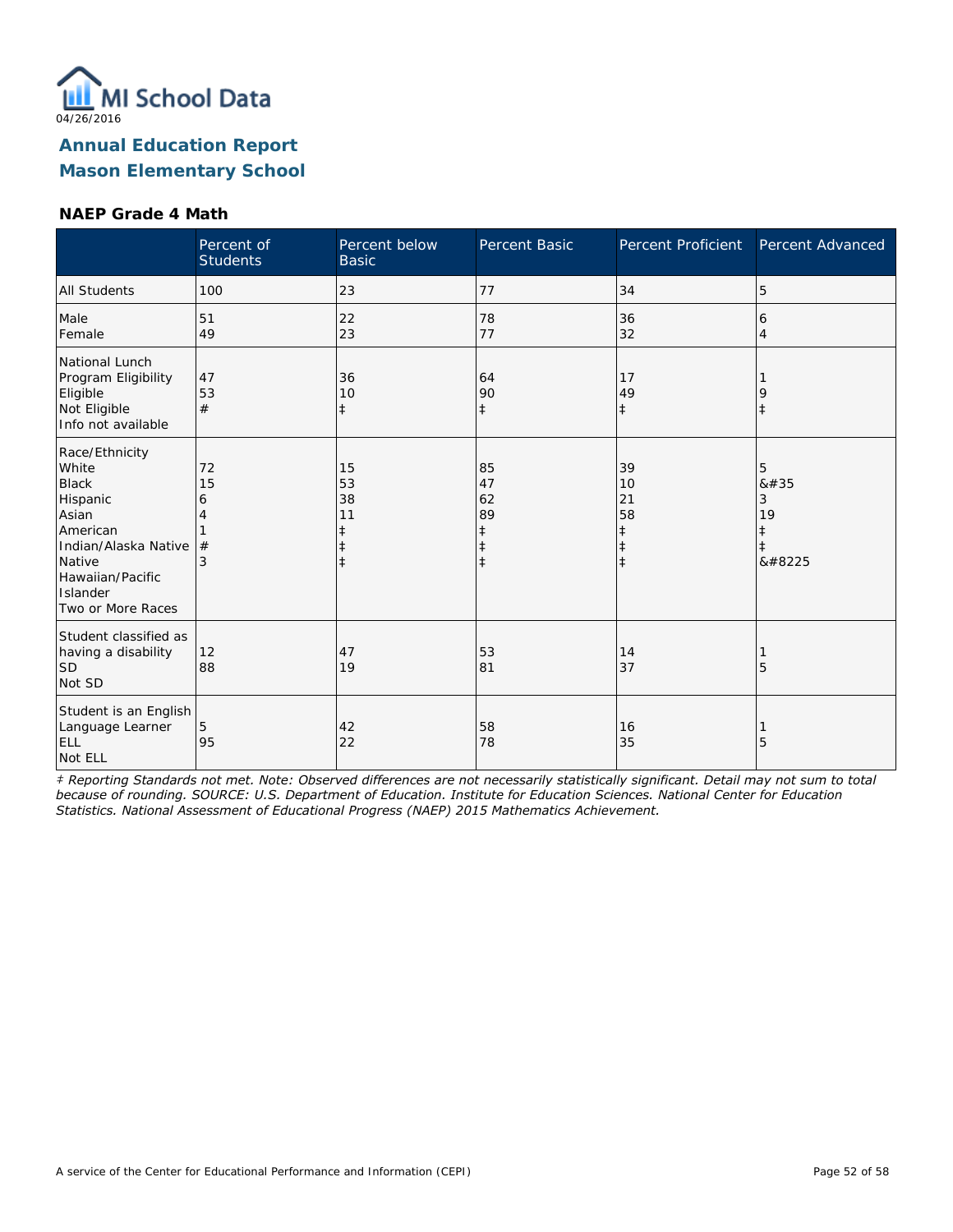04/26/2016

# Annual Education Report
# Mason Elementary School

### NAEP Grade 4 Math

| | Percent of Students | Percent below Basic | Percent Basic | Percent Proficient | Percent Advanced |
|---|---|---|---|---|---|
| All Students | 100 | 23 | 77 | 34 | 5 |
| Male | 51 | 22 | 78 | 36 | 6 |
| Female | 49 | 23 | 77 | 32 | 4 |
| National Lunch Program Eligibility | | | | | |
| Eligible | 47 | 36 | 64 | 17 | 1 |
| Not Eligible | 53 | 10 | 90 | 49 | 9 |
| Info not available | # | ‡ | ‡ | ‡ | ‡ |
| Race/Ethnicity | | | | | |
| White | 72 | 15 | 85 | 39 | 5 |
| Black | 15 | 53 | 47 | 10 | &#35 |
| Hispanic | 6 | 38 | 62 | 21 | 3 |
| Asian | 4 | 11 | 89 | 58 | 19 |
| American Indian/Alaska Native | 1 | ‡ | ‡ | ‡ | ‡ |
| Native Hawaiian/Pacific Islander | # | ‡ | ‡ | ‡ | ‡ |
| Two or More Races | 3 | ‡ | ‡ | ‡ | &#8225 |
| Student classified as having a disability | | | | | |
| SD | 12 | 47 | 53 | 14 | 1 |
| Not SD | 88 | 19 | 81 | 37 | 5 |
| Student is an English Language Learner | | | | | |
| ELL | 5 | 42 | 58 | 16 | 1 |
| Not ELL | 95 | 22 | 78 | 35 | 5 |

*‡ Reporting Standards not met. Note: Observed differences are not necessarily statistically significant. Detail may not sum to total because of rounding. SOURCE: U.S. Department of Education. Institute for Education Sciences. National Center for Education Statistics. National Assessment of Educational Progress (NAEP) 2015 Mathematics Achievement.*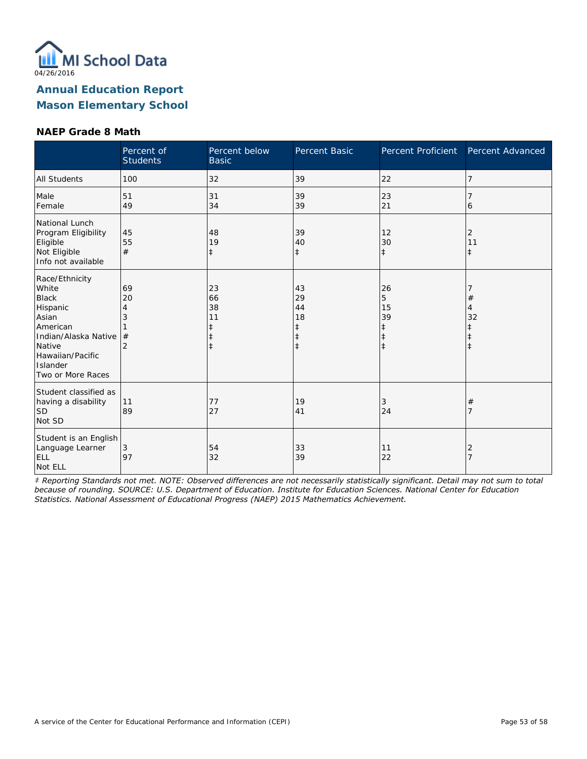04/26/2016

# Annual Education Report
## Mason Elementary School

### NAEP Grade 8 Math

| | Percent of Students | Percent below Basic | Percent Basic | Percent Proficient | Percent Advanced |
|---|---|---|---|---|---|
| All Students | 100 | 32 | 39 | 22 | 7 |
| Male | 51 | 31 | 39 | 23 | 7 |
| Female | 49 | 34 | 39 | 21 | 6 |
| National Lunch Program Eligibility | | | | | |
| Eligible | 45 | 48 | 39 | 12 | 2 |
| Not Eligible | 55 | 19 | 40 | 30 | 11 |
| Info not available | # | ‡ | ‡ | ‡ | ‡ |
| Race/Ethnicity | | | | | |
| White | 69 | 23 | 43 | 26 | 7 |
| Black | 20 | 66 | 29 | 5 | # |
| Hispanic | 4 | 38 | 44 | 15 | 4 |
| Asian | 3 | 11 | 18 | 39 | 32 |
| American Indian/Alaska Native | 1 | ‡ | ‡ | ‡ | ‡ |
| Native Hawaiian/Pacific Islander | # | ‡ | ‡ | ‡ | ‡ |
| Two or More Races | 2 | ‡ | ‡ | ‡ | ‡ |
| Student classified as having a disability | | | | | |
| SD | 11 | 77 | 19 | 3 | # |
| Not SD | 89 | 27 | 41 | 24 | 7 |
| Student is an English Language Learner | | | | | |
| ELL | 3 | 54 | 33 | 11 | 2 |
| Not ELL | 97 | 32 | 39 | 22 | 7 |

*‡ Reporting Standards not met. NOTE: Observed differences are not necessarily statistically significant. Detail may not sum to total because of rounding. SOURCE: U.S. Department of Education. Institute for Education Sciences. National Center for Education Statistics. National Assessment of Educational Progress (NAEP) 2015 Mathematics Achievement.*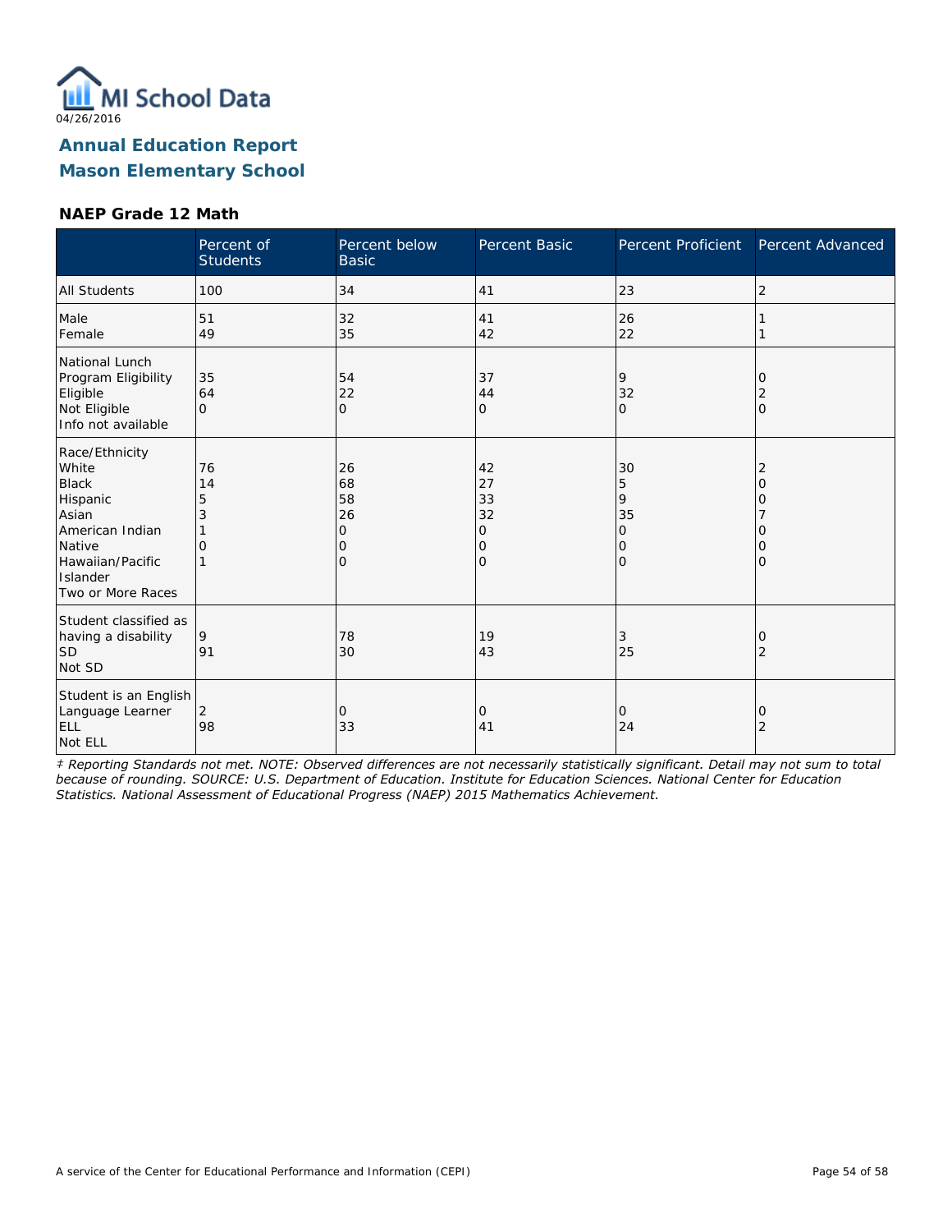04/26/2016

# Annual Education Report
# Mason Elementary School

### NAEP Grade 12 Math

| | Percent of Students | Percent below Basic | Percent Basic | Percent Proficient | Percent Advanced |
|---|---|---|---|---|---|
| All Students | 100 | 34 | 41 | 23 | 2 |
| Male | 51 | 32 | 41 | 26 | 1 |
| Female | 49 | 35 | 42 | 22 | 1 |
| National Lunch Program Eligibility | | | | | |
| Eligible | 35 | 54 | 37 | 9 | 0 |
| Not Eligible | 64 | 22 | 44 | 32 | 2 |
| Info not available | 0 | 0 | 0 | 0 | 0 |
| Race/Ethnicity | | | | | |
| White | 76 | 26 | 42 | 30 | 2 |
| Black | 14 | 68 | 27 | 5 | 0 |
| Hispanic | 5 | 58 | 33 | 9 | 0 |
| Asian | 3 | 26 | 32 | 35 | 7 |
| American Indian | 1 | 0 | 0 | 0 | 0 |
| Native Hawaiian/Pacific Islander | 0 | 0 | 0 | 0 | 0 |
| Two or More Races | 1 | 0 | 0 | 0 | 0 |
| Student classified as having a disability | | | | | |
| SD | 9 | 78 | 19 | 3 | 0 |
| Not SD | 91 | 30 | 43 | 25 | 2 |
| Student is an English Language Learner | | | | | |
| ELL | 2 | 0 | 0 | 0 | 0 |
| Not ELL | 98 | 33 | 41 | 24 | 2 |

*‡ Reporting Standards not met. NOTE: Observed differences are not necessarily statistically significant. Detail may not sum to total because of rounding. SOURCE: U.S. Department of Education. Institute for Education Sciences. National Center for Education Statistics. National Assessment of Educational Progress (NAEP) 2015 Mathematics Achievement.*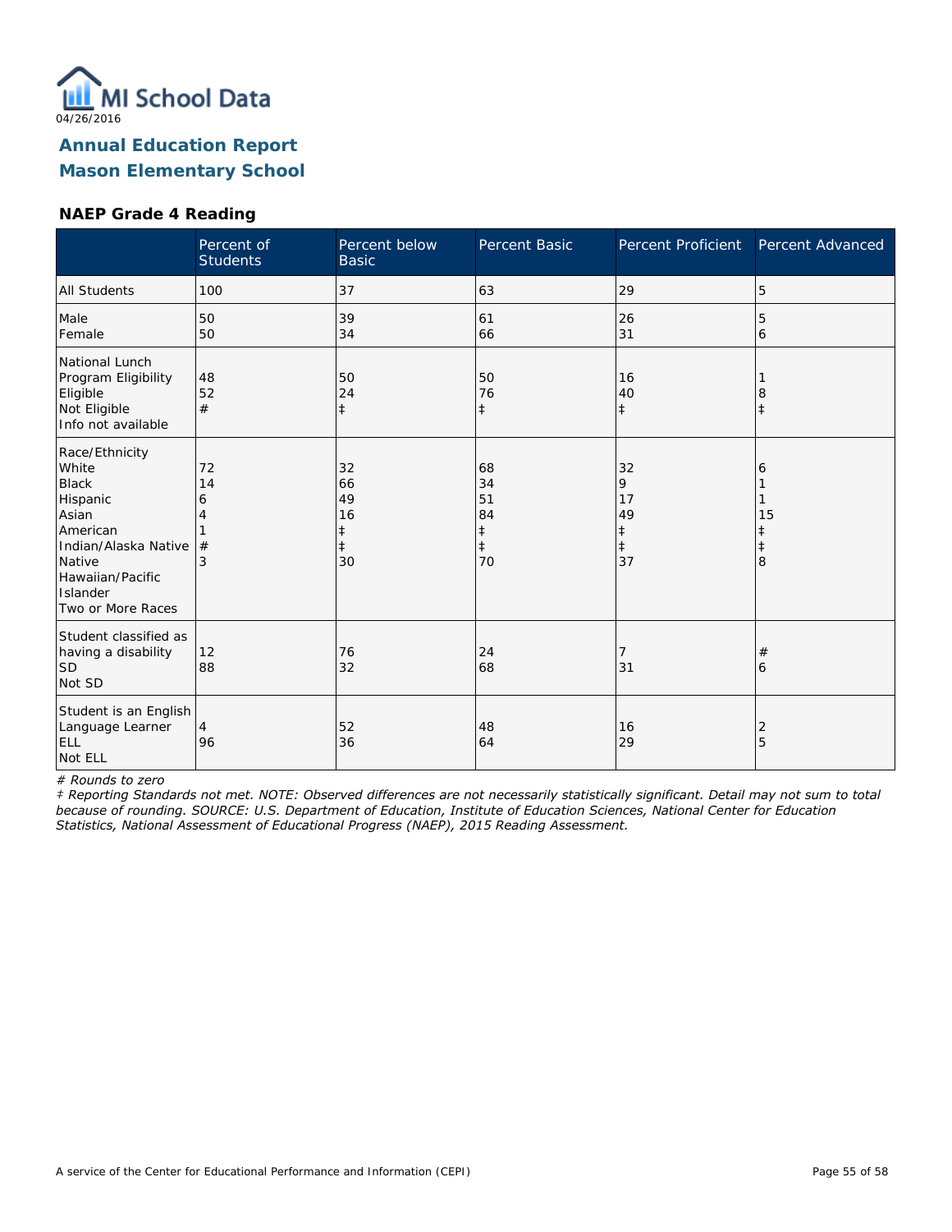04/26/2016

## Annual Education Report
## Mason Elementary School

### NAEP Grade 4 Reading

| | Percent of Students | Percent below Basic | Percent Basic | Percent Proficient | Percent Advanced |
|---|---|---|---|---|---|
| All Students | 100 | 37 | 63 | 29 | 5 |
| Male | 50 | 39 | 61 | 26 | 5 |
| Female | 50 | 34 | 66 | 31 | 6 |
| **National Lunch Program Eligibility** | | | | | |
| Eligible | 48 | 50 | 50 | 16 | 1 |
| Not Eligible | 52 | 24 | 76 | 40 | 8 |
| Info not available | # | ‡ | ‡ | ‡ | ‡ |
| **Race/Ethnicity** | | | | | |
| White | 72 | 32 | 68 | 32 | 6 |
| Black | 14 | 66 | 34 | 9 | 1 |
| Hispanic | 6 | 49 | 51 | 17 | 1 |
| Asian | 4 | 16 | 84 | 49 | 15 |
| American Indian/Alaska Native | 1 | ‡ | ‡ | ‡ | ‡ |
| Native Hawaiian/Pacific Islander | # | ‡ | ‡ | ‡ | ‡ |
| Two or More Races | 3 | 30 | 70 | 37 | 8 |
| **Student classified as having a disability** | | | | | |
| SD | 12 | 76 | 24 | 7 | # |
| Not SD | 88 | 32 | 68 | 31 | 6 |
| **Student is an English Language Learner** | | | | | |
| ELL | 4 | 52 | 48 | 16 | 2 |
| Not ELL | 96 | 36 | 64 | 29 | 5 |

*# Rounds to zero*

*‡ Reporting Standards not met. NOTE: Observed differences are not necessarily statistically significant. Detail may not sum to total because of rounding. SOURCE: U.S. Department of Education, Institute of Education Sciences, National Center for Education Statistics, National Assessment of Educational Progress (NAEP), 2015 Reading Assessment.*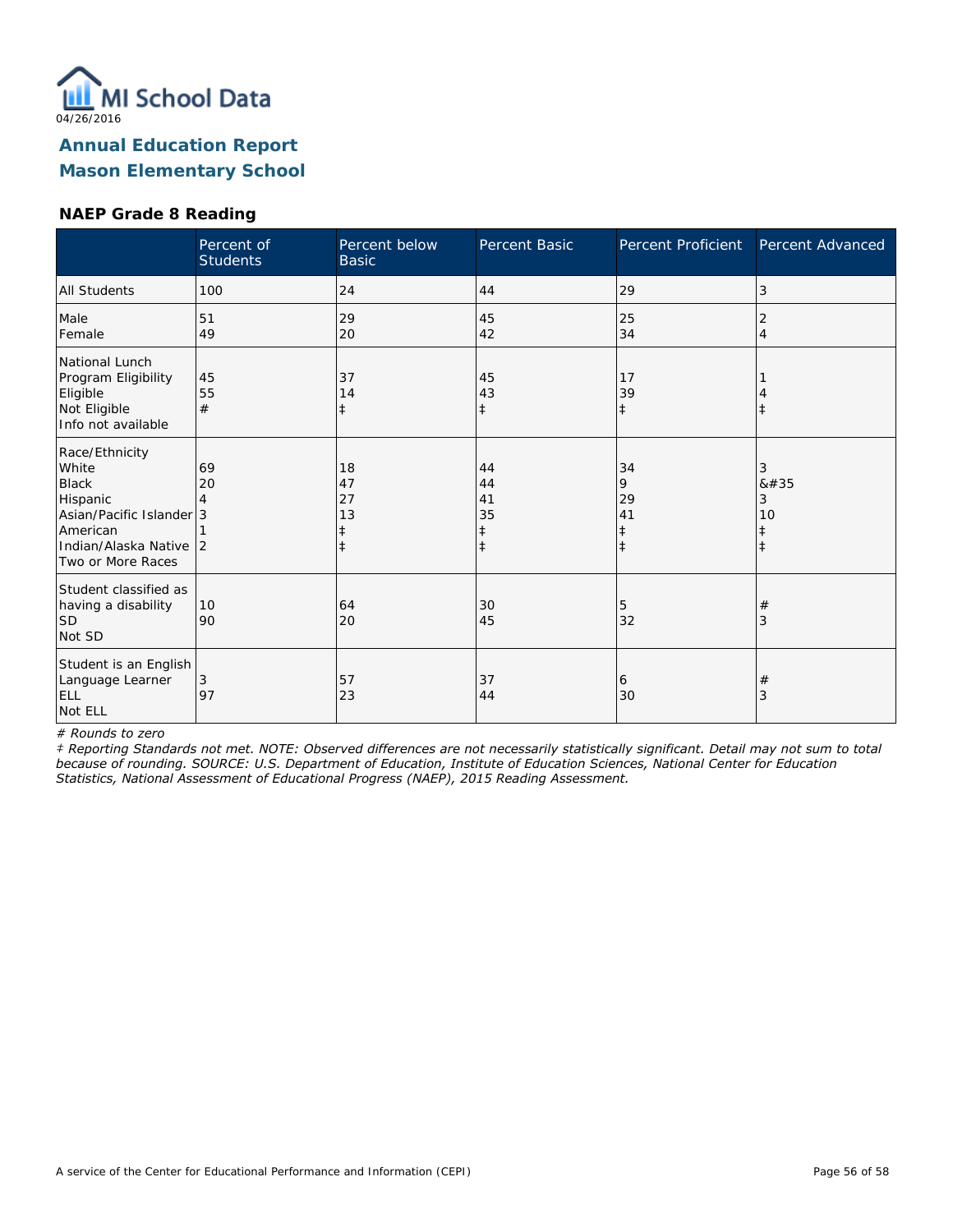MI School Data
04/26/2016

# Annual Education Report
# Mason Elementary School

### NAEP Grade 8 Reading

| | Percent of Students | Percent below Basic | Percent Basic | Percent Proficient | Percent Advanced |
|---|---|---|---|---|---|
| All Students | 100 | 24 | 44 | 29 | 3 |
| Male | 51 | 29 | 45 | 25 | 2 |
| Female | 49 | 20 | 42 | 34 | 4 |
| National Lunch Program Eligibility | | | | | |
| Eligible | 45 | 37 | 45 | 17 | 1 |
| Not Eligible | 55 | 14 | 43 | 39 | 4 |
| Info not available | # | ‡ | ‡ | ‡ | ‡ |
| Race/Ethnicity | | | | | |
| White | 69 | 18 | 44 | 34 | 3 |
| Black | 20 | 47 | 44 | 9 | &#35 |
| Hispanic | 4 | 27 | 41 | 29 | 3 |
| Asian/Pacific Islander | 3 | 13 | 35 | 41 | 10 |
| American Indian/Alaska Native | 1 | ‡ | ‡ | ‡ | ‡ |
| Two or More Races | 2 | ‡ | ‡ | ‡ | ‡ |
| Student classified as having a disability | | | | | |
| SD | 10 | 64 | 30 | 5 | # |
| Not SD | 90 | 20 | 45 | 32 | 3 |
| Student is an English Language Learner | | | | | |
| ELL | 3 | 57 | 37 | 6 | # |
| Not ELL | 97 | 23 | 44 | 30 | 3 |

*# Rounds to zero*

*‡ Reporting Standards not met. NOTE: Observed differences are not necessarily statistically significant. Detail may not sum to total because of rounding. SOURCE: U.S. Department of Education, Institute of Education Sciences, National Center for Education Statistics, National Assessment of Educational Progress (NAEP), 2015 Reading Assessment.*

A service of the Center for Educational Performance and Information (CEPI)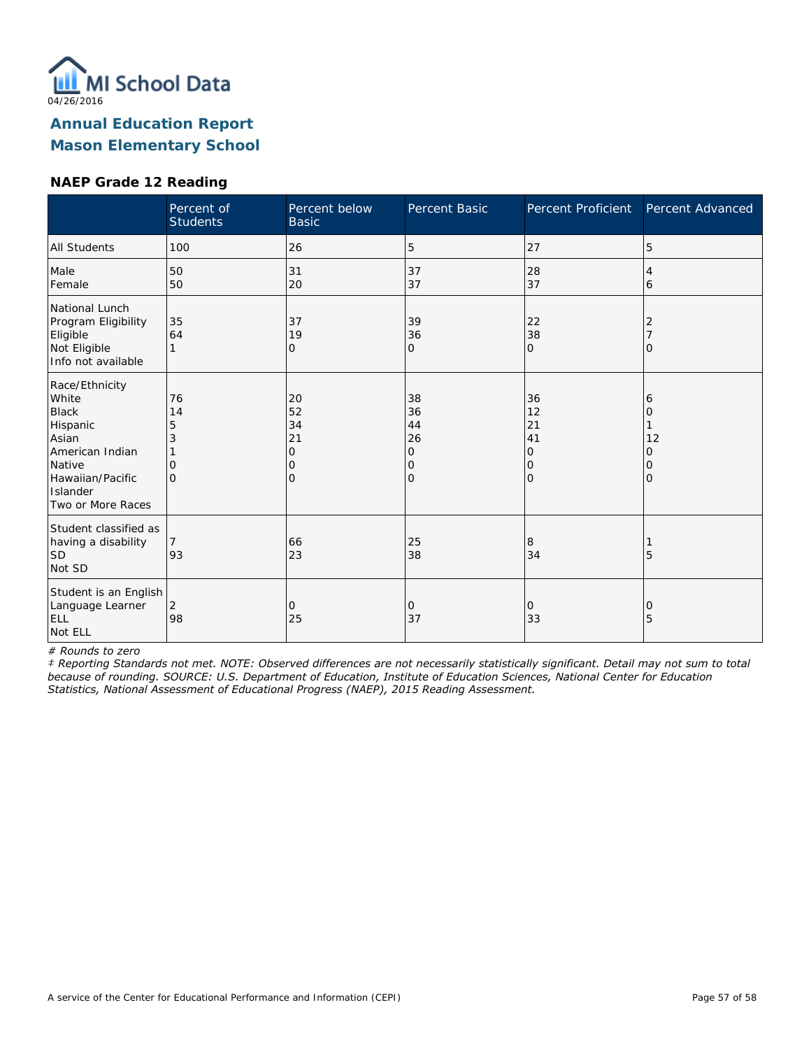MI School Data

04/26/2016

# Annual Education Report
# Mason Elementary School

### NAEP Grade 12 Reading

| | Percent of Students | Percent below Basic | Percent Basic | Percent Proficient | Percent Advanced |
|---|---|---|---|---|---|
| All Students | 100 | 26 | 5 | 27 | 5 |
| Male<br>Female | 50<br>50 | 31<br>20 | 37<br>37 | 28<br>37 | 4<br>6 |
| National Lunch Program Eligibility<br>Eligible<br>Not Eligible<br>Info not available | 35<br>64<br>1 | 37<br>19<br>0 | 39<br>36<br>0 | 22<br>38<br>0 | 2<br>7<br>0 |
| Race/Ethnicity<br>White<br>Black<br>Hispanic<br>Asian<br>American Indian<br>Native Hawaiian/Pacific Islander<br>Two or More Races | 76<br>14<br>5<br>3<br>1<br>0<br>0 | 20<br>52<br>34<br>21<br>0<br>0<br>0 | 38<br>36<br>44<br>26<br>0<br>0<br>0 | 36<br>12<br>21<br>41<br>0<br>0<br>0 | 6<br>0<br>1<br>12<br>0<br>0<br>0 |
| Student classified as having a disability<br>SD<br>Not SD | 7<br>93 | 66<br>23 | 25<br>38 | 8<br>34 | 1<br>5 |
| Student is an English Language Learner<br>ELL<br>Not ELL | 2<br>98 | 0<br>25 | 0<br>37 | 0<br>33 | 0<br>5 |

*# Rounds to zero*

*‡ Reporting Standards not met. NOTE: Observed differences are not necessarily statistically significant. Detail may not sum to total because of rounding. SOURCE: U.S. Department of Education, Institute of Education Sciences, National Center for Education Statistics, National Assessment of Educational Progress (NAEP), 2015 Reading Assessment.*

A service of the Center for Educational Performance and Information (CEPI)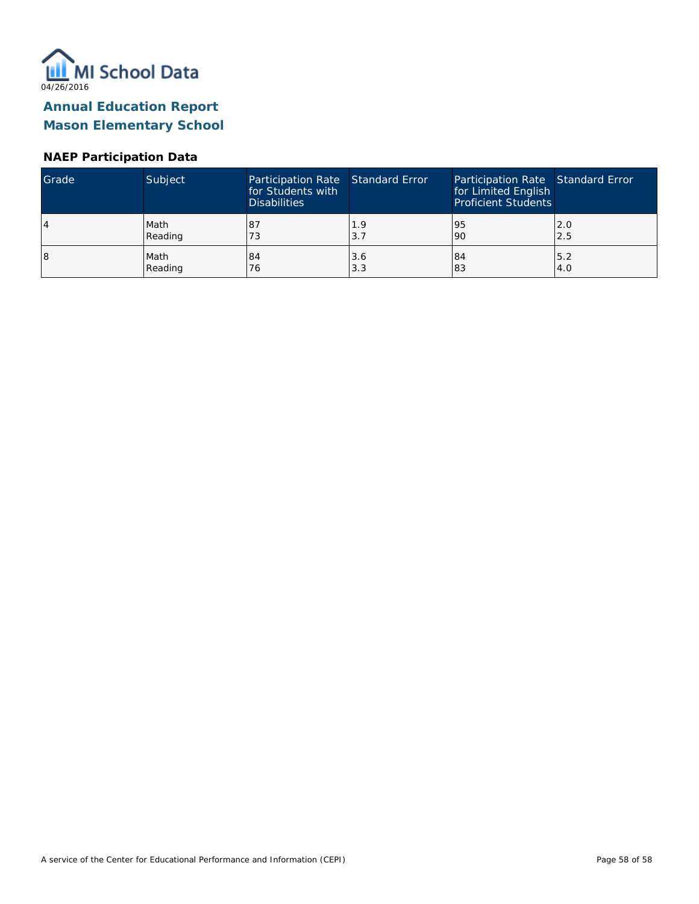MI School Data

04/26/2016

# Annual Education Report
# Mason Elementary School

### NAEP Participation Data

| Grade | Subject | Participation Rate for Students with Disabilities | Standard Error | Participation Rate for Limited English Proficient Students | Standard Error |
|---|---|---|---|---|---|
| 4 | Math | 87 | 1.9 | 95 | 2.0 |
| | Reading | 73 | 3.7 | 90 | 2.5 |
| 8 | Math | 84 | 3.6 | 84 | 5.2 |
| | Reading | 76 | 3.3 | 83 | 4.0 |

A service of the Center for Educational Performance and Information (CEPI)